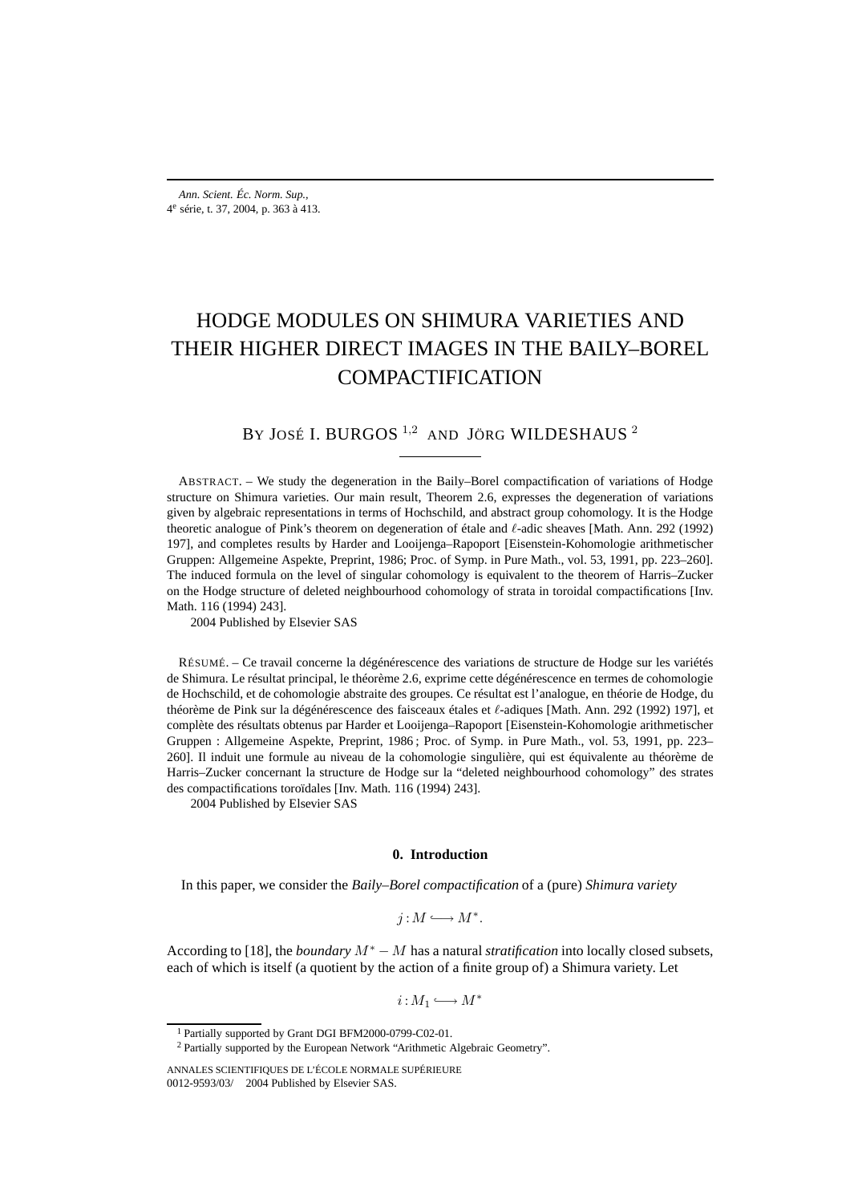# HODGE MODULES ON SHIMURA VARIETIES AND THEIR HIGHER DIRECT IMAGES IN THE BAILY–BOREL COMPACTIFICATION

BY JOSÉ I. BURGOS [1,2] AND JÖRG WILDESHAUS [2]

ABSTRACT. – We study the degeneration in the Baily–Borel compactification of variations of Hodge structure on Shimura varieties. Our main result, Theorem 2.6, expresses the degeneration of variations given by algebraic representations in terms of Hochschild, and abstract group cohomology. It is the Hodge theoretic analogue of Pink's theorem on degeneration of étale and $\ell$-adic sheaves [Math. Ann. 292 (1992) 197], and completes results by Harder and Looijenga–Rapoport [Eisenstein-Kohomologie arithmetischer Gruppen: Allgemeine Aspekte, Preprint, 1986; Proc. of Symp. in Pure Math., vol. 53, 1991, pp. 223–260]. The induced formula on the level of singular cohomology is equivalent to the theorem of Harris–Zucker on the Hodge structure of deleted neighbourhood cohomology of strata in toroidal compactifications [Inv. Math. 116 (1994) 243].

2004 Published by Elsevier SAS

RÉSUMÉ. – Ce travail concerne la dégénérescence des variations de structure de Hodge sur les variétés de Shimura. Le résultat principal, le théorème 2.6, exprime cette dégénérescence en termes de cohomologie de Hochschild, et de cohomologie abstraite des groupes. Ce résultat est l'analogue, en théorie de Hodge, du théorème de Pink sur la dégénérescence des faisceaux étales et $\ell$-adiques [Math. Ann. 292 (1992) 197], et complète des résultats obtenus par Harder et Looijenga–Rapoport [Eisenstein-Kohomologie arithmetischer Gruppen : Allgemeine Aspekte, Preprint, 1986 ; Proc. of Symp. in Pure Math., vol. 53, 1991, pp. 223–260]. Il induit une formule au niveau de la cohomologie singulière, qui est équivalente au théorème de Harris–Zucker concernant la structure de Hodge sur la "deleted neighbourhood cohomology" des strates des compactifications toroïdales [Inv. Math. 116 (1994) 243].

2004 Published by Elsevier SAS

## 0. Introduction

In this paper, we consider the *Baily–Borel compactification* of a (pure) *Shimura variety*

$$j : M \hookrightarrow M^*.$$

According to [18], the *boundary* $M^* - M$ has a natural *stratification* into locally closed subsets, each of which is itself (a quotient by the action of a finite group of) a Shimura variety. Let

$$i : M_1 \hookrightarrow M^*$$

[1] Partially supported by Grant DGI BFM2000-0799-C02-01.

[2] Partially supported by the European Network "Arithmetic Algebraic Geometry".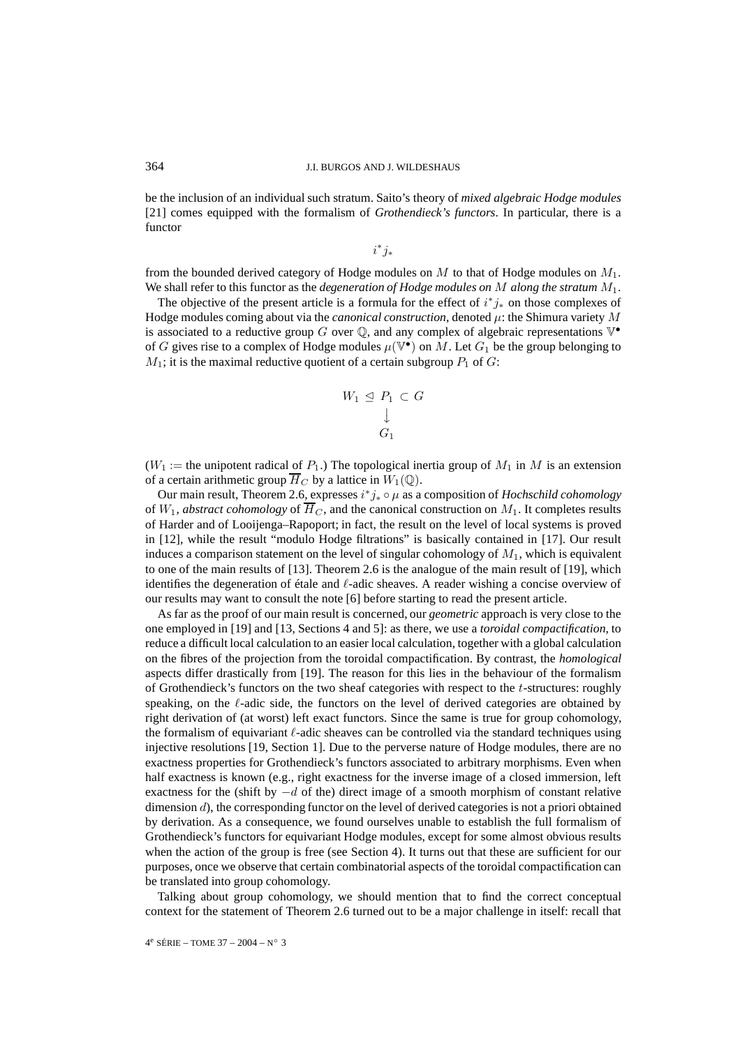be the inclusion of an individual such stratum. Saito's theory of *mixed algebraic Hodge modules* [21] comes equipped with the formalism of *Grothendieck's functors*. In particular, there is a functor

$$i^*j_*$$

from the bounded derived category of Hodge modules on $M$ to that of Hodge modules on $M_1$. We shall refer to this functor as the *degeneration of Hodge modules on $M$ along the stratum $M_1$*.

The objective of the present article is a formula for the effect of $i^*j_*$ on those complexes of Hodge modules coming about via the *canonical construction*, denoted $\mu$: the Shimura variety $M$ is associated to a reductive group $G$ over $\mathbb{Q}$, and any complex of algebraic representations $\mathbb{V}^\bullet$ of $G$ gives rise to a complex of Hodge modules $\mu(\mathbb{V}^\bullet)$ on $M$. Let $G_1$ be the group belonging to $M_1$; it is the maximal reductive quotient of a certain subgroup $P_1$ of $G$:

$$\begin{array}{ccccc} W_1 & \trianglelefteq & P_1 & \subset & G \\ & & \downarrow & & \\ & & G_1 & & \end{array}$$

($W_1 :=$ the unipotent radical of $P_1$.) The topological inertia group of $M_1$ in $M$ is an extension of a certain arithmetic group $\overline{H}_C$ by a lattice in $W_1(\mathbb{Q})$.

Our main result, Theorem 2.6, expresses $i^*j_* \circ \mu$ as a composition of *Hochschild cohomology* of $W_1$, *abstract cohomology* of $\overline{H}_C$, and the canonical construction on $M_1$. It completes results of Harder and of Looijenga–Rapoport; in fact, the result on the level of local systems is proved in [12], while the result "modulo Hodge filtrations" is basically contained in [17]. Our result induces a comparison statement on the level of singular cohomology of $M_1$, which is equivalent to one of the main results of [13]. Theorem 2.6 is the analogue of the main result of [19], which identifies the degeneration of étale and $\ell$-adic sheaves. A reader wishing a concise overview of our results may want to consult the note [6] before starting to read the present article.

As far as the proof of our main result is concerned, our *geometric* approach is very close to the one employed in [19] and [13, Sections 4 and 5]: as there, we use a *toroidal compactification*, to reduce a difficult local calculation to an easier local calculation, together with a global calculation on the fibres of the projection from the toroidal compactification. By contrast, the *homological* aspects differ drastically from [19]. The reason for this lies in the behaviour of the formalism of Grothendieck's functors on the two sheaf categories with respect to the $t$-structures: roughly speaking, on the $\ell$-adic side, the functors on the level of derived categories are obtained by right derivation of (at worst) left exact functors. Since the same is true for group cohomology, the formalism of equivariant $\ell$-adic sheaves can be controlled via the standard techniques using injective resolutions [19, Section 1]. Due to the perverse nature of Hodge modules, there are no exactness properties for Grothendieck's functors associated to arbitrary morphisms. Even when half exactness is known (e.g., right exactness for the inverse image of a closed immersion, left exactness for the (shift by $-d$ of the) direct image of a smooth morphism of constant relative dimension $d$), the corresponding functor on the level of derived categories is not a priori obtained by derivation. As a consequence, we found ourselves unable to establish the full formalism of Grothendieck's functors for equivariant Hodge modules, except for some almost obvious results when the action of the group is free (see Section 4). It turns out that these are sufficient for our purposes, once we observe that certain combinatorial aspects of the toroidal compactification can be translated into group cohomology.

Talking about group cohomology, we should mention that to find the correct conceptual context for the statement of Theorem 2.6 turned out to be a major challenge in itself: recall that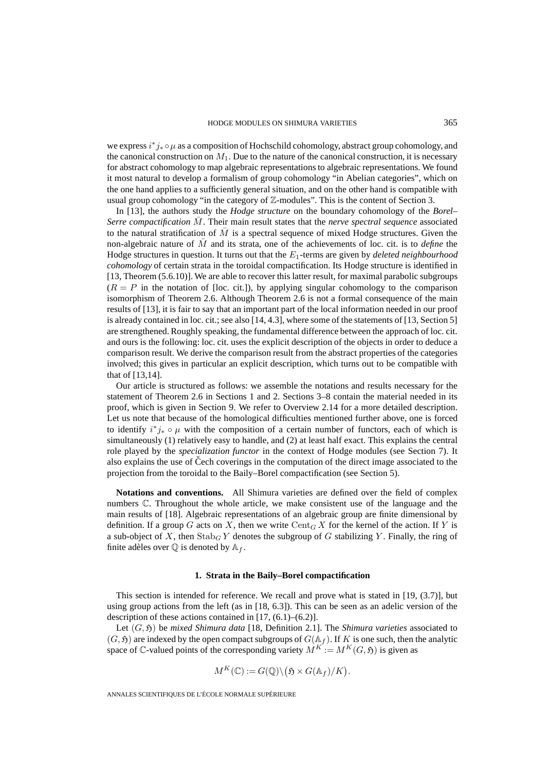we express $i^* j_* \circ \mu$ as a composition of Hochschild cohomology, abstract group cohomology, and the canonical construction on $M_1$. Due to the nature of the canonical construction, it is necessary for abstract cohomology to map algebraic representations to algebraic representations. We found it most natural to develop a formalism of group cohomology "in Abelian categories", which on the one hand applies to a sufficiently general situation, and on the other hand is compatible with usual group cohomology "in the category of $\mathbb{Z}$-modules". This is the content of Section 3.

In [13], the authors study the *Hodge structure* on the boundary cohomology of the *Borel–Serre compactification* $\bar{M}$. Their main result states that the *nerve spectral sequence* associated to the natural stratification of $\bar{M}$ is a spectral sequence of mixed Hodge structures. Given the non-algebraic nature of $\bar{M}$ and its strata, one of the achievements of loc. cit. is to *define* the Hodge structures in question. It turns out that the $E_1$-terms are given by *deleted neighbourhood cohomology* of certain strata in the toroidal compactification. Its Hodge structure is identified in [13, Theorem (5.6.10)]. We are able to recover this latter result, for maximal parabolic subgroups ($R = P$ in the notation of [loc. cit.]), by applying singular cohomology to the comparison isomorphism of Theorem 2.6. Although Theorem 2.6 is not a formal consequence of the main results of [13], it is fair to say that an important part of the local information needed in our proof is already contained in loc. cit.; see also [14, 4.3], where some of the statements of [13, Section 5] are strengthened. Roughly speaking, the fundamental difference between the approach of loc. cit. and ours is the following: loc. cit. uses the explicit description of the objects in order to deduce a comparison result. We derive the comparison result from the abstract properties of the categories involved; this gives in particular an explicit description, which turns out to be compatible with that of [13,14].

Our article is structured as follows: we assemble the notations and results necessary for the statement of Theorem 2.6 in Sections 1 and 2. Sections 3–8 contain the material needed in its proof, which is given in Section 9. We refer to Overview 2.14 for a more detailed description. Let us note that because of the homological difficulties mentioned further above, one is forced to identify $i^* j_* \circ \mu$ with the composition of a certain number of functors, each of which is simultaneously (1) relatively easy to handle, and (2) at least half exact. This explains the central role played by the *specialization functor* in the context of Hodge modules (see Section 7). It also explains the use of Čech coverings in the computation of the direct image associated to the projection from the toroidal to the Baily–Borel compactification (see Section 5).

**Notations and conventions.** All Shimura varieties are defined over the field of complex numbers $\mathbb{C}$. Throughout the whole article, we make consistent use of the language and the main results of [18]. Algebraic representations of an algebraic group are finite dimensional by definition. If a group $G$ acts on $X$, then we write $\mathrm{Cent}_G X$ for the kernel of the action. If $Y$ is a sub-object of $X$, then $\mathrm{Stab}_G Y$ denotes the subgroup of $G$ stabilizing $Y$. Finally, the ring of finite adèles over $\mathbb{Q}$ is denoted by $\mathbb{A}_f$.

## 1. Strata in the Baily–Borel compactification

This section is intended for reference. We recall and prove what is stated in [19, (3.7)], but using group actions from the left (as in [18, 6.3]). This can be seen as an adelic version of the description of these actions contained in [17, (6.1)–(6.2)].

Let $(G, \mathfrak{H})$ be *mixed Shimura data* [18, Definition 2.1]. The *Shimura varieties* associated to $(G, \mathfrak{H})$ are indexed by the open compact subgroups of $G(\mathbb{A}_f)$. If $K$ is one such, then the analytic space of $\mathbb{C}$-valued points of the corresponding variety $M^K := M^K(G, \mathfrak{H})$ is given as

$$M^K(\mathbb{C}) := G(\mathbb{Q}) \backslash \big(\mathfrak{H} \times G(\mathbb{A}_f)/K\big).$$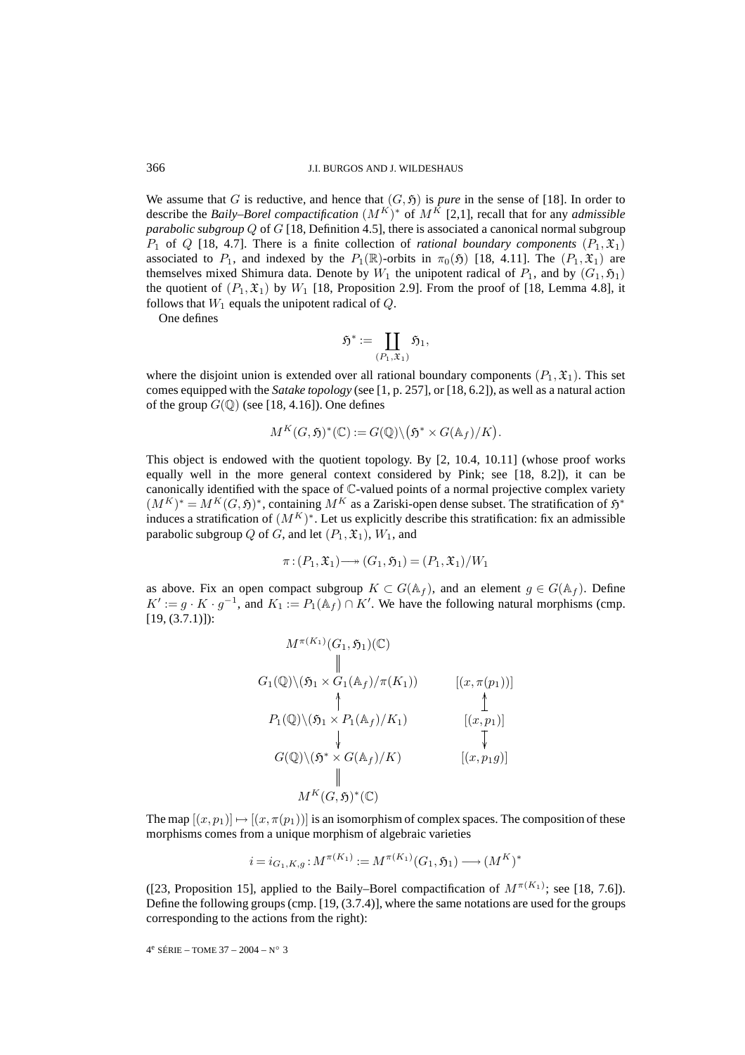We assume that $G$ is reductive, and hence that $(G, \mathfrak{H})$ is *pure* in the sense of [18]. In order to describe the *Baily–Borel compactification* $(M^K)^*$ of $M^K$ [2,1], recall that for any *admissible parabolic subgroup* $Q$ of $G$ [18, Definition 4.5], there is associated a canonical normal subgroup $P_1$ of $Q$ [18, 4.7]. There is a finite collection of *rational boundary components* $(P_1, \mathfrak{X}_1)$ associated to $P_1$, and indexed by the $P_1(\mathbb{R})$-orbits in $\pi_0(\mathfrak{H})$ [18, 4.11]. The $(P_1, \mathfrak{X}_1)$ are themselves mixed Shimura data. Denote by $W_1$ the unipotent radical of $P_1$, and by $(G_1, \mathfrak{H}_1)$ the quotient of $(P_1, \mathfrak{X}_1)$ by $W_1$ [18, Proposition 2.9]. From the proof of [18, Lemma 4.8], it follows that $W_1$ equals the unipotent radical of $Q$.

One defines

$$\mathfrak{H}^* := \coprod_{(P_1, \mathfrak{X}_1)} \mathfrak{H}_1,$$

where the disjoint union is extended over all rational boundary components $(P_1, \mathfrak{X}_1)$. This set comes equipped with the *Satake topology* (see [1, p. 257], or [18, 6.2]), as well as a natural action of the group $G(\mathbb{Q})$ (see [18, 4.16]). One defines

$$M^K(G, \mathfrak{H})^*(\mathbb{C}) := G(\mathbb{Q}) \backslash \big(\mathfrak{H}^* \times G(\mathbb{A}_f)/K\big).$$

This object is endowed with the quotient topology. By [2, 10.4, 10.11] (whose proof works equally well in the more general context considered by Pink; see [18, 8.2]), it can be canonically identified with the space of $\mathbb{C}$-valued points of a normal projective complex variety $(M^K)^* = M^K(G, \mathfrak{H})^*$, containing $M^K$ as a Zariski-open dense subset. The stratification of $\mathfrak{H}^*$ induces a stratification of $(M^K)^*$. Let us explicitly describe this stratification: fix an admissible parabolic subgroup $Q$ of $G$, and let $(P_1, \mathfrak{X}_1)$, $W_1$, and

$$\pi : (P_1, \mathfrak{X}_1) \twoheadrightarrow (G_1, \mathfrak{H}_1) = (P_1, \mathfrak{X}_1)/W_1$$

as above. Fix an open compact subgroup $K \subset G(\mathbb{A}_f)$, and an element $g \in G(\mathbb{A}_f)$. Define $K' := g \cdot K \cdot g^{-1}$, and $K_1 := P_1(\mathbb{A}_f) \cap K'$. We have the following natural morphisms (cmp. [19, (3.7.1)]):

$$\begin{array}{ccc}
M^{\pi(K_1)}(G_1, \mathfrak{H}_1)(\mathbb{C}) & & \\
\| & & \\
G_1(\mathbb{Q}) \backslash (\mathfrak{H}_1 \times G_1(\mathbb{A}_f)/\pi(K_1)) & & [(x, \pi(p_1))] \\
\uparrow & & \uparrow \\
P_1(\mathbb{Q}) \backslash (\mathfrak{H}_1 \times P_1(\mathbb{A}_f)/K_1) & & [(x, p_1)] \\
\downarrow & & \downarrow \\
G(\mathbb{Q}) \backslash (\mathfrak{H}^* \times G(\mathbb{A}_f)/K) & & [(x, p_1 g)] \\
\| & & \\
M^K(G, \mathfrak{H})^*(\mathbb{C}) & &
\end{array}$$

The map $[(x, p_1)] \mapsto [(x, \pi(p_1))]$ is an isomorphism of complex spaces. The composition of these morphisms comes from a unique morphism of algebraic varieties

$$i = i_{G_1, K, g} : M^{\pi(K_1)} := M^{\pi(K_1)}(G_1, \mathfrak{H}_1) \longrightarrow (M^K)^*$$

([23, Proposition 15], applied to the Baily–Borel compactification of $M^{\pi(K_1)}$; see [18, 7.6]). Define the following groups (cmp. [19, (3.7.4)], where the same notations are used for the groups corresponding to the actions from the right):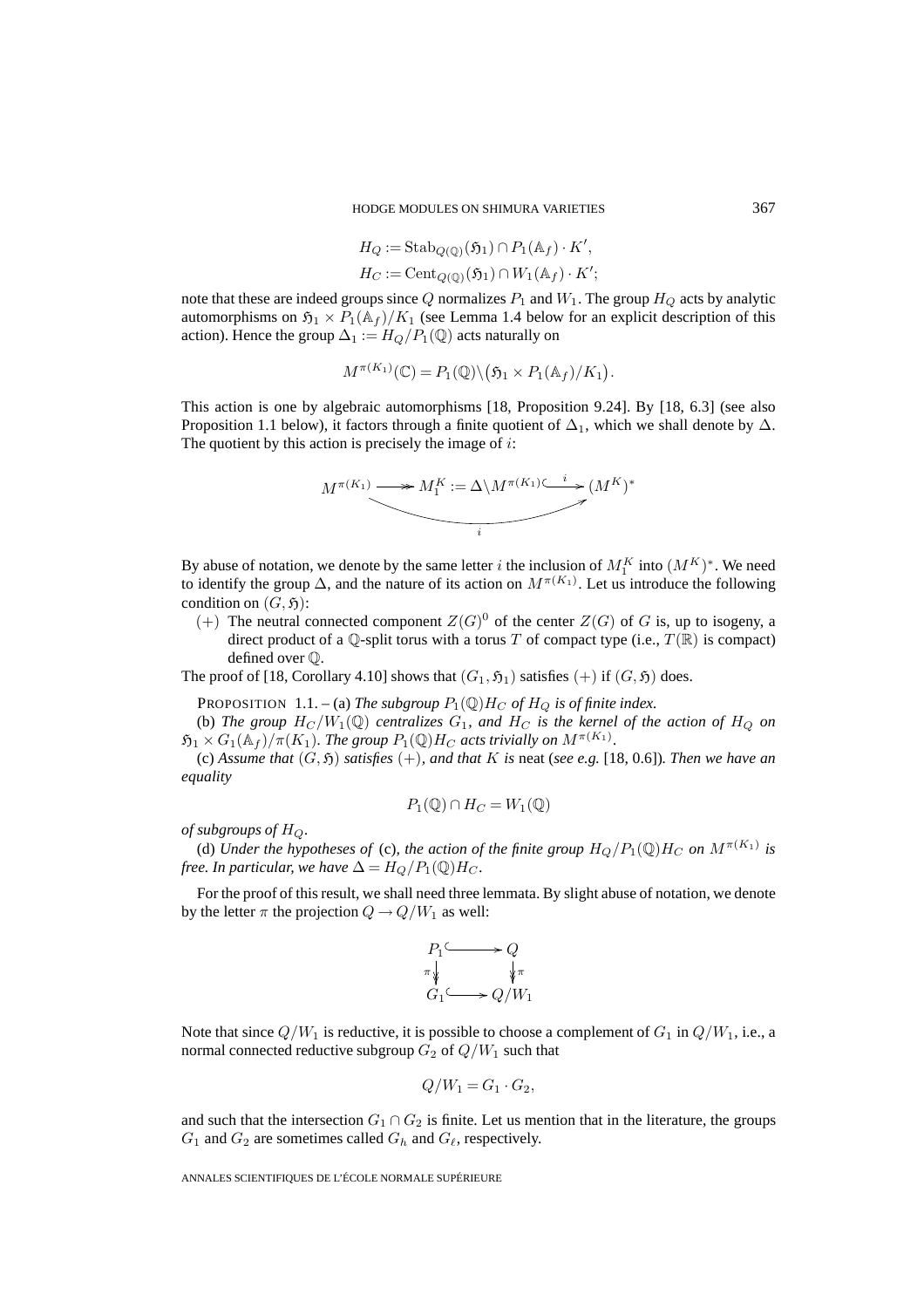$$H_Q := \mathrm{Stab}_{Q(\mathbb{Q})}(\mathfrak{H}_1) \cap P_1(\mathbb{A}_f) \cdot K',$$
$$H_C := \mathrm{Cent}_{Q(\mathbb{Q})}(\mathfrak{H}_1) \cap W_1(\mathbb{A}_f) \cdot K';$$

note that these are indeed groups since $Q$ normalizes $P_1$ and $W_1$. The group $H_Q$ acts by analytic automorphisms on $\mathfrak{H}_1 \times P_1(\mathbb{A}_f)/K_1$ (see Lemma 1.4 below for an explicit description of this action). Hence the group $\Delta_1 := H_Q/P_1(\mathbb{Q})$ acts naturally on

$$M^{\pi(K_1)}(\mathbb{C}) = P_1(\mathbb{Q})\backslash\big(\mathfrak{H}_1 \times P_1(\mathbb{A}_f)/K_1\big).$$

This action is one by algebraic automorphisms [18, Proposition 9.24]. By [18, 6.3] (see also Proposition 1.1 below), it factors through a finite quotient of $\Delta_1$, which we shall denote by $\Delta$. The quotient by this action is precisely the image of $i$:

$$M^{\pi(K_1)} \twoheadrightarrow M_1^K := \Delta\backslash M^{\pi(K_1)} \overset{i}{\hookrightarrow} (M^K)^*$$

(with the composite $M^{\pi(K_1)} \to (M^K)^*$ also denoted $i$).

By abuse of notation, we denote by the same letter $i$ the inclusion of $M_1^K$ into $(M^K)^*$. We need to identify the group $\Delta$, and the nature of its action on $M^{\pi(K_1)}$. Let us introduce the following condition on $(G,\mathfrak{H})$:

$(+)$ The neutral connected component $Z(G)^0$ of the center $Z(G)$ of $G$ is, up to isogeny, a direct product of a $\mathbb{Q}$-split torus with a torus $T$ of compact type (i.e., $T(\mathbb{R})$ is compact) defined over $\mathbb{Q}$.

The proof of [18, Corollary 4.10] shows that $(G_1,\mathfrak{H}_1)$ satisfies $(+)$ if $(G,\mathfrak{H})$ does.

PROPOSITION 1.1. – (a) *The subgroup $P_1(\mathbb{Q})H_C$ of $H_Q$ is of finite index.*

(b) *The group $H_C/W_1(\mathbb{Q})$ centralizes $G_1$, and $H_C$ is the kernel of the action of $H_Q$ on $\mathfrak{H}_1 \times G_1(\mathbb{A}_f)/\pi(K_1)$. The group $P_1(\mathbb{Q})H_C$ acts trivially on $M^{\pi(K_1)}$.*

(c) *Assume that $(G,\mathfrak{H})$ satisfies $(+)$, and that $K$ is* neat *(see e.g. [18, 0.6]). Then we have an equality*

$$P_1(\mathbb{Q}) \cap H_C = W_1(\mathbb{Q})$$

*of subgroups of $H_Q$.*

(d) *Under the hypotheses of* (c)*, the action of the finite group $H_Q/P_1(\mathbb{Q})H_C$ on $M^{\pi(K_1)}$ is free. In particular, we have $\Delta = H_Q/P_1(\mathbb{Q})H_C$.*

For the proof of this result, we shall need three lemmata. By slight abuse of notation, we denote by the letter $\pi$ the projection $Q \to Q/W_1$ as well:

$$\begin{array}{ccc} P_1 & \hookrightarrow & Q \\ \pi \downarrow & & \downarrow \pi \\ G_1 & \hookrightarrow & Q/W_1 \end{array}$$

Note that since $Q/W_1$ is reductive, it is possible to choose a complement of $G_1$ in $Q/W_1$, i.e., a normal connected reductive subgroup $G_2$ of $Q/W_1$ such that

$$Q/W_1 = G_1 \cdot G_2,$$

and such that the intersection $G_1 \cap G_2$ is finite. Let us mention that in the literature, the groups $G_1$ and $G_2$ are sometimes called $G_h$ and $G_\ell$, respectively.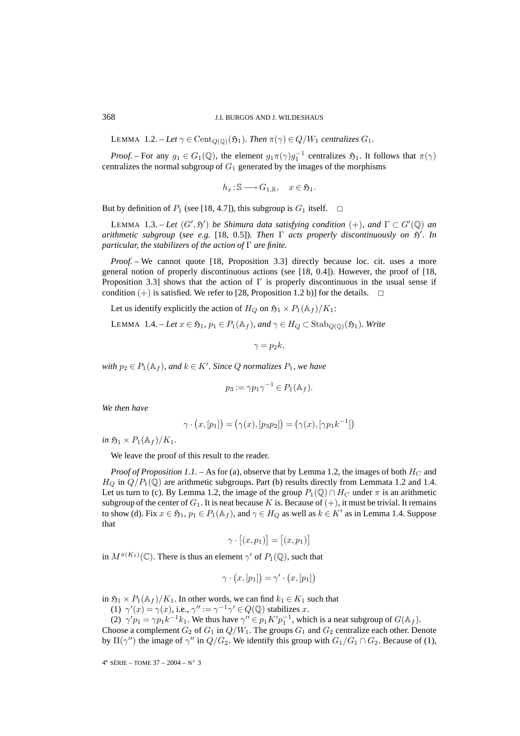LEMMA 1.2. – *Let $\gamma \in \mathrm{Cent}_{Q(\mathbb{Q})}(\mathfrak{H}_1)$. Then $\pi(\gamma) \in Q/W_1$ centralizes $G_1$.*

*Proof.* – For any $g_1 \in G_1(\mathbb{Q})$, the element $g_1 \pi(\gamma) g_1^{-1}$ centralizes $\mathfrak{H}_1$. It follows that $\pi(\gamma)$ centralizes the normal subgroup of $G_1$ generated by the images of the morphisms

$$h_x : \mathbb{S} \longrightarrow G_{1,\mathbb{R}}, \quad x \in \mathfrak{H}_1.$$

But by definition of $P_1$ (see [18, 4.7]), this subgroup is $G_1$ itself. $\square$

LEMMA 1.3. – *Let $(G', \mathfrak{H}')$ be Shimura data satisfying condition $(+)$, and $\Gamma \subset G'(\mathbb{Q})$ an arithmetic subgroup (see e.g.* [18, 0.5]*). Then $\Gamma$ acts properly discontinuously on $\mathfrak{H}'$. In particular, the stabilizers of the action of $\Gamma$ are finite.*

*Proof.* – We cannot quote [18, Proposition 3.3] directly because loc. cit. uses a more general notion of properly discontinuous actions (see [18, 0.4]). However, the proof of [18, Proposition 3.3] shows that the action of $\Gamma$ is properly discontinuous in the usual sense if condition $(+)$ is satisfied. We refer to [28, Proposition 1.2 b)] for the details. $\square$

Let us identify explicitly the action of $H_Q$ on $\mathfrak{H}_1 \times P_1(\mathbb{A}_f)/K_1$:

LEMMA 1.4. – *Let $x \in \mathfrak{H}_1$, $p_1 \in P_1(\mathbb{A}_f)$, and $\gamma \in H_Q \subset \mathrm{Stab}_{Q(\mathbb{Q})}(\mathfrak{H}_1)$. Write*

$$\gamma = p_2 k,$$

*with $p_2 \in P_1(\mathbb{A}_f)$, and $k \in K'$. Since $Q$ normalizes $P_1$, we have*

$$p_3 := \gamma p_1 \gamma^{-1} \in P_1(\mathbb{A}_f).$$

*We then have*

$$\gamma \cdot \bigl(x, [p_1]\bigr) = \bigl(\gamma(x), [p_3 p_2]\bigr) = \bigl(\gamma(x), [\gamma p_1 k^{-1}]\bigr)$$

*in $\mathfrak{H}_1 \times P_1(\mathbb{A}_f)/K_1$.*

We leave the proof of this result to the reader.

*Proof of Proposition 1.1.* – As for (a), observe that by Lemma 1.2, the images of both $H_C$ and $H_Q$ in $Q/P_1(\mathbb{Q})$ are arithmetic subgroups. Part (b) results directly from Lemmata 1.2 and 1.4. Let us turn to (c). By Lemma 1.2, the image of the group $P_1(\mathbb{Q}) \cap H_C$ under $\pi$ is an arithmetic subgroup of the center of $G_1$. It is neat because $K$ is. Because of $(+)$, it must be trivial. It remains to show (d). Fix $x \in \mathfrak{H}_1$, $p_1 \in P_1(\mathbb{A}_f)$, and $\gamma \in H_Q$ as well as $k \in K'$ as in Lemma 1.4. Suppose that

$$\gamma \cdot \bigl[(x, p_1)\bigr] = \bigl[(x, p_1)\bigr]$$

in $M^{\pi(K_1)}(\mathbb{C})$. There is thus an element $\gamma'$ of $P_1(\mathbb{Q})$, such that

$$\gamma \cdot \bigl(x, [p_1]\bigr) = \gamma' \cdot \bigl(x, [p_1]\bigr)$$

in $\mathfrak{H}_1 \times P_1(\mathbb{A}_f)/K_1$. In other words, we can find $k_1 \in K_1$ such that

(1) $\gamma'(x) = \gamma(x)$, i.e., $\gamma'' := \gamma^{-1}\gamma' \in Q(\mathbb{Q})$ stabilizes $x$.

(2) $\gamma' p_1 = \gamma p_1 k^{-1} k_1$. We thus have $\gamma'' \in p_1 K' p_1^{-1}$, which is a neat subgroup of $G(\mathbb{A}_f)$.

Choose a complement $G_2$ of $G_1$ in $Q/W_1$. The groups $G_1$ and $G_2$ centralize each other. Denote by $\Pi(\gamma'')$ the image of $\gamma''$ in $Q/G_2$. We identify this group with $G_1/G_1 \cap G_2$. Because of (1),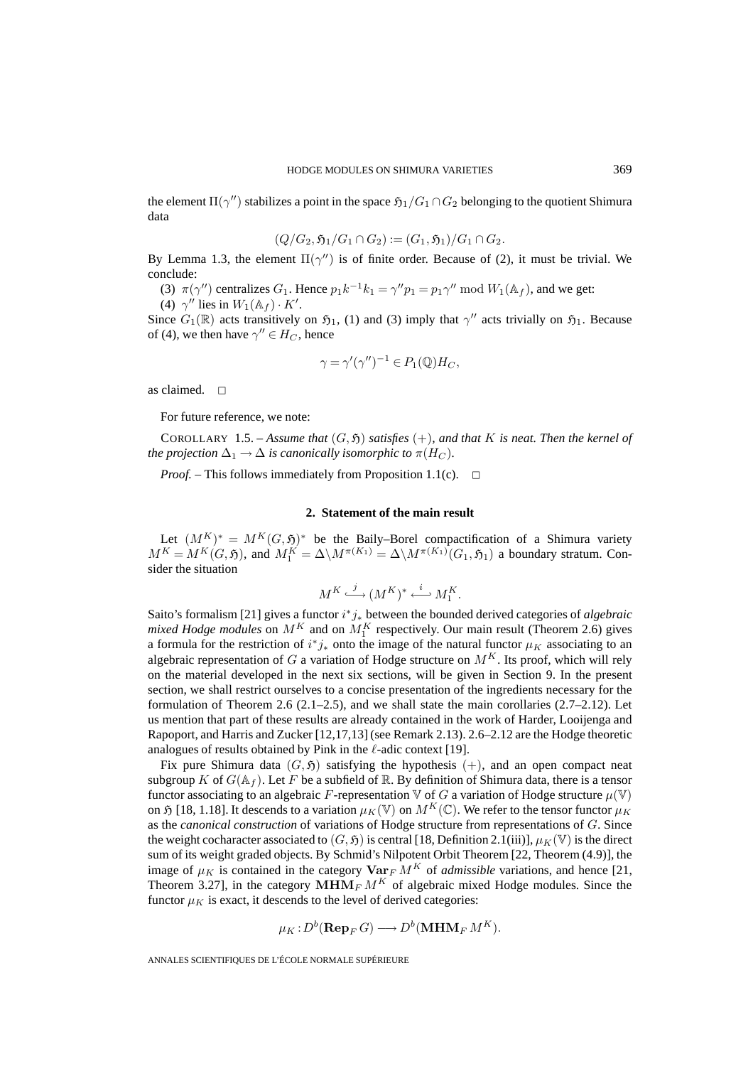the element $\Pi(\gamma'')$ stabilizes a point in the space $\mathfrak{H}_1/G_1 \cap G_2$ belonging to the quotient Shimura data

$$(Q/G_2, \mathfrak{H}_1/G_1 \cap G_2) := (G_1, \mathfrak{H}_1)/G_1 \cap G_2.$$

By Lemma 1.3, the element $\Pi(\gamma'')$ is of finite order. Because of (2), it must be trivial. We conclude:

(3) $\pi(\gamma'')$ centralizes $G_1$. Hence $p_1 k^{-1} k_1 = \gamma'' p_1 = p_1 \gamma'' \bmod W_1(\mathbb{A}_f)$, and we get:

(4) $\gamma''$ lies in $W_1(\mathbb{A}_f) \cdot K'$.

Since $G_1(\mathbb{R})$ acts transitively on $\mathfrak{H}_1$, (1) and (3) imply that $\gamma''$ acts trivially on $\mathfrak{H}_1$. Because of (4), we then have $\gamma'' \in H_C$, hence

$$\gamma = \gamma'(\gamma'')^{-1} \in P_1(\mathbb{Q})H_C,$$

as claimed. $\square$

For future reference, we note:

COROLLARY 1.5. – *Assume that $(G, \mathfrak{H})$ satisfies $(+)$, and that $K$ is neat. Then the kernel of the projection $\Delta_1 \to \Delta$ is canonically isomorphic to $\pi(H_C)$.*

*Proof.* – This follows immediately from Proposition 1.1(c). $\square$

## 2. Statement of the main result

Let $(M^K)^* = M^K(G, \mathfrak{H})^*$ be the Baily–Borel compactification of a Shimura variety $M^K = M^K(G, \mathfrak{H})$, and $M_1^K = \Delta \backslash M^{\pi(K_1)} = \Delta \backslash M^{\pi(K_1)}(G_1, \mathfrak{H}_1)$ a boundary stratum. Consider the situation

$$M^K \overset{j}{\hookrightarrow} (M^K)^* \overset{i}{\hookleftarrow} M_1^K.$$

Saito's formalism [21] gives a functor $i^* j_*$ between the bounded derived categories of *algebraic mixed Hodge modules* on $M^K$ and on $M_1^K$ respectively. Our main result (Theorem 2.6) gives a formula for the restriction of $i^* j_*$ onto the image of the natural functor $\mu_K$ associating to an algebraic representation of $G$ a variation of Hodge structure on $M^K$. Its proof, which will rely on the material developed in the next six sections, will be given in Section 9. In the present section, we shall restrict ourselves to a concise presentation of the ingredients necessary for the formulation of Theorem 2.6 (2.1–2.5), and we shall state the main corollaries (2.7–2.12). Let us mention that part of these results are already contained in the work of Harder, Looijenga and Rapoport, and Harris and Zucker [12,17,13] (see Remark 2.13). 2.6–2.12 are the Hodge theoretic analogues of results obtained by Pink in the $\ell$-adic context [19].

Fix pure Shimura data $(G, \mathfrak{H})$ satisfying the hypothesis $(+)$, and an open compact neat subgroup $K$ of $G(\mathbb{A}_f)$. Let $F$ be a subfield of $\mathbb{R}$. By definition of Shimura data, there is a tensor functor associating to an algebraic $F$-representation $\mathbb{V}$ of $G$ a variation of Hodge structure $\mu(\mathbb{V})$ on $\mathfrak{H}$ [18, 1.18]. It descends to a variation $\mu_K(\mathbb{V})$ on $M^K(\mathbb{C})$. We refer to the tensor functor $\mu_K$ as the *canonical construction* of variations of Hodge structure from representations of $G$. Since the weight cocharacter associated to $(G, \mathfrak{H})$ is central [18, Definition 2.1(iii)], $\mu_K(\mathbb{V})$ is the direct sum of its weight graded objects. By Schmid's Nilpotent Orbit Theorem [22, Theorem (4.9)], the image of $\mu_K$ is contained in the category $\mathbf{Var}_F\, M^K$ of *admissible* variations, and hence [21, Theorem 3.27], in the category $\mathbf{MHM}_F\, M^K$ of algebraic mixed Hodge modules. Since the functor $\mu_K$ is exact, it descends to the level of derived categories:

$$\mu_K : D^b(\mathbf{Rep}_F\, G) \longrightarrow D^b(\mathbf{MHM}_F\, M^K).$$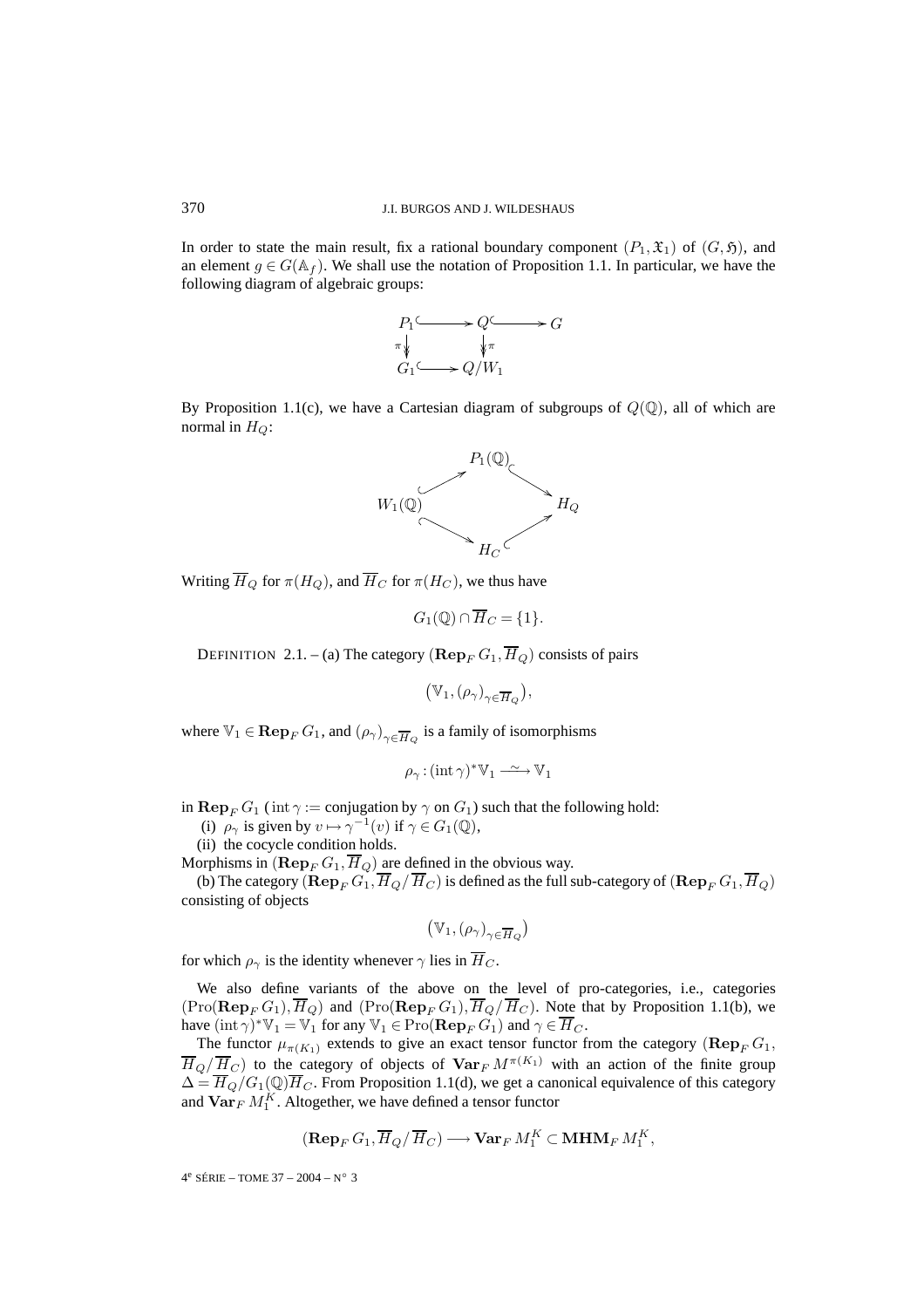In order to state the main result, fix a rational boundary component $(P_1, \mathfrak{X}_1)$ of $(G, \mathfrak{H})$, and an element $g \in G(\mathbb{A}_f)$. We shall use the notation of Proposition 1.1. In particular, we have the following diagram of algebraic groups:

$$\begin{array}{ccccc} P_1 & \hookrightarrow & Q & \hookrightarrow & G \\ {\scriptstyle\pi}\downarrow & & \downarrow{\scriptstyle\pi} & & \\ G_1 & \hookrightarrow & Q/W_1 & & \end{array}$$

By Proposition 1.1(c), we have a Cartesian diagram of subgroups of $Q(\mathbb{Q})$, all of which are normal in $H_Q$:

$$\begin{array}{ccccc} & & P_1(\mathbb{Q}) & & \\ & \nearrow & & \searrow & \\ W_1(\mathbb{Q}) & & & & H_Q \\ & \searrow & & \nearrow & \\ & & H_C & & \end{array}$$

Writing $\overline{H}_Q$ for $\pi(H_Q)$, and $\overline{H}_C$ for $\pi(H_C)$, we thus have

$$G_1(\mathbb{Q}) \cap \overline{H}_C = \{1\}.$$

DEFINITION 2.1. – (a) The category $(\mathbf{Rep}_F\, G_1, \overline{H}_Q)$ consists of pairs

$$\big(\mathbb{V}_1, (\rho_\gamma)_{\gamma \in \overline{H}_Q}\big),$$

where $\mathbb{V}_1 \in \mathbf{Rep}_F\, G_1$, and $(\rho_\gamma)_{\gamma \in \overline{H}_Q}$ is a family of isomorphisms

$$\rho_\gamma : (\operatorname{int} \gamma)^* \mathbb{V}_1 \xrightarrow{\sim} \mathbb{V}_1$$

in $\mathbf{Rep}_F\, G_1$ ($\operatorname{int} \gamma :=$ conjugation by $\gamma$ on $G_1$) such that the following hold:

(i) $\rho_\gamma$ is given by $v \mapsto \gamma^{-1}(v)$ if $\gamma \in G_1(\mathbb{Q})$,

(ii) the cocycle condition holds.

Morphisms in $(\mathbf{Rep}_F\, G_1, \overline{H}_Q)$ are defined in the obvious way.

(b) The category $(\mathbf{Rep}_F\, G_1, \overline{H}_Q / \overline{H}_C)$ is defined as the full sub-category of $(\mathbf{Rep}_F\, G_1, \overline{H}_Q)$ consisting of objects

$$\big(\mathbb{V}_1, (\rho_\gamma)_{\gamma \in \overline{H}_Q}\big)$$

for which $\rho_\gamma$ is the identity whenever $\gamma$ lies in $\overline{H}_C$.

We also define variants of the above on the level of pro-categories, i.e., categories $(\operatorname{Pro}(\mathbf{Rep}_F\, G_1), \overline{H}_Q)$ and $(\operatorname{Pro}(\mathbf{Rep}_F\, G_1), \overline{H}_Q / \overline{H}_C)$. Note that by Proposition 1.1(b), we have $(\operatorname{int} \gamma)^* \mathbb{V}_1 = \mathbb{V}_1$ for any $\mathbb{V}_1 \in \operatorname{Pro}(\mathbf{Rep}_F\, G_1)$ and $\gamma \in \overline{H}_C$.

The functor $\mu_{\pi(K_1)}$ extends to give an exact tensor functor from the category $(\mathbf{Rep}_F\, G_1, \overline{H}_Q / \overline{H}_C)$ to the category of objects of $\mathbf{Var}_F\, M^{\pi(K_1)}$ with an action of the finite group $\Delta = \overline{H}_Q / G_1(\mathbb{Q}) \overline{H}_C$. From Proposition 1.1(d), we get a canonical equivalence of this category and $\mathbf{Var}_F\, M_1^K$. Altogether, we have defined a tensor functor

$$(\mathbf{Rep}_F\, G_1, \overline{H}_Q / \overline{H}_C) \longrightarrow \mathbf{Var}_F\, M_1^K \subset \mathbf{MHM}_F\, M_1^K,$$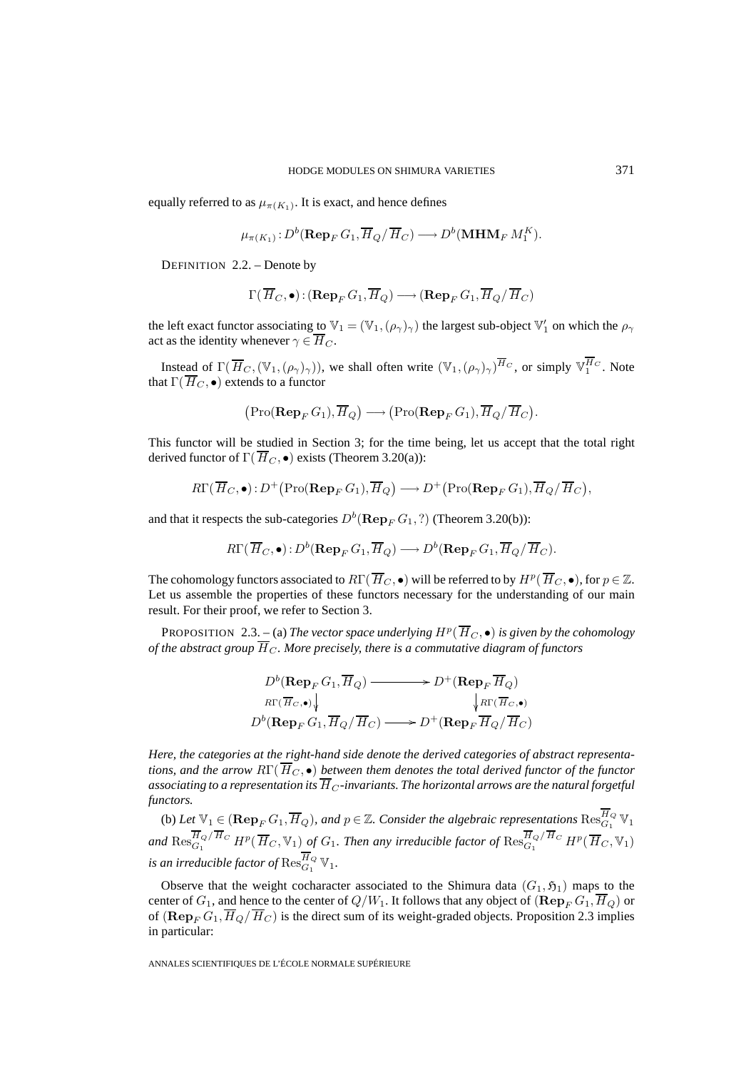equally referred to as $\mu_{\pi(K_1)}$. It is exact, and hence defines

$$\mu_{\pi(K_1)}: D^b(\mathbf{Rep}_F\, G_1, \overline{H}_Q/\overline{H}_C) \longrightarrow D^b(\mathbf{MHM}_F\, M_1^K).$$

DEFINITION 2.2. – Denote by

$$\Gamma(\overline{H}_C, \bullet): (\mathbf{Rep}_F\, G_1, \overline{H}_Q) \longrightarrow (\mathbf{Rep}_F\, G_1, \overline{H}_Q/\overline{H}_C)$$

the left exact functor associating to $\mathbb{V}_1 = (\mathbb{V}_1, (\rho_\gamma)_\gamma)$ the largest sub-object $\mathbb{V}_1'$ on which the $\rho_\gamma$ act as the identity whenever $\gamma \in \overline{H}_C$.

Instead of $\Gamma(\overline{H}_C, (\mathbb{V}_1, (\rho_\gamma)_\gamma))$, we shall often write $(\mathbb{V}_1, (\rho_\gamma)_\gamma)^{\overline{H}_C}$, or simply $\mathbb{V}_1^{\overline{H}_C}$. Note that $\Gamma(\overline{H}_C, \bullet)$ extends to a functor

$$\big(\mathrm{Pro}(\mathbf{Rep}_F\, G_1), \overline{H}_Q\big) \longrightarrow \big(\mathrm{Pro}(\mathbf{Rep}_F\, G_1), \overline{H}_Q/\overline{H}_C\big).$$

This functor will be studied in Section 3; for the time being, let us accept that the total right derived functor of $\Gamma(\overline{H}_C, \bullet)$ exists (Theorem 3.20(a)):

$$R\Gamma(\overline{H}_C, \bullet): D^+\big(\mathrm{Pro}(\mathbf{Rep}_F\, G_1), \overline{H}_Q\big) \longrightarrow D^+\big(\mathrm{Pro}(\mathbf{Rep}_F\, G_1), \overline{H}_Q/\overline{H}_C\big),$$

and that it respects the sub-categories $D^b(\mathbf{Rep}_F\, G_1, ?)$ (Theorem 3.20(b)):

$$R\Gamma(\overline{H}_C, \bullet): D^b(\mathbf{Rep}_F\, G_1, \overline{H}_Q) \longrightarrow D^b(\mathbf{Rep}_F\, G_1, \overline{H}_Q/\overline{H}_C).$$

The cohomology functors associated to $R\Gamma(\overline{H}_C, \bullet)$ will be referred to by $H^p(\overline{H}_C, \bullet)$, for $p \in \mathbb{Z}$. Let us assemble the properties of these functors necessary for the understanding of our main result. For their proof, we refer to Section 3.

PROPOSITION 2.3. – (a) *The vector space underlying $H^p(\overline{H}_C, \bullet)$ is given by the cohomology of the abstract group $\overline{H}_C$. More precisely, there is a commutative diagram of functors*

$$\begin{array}{ccc} D^b(\mathbf{Rep}_F\, G_1, \overline{H}_Q) & \longrightarrow & D^+(\mathbf{Rep}_F\, \overline{H}_Q) \\ {\scriptstyle R\Gamma(\overline{H}_C, \bullet)} \downarrow & & \downarrow {\scriptstyle R\Gamma(\overline{H}_C, \bullet)} \\ D^b(\mathbf{Rep}_F\, G_1, \overline{H}_Q/\overline{H}_C) & \longrightarrow & D^+(\mathbf{Rep}_F\, \overline{H}_Q/\overline{H}_C) \end{array}$$

*Here, the categories at the right-hand side denote the derived categories of abstract representations, and the arrow $R\Gamma(\overline{H}_C, \bullet)$ between them denotes the total derived functor of the functor associating to a representation its $\overline{H}_C$-invariants. The horizontal arrows are the natural forgetful functors.*

(b) *Let $\mathbb{V}_1 \in (\mathbf{Rep}_F\, G_1, \overline{H}_Q)$, and $p \in \mathbb{Z}$. Consider the algebraic representations $\mathrm{Res}_{G_1}^{\overline{H}_Q} \mathbb{V}_1$ and $\mathrm{Res}_{G_1}^{\overline{H}_Q/\overline{H}_C} H^p(\overline{H}_C, \mathbb{V}_1)$ of $G_1$. Then any irreducible factor of $\mathrm{Res}_{G_1}^{\overline{H}_Q/\overline{H}_C} H^p(\overline{H}_C, \mathbb{V}_1)$ is an irreducible factor of $\mathrm{Res}_{G_1}^{\overline{H}_Q} \mathbb{V}_1$.*

Observe that the weight cocharacter associated to the Shimura data $(G_1, \mathfrak{H}_1)$ maps to the center of $G_1$, and hence to the center of $Q/W_1$. It follows that any object of $(\mathbf{Rep}_F\, G_1, \overline{H}_Q)$ or of $(\mathbf{Rep}_F\, G_1, \overline{H}_Q/\overline{H}_C)$ is the direct sum of its weight-graded objects. Proposition 2.3 implies in particular: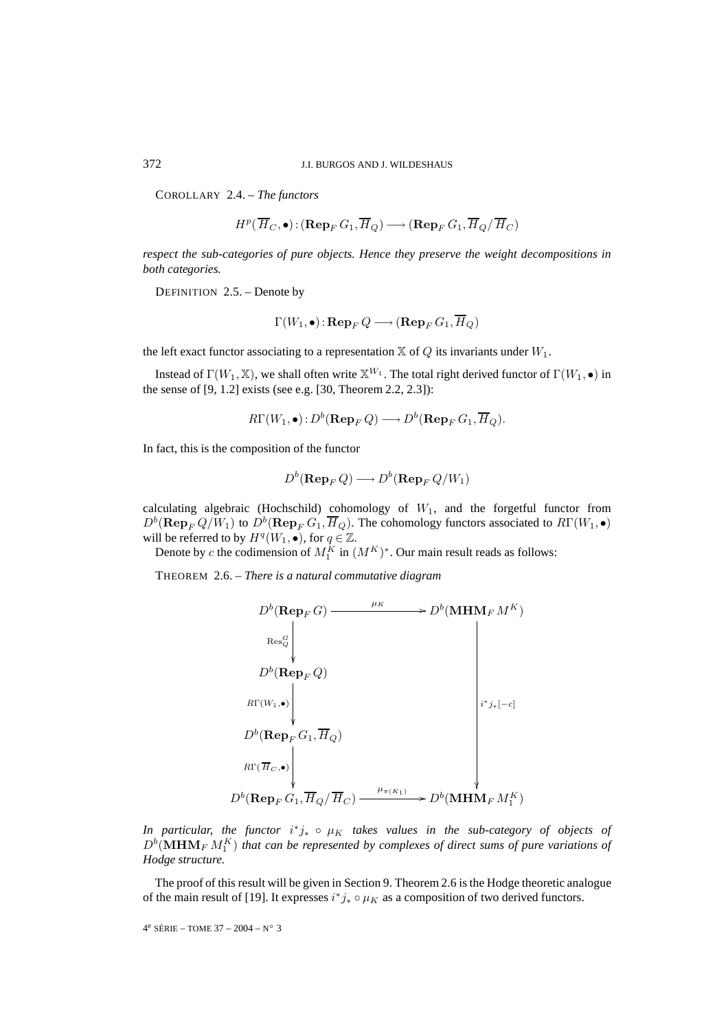COROLLARY 2.4. – *The functors*

$$H^p(\overline{H}_C, \bullet) : (\mathbf{Rep}_F\, G_1, \overline{H}_Q) \longrightarrow (\mathbf{Rep}_F\, G_1, \overline{H}_Q/\overline{H}_C)$$

*respect the sub-categories of pure objects. Hence they preserve the weight decompositions in both categories.*

DEFINITION 2.5. – Denote by

$$\Gamma(W_1, \bullet) : \mathbf{Rep}_F\, Q \longrightarrow (\mathbf{Rep}_F\, G_1, \overline{H}_Q)$$

the left exact functor associating to a representation $\mathbb{X}$ of $Q$ its invariants under $W_1$.

Instead of $\Gamma(W_1, \mathbb{X})$, we shall often write $\mathbb{X}^{W_1}$. The total right derived functor of $\Gamma(W_1, \bullet)$ in the sense of [9, 1.2] exists (see e.g. [30, Theorem 2.2, 2.3]):

$$R\Gamma(W_1, \bullet) : D^b(\mathbf{Rep}_F\, Q) \longrightarrow D^b(\mathbf{Rep}_F\, G_1, \overline{H}_Q).$$

In fact, this is the composition of the functor

$$D^b(\mathbf{Rep}_F\, Q) \longrightarrow D^b(\mathbf{Rep}_F\, Q/W_1)$$

calculating algebraic (Hochschild) cohomology of $W_1$, and the forgetful functor from $D^b(\mathbf{Rep}_F\, Q/W_1)$ to $D^b(\mathbf{Rep}_F\, G_1, \overline{H}_Q)$. The cohomology functors associated to $R\Gamma(W_1, \bullet)$ will be referred to by $H^q(W_1, \bullet)$, for $q \in \mathbb{Z}$.

Denote by $c$ the codimension of $M_1^K$ in $(M^K)^*$. Our main result reads as follows:

THEOREM 2.6. – *There is a natural commutative diagram*

$$\begin{array}{ccc}
D^b(\mathbf{Rep}_F\, G) & \xrightarrow{\quad \mu_K \quad} & D^b(\mathbf{MHM}_F\, M^K) \\
\downarrow{\scriptstyle \mathrm{Res}^G_Q} & & \\
D^b(\mathbf{Rep}_F\, Q) & & \\
\downarrow{\scriptstyle R\Gamma(W_1,\bullet)} & & \downarrow{\scriptstyle i^*j_*[-c]} \\
D^b(\mathbf{Rep}_F\, G_1, \overline{H}_Q) & & \\
\downarrow{\scriptstyle R\Gamma(\overline{H}_C,\bullet)} & & \\
D^b(\mathbf{Rep}_F\, G_1, \overline{H}_Q/\overline{H}_C) & \xrightarrow{\quad \mu_{\pi(K_1)} \quad} & D^b(\mathbf{MHM}_F\, M_1^K)
\end{array}$$

*In particular, the functor $i^*j_* \circ \mu_K$ takes values in the sub-category of objects of $D^b(\mathbf{MHM}_F\, M_1^K)$ that can be represented by complexes of direct sums of pure variations of Hodge structure.*

The proof of this result will be given in Section 9. Theorem 2.6 is the Hodge theoretic analogue of the main result of [19]. It expresses $i^*j_* \circ \mu_K$ as a composition of two derived functors.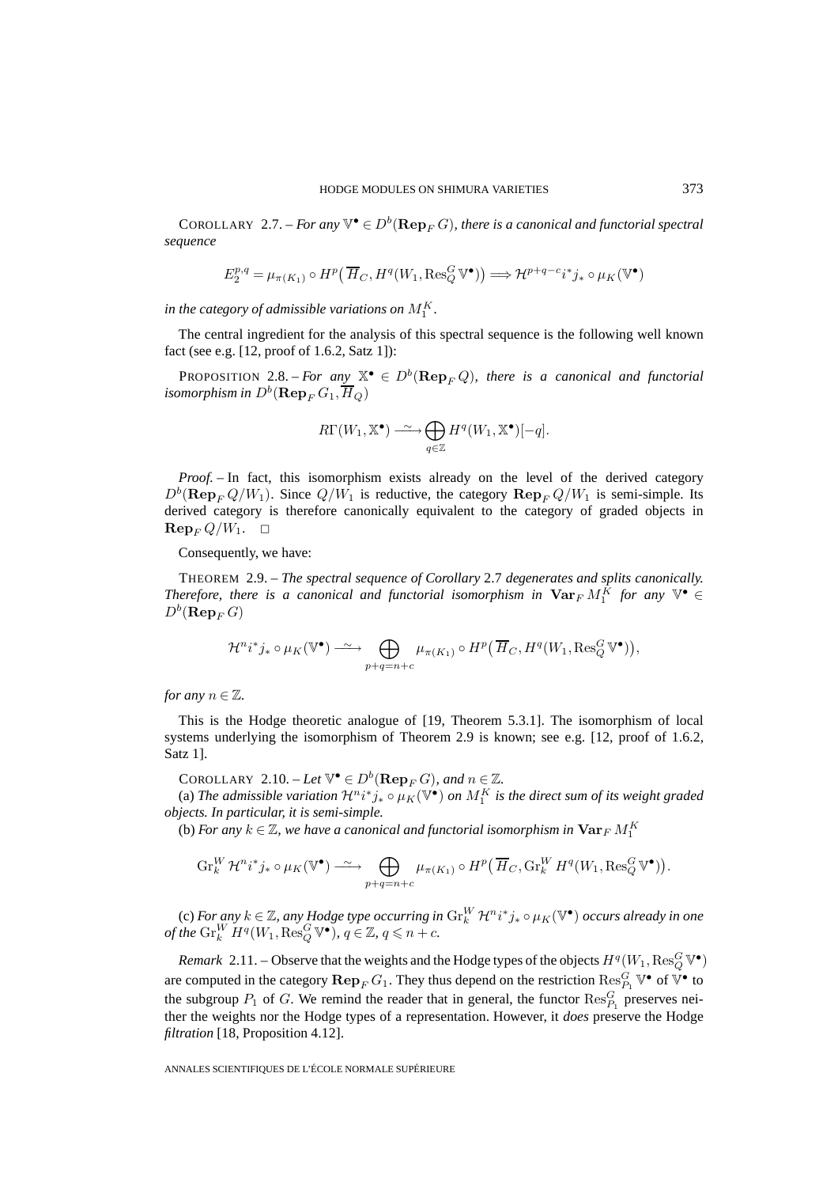COROLLARY 2.7. – *For any $\mathbb{V}^\bullet \in D^b(\mathbf{Rep}_F G)$, there is a canonical and functorial spectral sequence*

$$E_2^{p,q} = \mu_{\pi(K_1)} \circ H^p\big(\overline{H}_C, H^q(W_1, \mathrm{Res}^G_Q \mathbb{V}^\bullet)\big) \Longrightarrow \mathcal{H}^{p+q-c} i^* j_* \circ \mu_K(\mathbb{V}^\bullet)$$

*in the category of admissible variations on $M_1^K$.*

The central ingredient for the analysis of this spectral sequence is the following well known fact (see e.g. [12, proof of 1.6.2, Satz 1]):

PROPOSITION 2.8. – *For any $\mathbb{X}^\bullet \in D^b(\mathbf{Rep}_F Q)$, there is a canonical and functorial isomorphism in $D^b(\mathbf{Rep}_F G_1, \overline{H}_Q)$*

$$R\Gamma(W_1, \mathbb{X}^\bullet) \xrightarrow{\ \sim\ } \bigoplus_{q \in \mathbb{Z}} H^q(W_1, \mathbb{X}^\bullet)[-q].$$

*Proof.* – In fact, this isomorphism exists already on the level of the derived category $D^b(\mathbf{Rep}_F Q/W_1)$. Since $Q/W_1$ is reductive, the category $\mathbf{Rep}_F Q/W_1$ is semi-simple. Its derived category is therefore canonically equivalent to the category of graded objects in $\mathbf{Rep}_F Q/W_1$. □

Consequently, we have:

THEOREM 2.9. – *The spectral sequence of Corollary 2.7 degenerates and splits canonically. Therefore, there is a canonical and functorial isomorphism in $\mathbf{Var}_F M_1^K$ for any $\mathbb{V}^\bullet \in D^b(\mathbf{Rep}_F G)$*

$$\mathcal{H}^n i^* j_* \circ \mu_K(\mathbb{V}^\bullet) \xrightarrow{\ \sim\ } \bigoplus_{p+q=n+c} \mu_{\pi(K_1)} \circ H^p\big(\overline{H}_C, H^q(W_1, \mathrm{Res}^G_Q \mathbb{V}^\bullet)\big),$$

*for any $n \in \mathbb{Z}$.*

This is the Hodge theoretic analogue of [19, Theorem 5.3.1]. The isomorphism of local systems underlying the isomorphism of Theorem 2.9 is known; see e.g. [12, proof of 1.6.2, Satz 1].

COROLLARY 2.10. – *Let $\mathbb{V}^\bullet \in D^b(\mathbf{Rep}_F G)$, and $n \in \mathbb{Z}$.*

(a) *The admissible variation $\mathcal{H}^n i^* j_* \circ \mu_K(\mathbb{V}^\bullet)$ on $M_1^K$ is the direct sum of its weight graded objects. In particular, it is semi-simple.*

(b) *For any $k \in \mathbb{Z}$, we have a canonical and functorial isomorphism in $\mathbf{Var}_F M_1^K$*

$$\mathrm{Gr}^W_k \mathcal{H}^n i^* j_* \circ \mu_K(\mathbb{V}^\bullet) \xrightarrow{\ \sim\ } \bigoplus_{p+q=n+c} \mu_{\pi(K_1)} \circ H^p\big(\overline{H}_C, \mathrm{Gr}^W_k H^q(W_1, \mathrm{Res}^G_Q \mathbb{V}^\bullet)\big).$$

(c) *For any $k \in \mathbb{Z}$, any Hodge type occurring in $\mathrm{Gr}^W_k \mathcal{H}^n i^* j_* \circ \mu_K(\mathbb{V}^\bullet)$ occurs already in one of the $\mathrm{Gr}^W_k H^q(W_1, \mathrm{Res}^G_Q \mathbb{V}^\bullet)$, $q \in \mathbb{Z}$, $q \leqslant n + c$.*

*Remark* 2.11. – Observe that the weights and the Hodge types of the objects $H^q(W_1, \mathrm{Res}^G_Q \mathbb{V}^\bullet)$ are computed in the category $\mathbf{Rep}_F G_1$. They thus depend on the restriction $\mathrm{Res}^G_{P_1} \mathbb{V}^\bullet$ of $\mathbb{V}^\bullet$ to the subgroup $P_1$ of $G$. We remind the reader that in general, the functor $\mathrm{Res}^G_{P_1}$ preserves neither the weights nor the Hodge types of a representation. However, it *does* preserve the Hodge *filtration* [18, Proposition 4.12].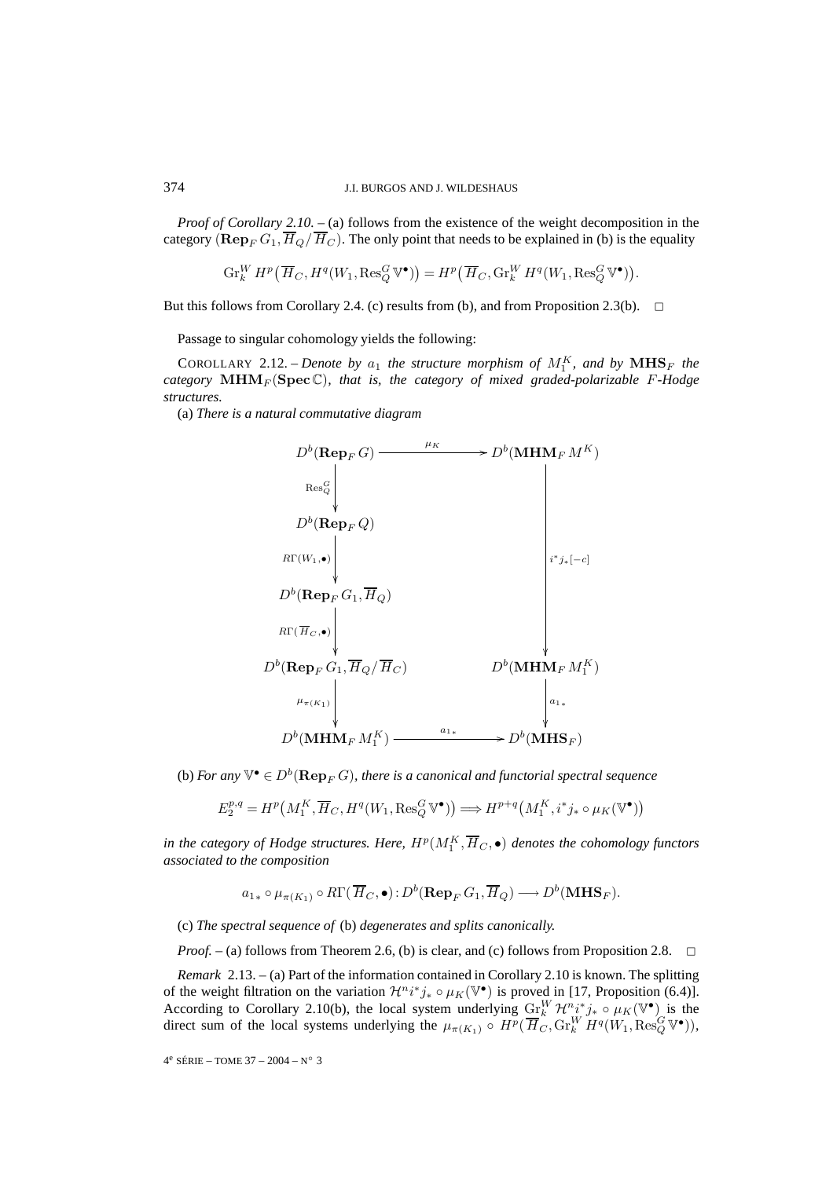*Proof of Corollary 2.10.* – (a) follows from the existence of the weight decomposition in the category $(\mathbf{Rep}_F\, G_1, \overline{H}_Q/\overline{H}_C)$. The only point that needs to be explained in (b) is the equality

$$\mathrm{Gr}_k^W\, H^p\big(\overline{H}_C, H^q(W_1, \mathrm{Res}_Q^G\, \mathbb{V}^\bullet)\big) = H^p\big(\overline{H}_C, \mathrm{Gr}_k^W\, H^q(W_1, \mathrm{Res}_Q^G\, \mathbb{V}^\bullet)\big).$$

But this follows from Corollary 2.4. (c) results from (b), and from Proposition 2.3(b). $\square$

Passage to singular cohomology yields the following:

COROLLARY 2.12. – *Denote by $a_1$ the structure morphism of $M_1^K$, and by $\mathbf{MHS}_F$ the category $\mathbf{MHM}_F(\mathbf{Spec}\,\mathbb{C})$, that is, the category of mixed graded-polarizable $F$-Hodge structures.*

(a) *There is a natural commutative diagram*

$$\begin{array}{ccc}
D^b(\mathbf{Rep}_F\, G) & \xrightarrow{\mu_K} & D^b(\mathbf{MHM}_F\, M^K) \\
\big\downarrow{\scriptstyle \mathrm{Res}_Q^G} & & \\
D^b(\mathbf{Rep}_F\, Q) & & \\
\big\downarrow{\scriptstyle R\Gamma(W_1,\bullet)} & & \big\downarrow{\scriptstyle i^*j_*[-c]} \\
D^b(\mathbf{Rep}_F\, G_1, \overline{H}_Q) & & \\
\big\downarrow{\scriptstyle R\Gamma(\overline{H}_C,\bullet)} & & \\
D^b(\mathbf{Rep}_F\, G_1, \overline{H}_Q/\overline{H}_C) & & D^b(\mathbf{MHM}_F\, M_1^K) \\
\big\downarrow{\scriptstyle \mu_{\pi(K_1)}} & & \big\downarrow{\scriptstyle a_{1*}} \\
D^b(\mathbf{MHM}_F\, M_1^K) & \xrightarrow{a_{1*}} & D^b(\mathbf{MHS}_F)
\end{array}$$

(b) *For any $\mathbb{V}^\bullet \in D^b(\mathbf{Rep}_F\, G)$, there is a canonical and functorial spectral sequence*

$$E_2^{p,q} = H^p\big(M_1^K, \overline{H}_C, H^q(W_1, \mathrm{Res}_Q^G\, \mathbb{V}^\bullet)\big) \Longrightarrow H^{p+q}\big(M_1^K, i^*j_* \circ \mu_K(\mathbb{V}^\bullet)\big)$$

*in the category of Hodge structures. Here, $H^p(M_1^K, \overline{H}_C, \bullet)$ denotes the cohomology functors associated to the composition*

$$a_{1*} \circ \mu_{\pi(K_1)} \circ R\Gamma(\overline{H}_C, \bullet) : D^b(\mathbf{Rep}_F\, G_1, \overline{H}_Q) \longrightarrow D^b(\mathbf{MHS}_F).$$

(c) *The spectral sequence of* (b) *degenerates and splits canonically.*

*Proof.* – (a) follows from Theorem 2.6, (b) is clear, and (c) follows from Proposition 2.8. $\square$

*Remark* 2.13. – (a) Part of the information contained in Corollary 2.10 is known. The splitting of the weight filtration on the variation $\mathcal{H}^n i^* j_* \circ \mu_K(\mathbb{V}^\bullet)$ is proved in [17, Proposition (6.4)]. According to Corollary 2.10(b), the local system underlying $\mathrm{Gr}_k^W\, \mathcal{H}^n i^* j_* \circ \mu_K(\mathbb{V}^\bullet)$ is the direct sum of the local systems underlying the $\mu_{\pi(K_1)} \circ H^p(\overline{H}_C, \mathrm{Gr}_k^W\, H^q(W_1, \mathrm{Res}_Q^G\, \mathbb{V}^\bullet))$,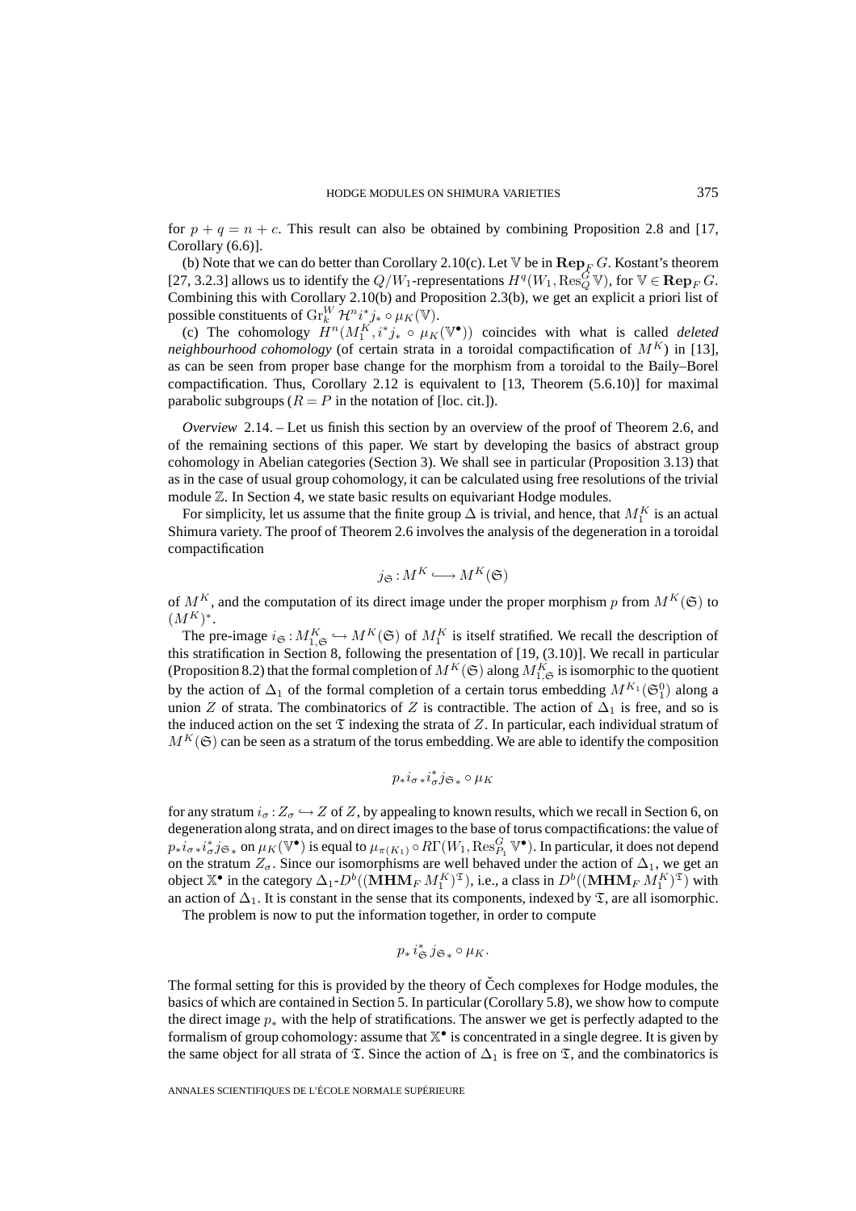for $p + q = n + c$. This result can also be obtained by combining Proposition 2.8 and [17, Corollary (6.6)].

(b) Note that we can do better than Corollary 2.10(c). Let $\mathbb{V}$ be in $\mathbf{Rep}_F G$. Kostant's theorem [27, 3.2.3] allows us to identify the $Q/W_1$-representations $H^q(W_1, \operatorname{Res}_Q^G \mathbb{V})$, for $\mathbb{V} \in \mathbf{Rep}_F G$. Combining this with Corollary 2.10(b) and Proposition 2.3(b), we get an explicit a priori list of possible constituents of $\operatorname{Gr}_k^W \mathcal{H}^n i^* j_* \circ \mu_K(\mathbb{V})$.

(c) The cohomology $H^n(M_1^K, i^* j_* \circ \mu_K(\mathbb{V}^\bullet))$ coincides with what is called *deleted neighbourhood cohomology* (of certain strata in a toroidal compactification of $M^K$) in [13], as can be seen from proper base change for the morphism from a toroidal to the Baily–Borel compactification. Thus, Corollary 2.12 is equivalent to [13, Theorem (5.6.10)] for maximal parabolic subgroups ($R = P$ in the notation of [loc. cit.]).

*Overview* 2.14. – Let us finish this section by an overview of the proof of Theorem 2.6, and of the remaining sections of this paper. We start by developing the basics of abstract group cohomology in Abelian categories (Section 3). We shall see in particular (Proposition 3.13) that as in the case of usual group cohomology, it can be calculated using free resolutions of the trivial module $\mathbb{Z}$. In Section 4, we state basic results on equivariant Hodge modules.

For simplicity, let us assume that the finite group $\Delta$ is trivial, and hence, that $M_1^K$ is an actual Shimura variety. The proof of Theorem 2.6 involves the analysis of the degeneration in a toroidal compactification

$$j_{\mathfrak{S}} : M^K \hookrightarrow M^K(\mathfrak{S})$$

of $M^K$, and the computation of its direct image under the proper morphism $p$ from $M^K(\mathfrak{S})$ to $(M^K)^*$.

The pre-image $i_{\mathfrak{S}} : M_{1,\mathfrak{S}}^K \hookrightarrow M^K(\mathfrak{S})$ of $M_1^K$ is itself stratified. We recall the description of this stratification in Section 8, following the presentation of [19, (3.10)]. We recall in particular (Proposition 8.2) that the formal completion of $M^K(\mathfrak{S})$ along $M_{1,\mathfrak{S}}^K$ is isomorphic to the quotient by the action of $\Delta_1$ of the formal completion of a certain torus embedding $M^{K_1}(\mathfrak{S}_1^0)$ along a union $Z$ of strata. The combinatorics of $Z$ is contractible. The action of $\Delta_1$ is free, and so is the induced action on the set $\mathfrak{T}$ indexing the strata of $Z$. In particular, each individual stratum of $M^K(\mathfrak{S})$ can be seen as a stratum of the torus embedding. We are able to identify the composition

$$p_* i_{\sigma *} i_\sigma^* j_{\mathfrak{S} *} \circ \mu_K$$

for any stratum $i_\sigma : Z_\sigma \hookrightarrow Z$ of $Z$, by appealing to known results, which we recall in Section 6, on degeneration along strata, and on direct images to the base of torus compactifications: the value of $p_* i_{\sigma *} i_\sigma^* j_{\mathfrak{S} *}$ on $\mu_K(\mathbb{V}^\bullet)$ is equal to $\mu_{\pi(K_1)} \circ R\Gamma(W_1, \operatorname{Res}_{P_1}^G \mathbb{V}^\bullet)$. In particular, it does not depend on the stratum $Z_\sigma$. Since our isomorphisms are well behaved under the action of $\Delta_1$, we get an object $\mathbb{X}^\bullet$ in the category $\Delta_1$-$D^b((\mathbf{MHM}_F M_1^K)^{\mathfrak{T}})$, i.e., a class in $D^b((\mathbf{MHM}_F M_1^K)^{\mathfrak{T}})$ with an action of $\Delta_1$. It is constant in the sense that its components, indexed by $\mathfrak{T}$, are all isomorphic.

The problem is now to put the information together, in order to compute

$$p_* i_{\mathfrak{S}}^* j_{\mathfrak{S} *} \circ \mu_K.$$

The formal setting for this is provided by the theory of Čech complexes for Hodge modules, the basics of which are contained in Section 5. In particular (Corollary 5.8), we show how to compute the direct image $p_*$ with the help of stratifications. The answer we get is perfectly adapted to the formalism of group cohomology: assume that $\mathbb{X}^\bullet$ is concentrated in a single degree. It is given by the same object for all strata of $\mathfrak{T}$. Since the action of $\Delta_1$ is free on $\mathfrak{T}$, and the combinatorics is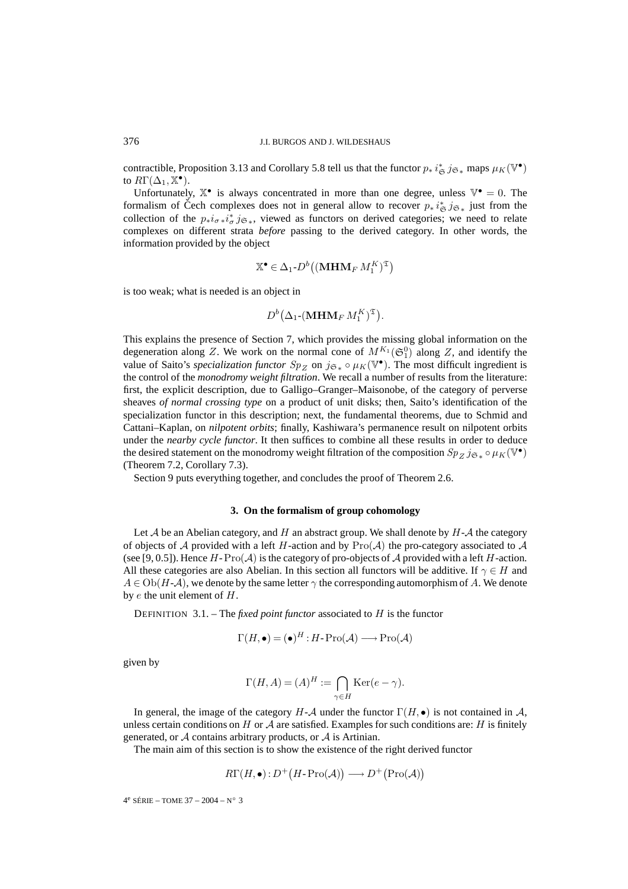contractible, Proposition 3.13 and Corollary 5.8 tell us that the functor $p_* \, i_{\mathfrak{S}}^* \, j_{\mathfrak{S}\,*}$ maps $\mu_K(\mathbb{V}^\bullet)$ to $R\Gamma(\Delta_1, \mathbb{X}^\bullet)$.

Unfortunately, $\mathbb{X}^\bullet$ is always concentrated in more than one degree, unless $\mathbb{V}^\bullet = 0$. The formalism of Čech complexes does not in general allow to recover $p_* \, i_{\mathfrak{S}}^* \, j_{\mathfrak{S}\,*}$ just from the collection of the $p_* i_{\sigma\,*} i_\sigma^* \, j_{\mathfrak{S}\,*}$, viewed as functors on derived categories; we need to relate complexes on different strata *before* passing to the derived category. In other words, the information provided by the object

$$\mathbb{X}^\bullet \in \Delta_1\text{-}D^b\big((\mathbf{MHM}_F \, M_1^K)^{\mathfrak{T}}\big)$$

is too weak; what is needed is an object in

$$D^b\big(\Delta_1\text{-}(\mathbf{MHM}_F \, M_1^K)^{\mathfrak{T}}\big).$$

This explains the presence of Section 7, which provides the missing global information on the degeneration along $Z$. We work on the normal cone of $M^{K_1}(\mathfrak{S}_1^0)$ along $Z$, and identify the value of Saito's *specialization functor* $Sp_Z$ on $j_{\mathfrak{S}\,*} \circ \mu_K(\mathbb{V}^\bullet)$. The most difficult ingredient is the control of the *monodromy weight filtration*. We recall a number of results from the literature: first, the explicit description, due to Galligo–Granger–Maisonobe, of the category of perverse sheaves *of normal crossing type* on a product of unit disks; then, Saito's identification of the specialization functor in this description; next, the fundamental theorems, due to Schmid and Cattani–Kaplan, on *nilpotent orbits*; finally, Kashiwara's permanence result on nilpotent orbits under the *nearby cycle functor*. It then suffices to combine all these results in order to deduce the desired statement on the monodromy weight filtration of the composition $Sp_Z \, j_{\mathfrak{S}\,*} \circ \mu_K(\mathbb{V}^\bullet)$ (Theorem 7.2, Corollary 7.3).

Section 9 puts everything together, and concludes the proof of Theorem 2.6.

## 3. On the formalism of group cohomology

Let $\mathcal{A}$ be an Abelian category, and $H$ an abstract group. We shall denote by $H$-$\mathcal{A}$ the category of objects of $\mathcal{A}$ provided with a left $H$-action and by $\mathrm{Pro}(\mathcal{A})$ the pro-category associated to $\mathcal{A}$ (see [9, 0.5]). Hence $H$-$\mathrm{Pro}(\mathcal{A})$ is the category of pro-objects of $\mathcal{A}$ provided with a left $H$-action. All these categories are also Abelian. In this section all functors will be additive. If $\gamma \in H$ and $A \in \mathrm{Ob}(H\text{-}\mathcal{A})$, we denote by the same letter $\gamma$ the corresponding automorphism of $A$. We denote by $e$ the unit element of $H$.

DEFINITION 3.1. – The *fixed point functor* associated to $H$ is the functor

$$\Gamma(H, \bullet) = (\bullet)^H : H\text{-}\mathrm{Pro}(\mathcal{A}) \longrightarrow \mathrm{Pro}(\mathcal{A})$$

given by

$$\Gamma(H, A) = (A)^H := \bigcap_{\gamma \in H} \mathrm{Ker}(e - \gamma).$$

In general, the image of the category $H$-$\mathcal{A}$ under the functor $\Gamma(H, \bullet)$ is not contained in $\mathcal{A}$, unless certain conditions on $H$ or $\mathcal{A}$ are satisfied. Examples for such conditions are: $H$ is finitely generated, or $\mathcal{A}$ contains arbitrary products, or $\mathcal{A}$ is Artinian.

The main aim of this section is to show the existence of the right derived functor

$$R\Gamma(H, \bullet) : D^+\big(H\text{-}\mathrm{Pro}(\mathcal{A})\big) \longrightarrow D^+\big(\mathrm{Pro}(\mathcal{A})\big)$$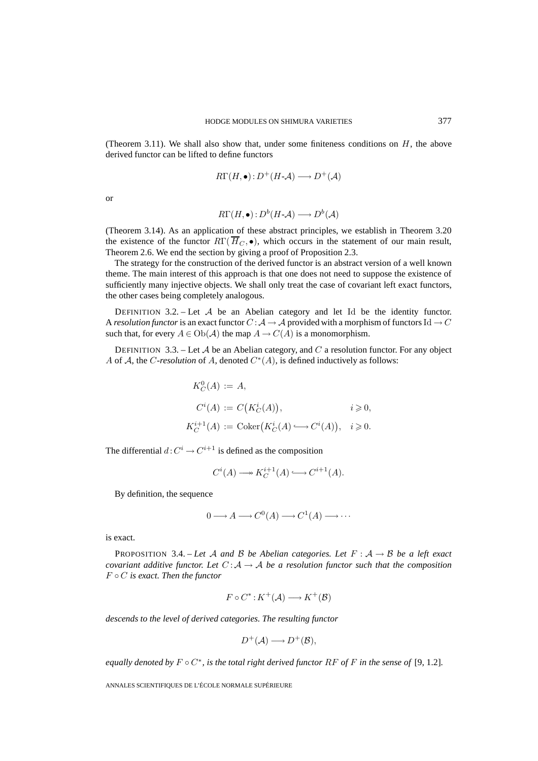(Theorem 3.11). We shall also show that, under some finiteness conditions on $H$, the above derived functor can be lifted to define functors

$$R\Gamma(H,\bullet)\colon D^+(H\text{-}\mathcal{A}) \longrightarrow D^+(\mathcal{A})$$

or

$$R\Gamma(H,\bullet)\colon D^b(H\text{-}\mathcal{A}) \longrightarrow D^b(\mathcal{A})$$

(Theorem 3.14). As an application of these abstract principles, we establish in Theorem 3.20 the existence of the functor $R\Gamma(\overline{H}_C,\bullet)$, which occurs in the statement of our main result, Theorem 2.6. We end the section by giving a proof of Proposition 2.3.

The strategy for the construction of the derived functor is an abstract version of a well known theme. The main interest of this approach is that one does not need to suppose the existence of sufficiently many injective objects. We shall only treat the case of covariant left exact functors, the other cases being completely analogous.

DEFINITION 3.2. – Let $\mathcal{A}$ be an Abelian category and let $\mathrm{Id}$ be the identity functor. A *resolution functor* is an exact functor $C\colon\mathcal{A}\to\mathcal{A}$ provided with a morphism of functors $\mathrm{Id}\to C$ such that, for every $A\in\mathrm{Ob}(\mathcal{A})$ the map $A\to C(A)$ is a monomorphism.

DEFINITION 3.3. – Let $\mathcal{A}$ be an Abelian category, and $C$ a resolution functor. For any object $A$ of $\mathcal{A}$, the *$C$-resolution* of $A$, denoted $C^*(A)$, is defined inductively as follows:

$$\begin{aligned}
K_C^0(A) &:= A, \\
C^i(A) &:= C\big(K_C^i(A)\big), && i\geqslant 0, \\
K_C^{i+1}(A) &:= \mathrm{Coker}\big(K_C^i(A)\hookrightarrow C^i(A)\big), && i\geqslant 0.
\end{aligned}$$

The differential $d\colon C^i\to C^{i+1}$ is defined as the composition

$$C^i(A)\twoheadrightarrow K_C^{i+1}(A)\hookrightarrow C^{i+1}(A).$$

By definition, the sequence

$$0\longrightarrow A\longrightarrow C^0(A)\longrightarrow C^1(A)\longrightarrow\cdots$$

is exact.

PROPOSITION 3.4. – *Let $\mathcal{A}$ and $\mathcal{B}$ be Abelian categories. Let $F:\mathcal{A}\to\mathcal{B}$ be a left exact covariant additive functor. Let $C\colon\mathcal{A}\to\mathcal{A}$ be a resolution functor such that the composition $F\circ C$ is exact. Then the functor*

$$F\circ C^*\colon K^+(\mathcal{A})\longrightarrow K^+(\mathcal{B})$$

*descends to the level of derived categories. The resulting functor*

$$D^+(\mathcal{A})\longrightarrow D^+(\mathcal{B}),$$

*equally denoted by $F\circ C^*$, is the total right derived functor $RF$ of $F$ in the sense of* [9, 1.2].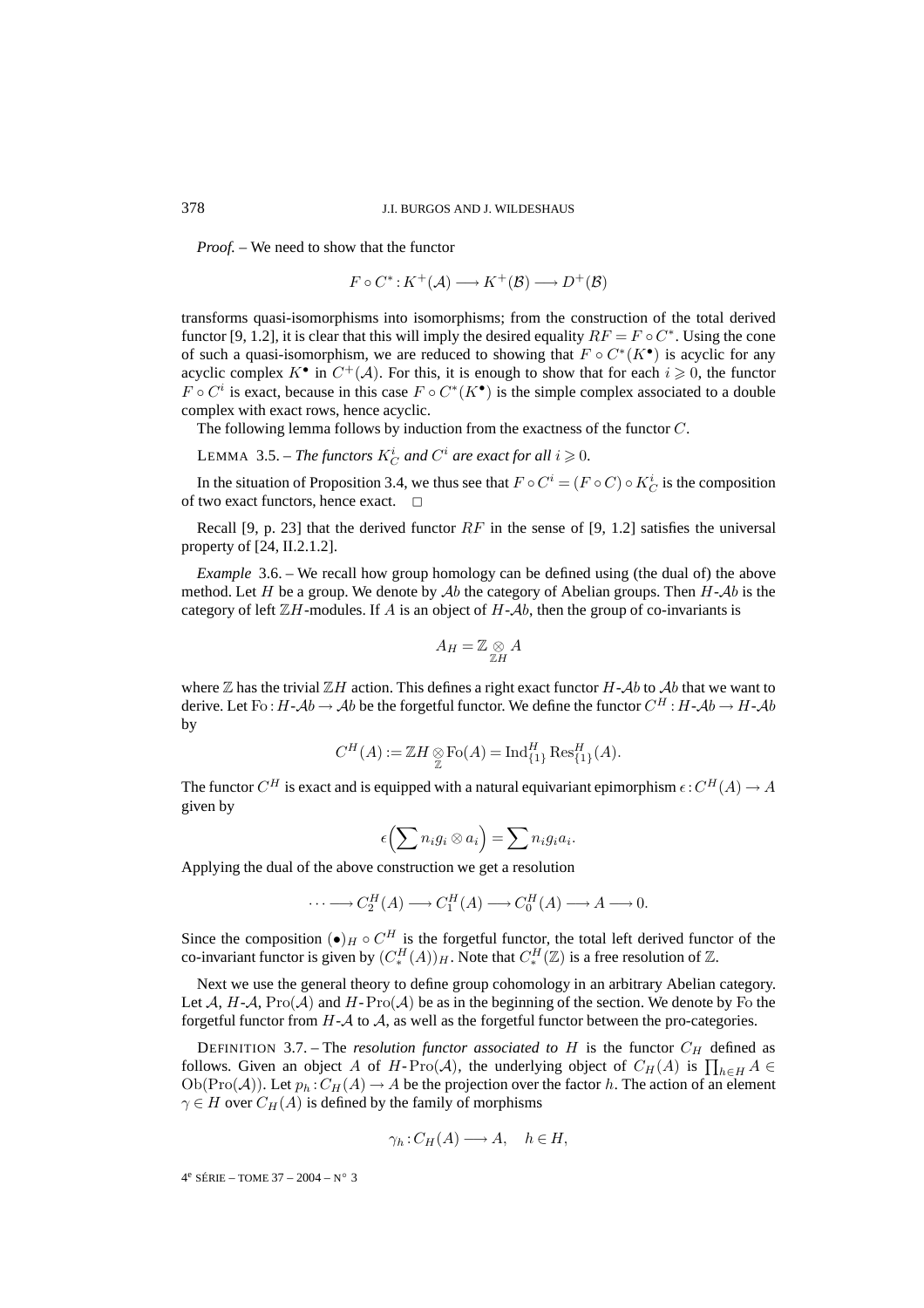*Proof.* – We need to show that the functor

$$F \circ C^* : K^+(\mathcal{A}) \longrightarrow K^+(\mathcal{B}) \longrightarrow D^+(\mathcal{B})$$

transforms quasi-isomorphisms into isomorphisms; from the construction of the total derived functor [9, 1.2], it is clear that this will imply the desired equality $RF = F \circ C^*$. Using the cone of such a quasi-isomorphism, we are reduced to showing that $F \circ C^*(K^\bullet)$ is acyclic for any acyclic complex $K^\bullet$ in $C^+(\mathcal{A})$. For this, it is enough to show that for each $i \geqslant 0$, the functor $F \circ C^i$ is exact, because in this case $F \circ C^*(K^\bullet)$ is the simple complex associated to a double complex with exact rows, hence acyclic.

The following lemma follows by induction from the exactness of the functor $C$.

LEMMA 3.5. – *The functors $K_C^i$ and $C^i$ are exact for all $i \geqslant 0$.*

In the situation of Proposition 3.4, we thus see that $F \circ C^i = (F \circ C) \circ K_C^i$ is the composition of two exact functors, hence exact. □

Recall [9, p. 23] that the derived functor $RF$ in the sense of [9, 1.2] satisfies the universal property of [24, II.2.1.2].

*Example* 3.6. – We recall how group homology can be defined using (the dual of) the above method. Let $H$ be a group. We denote by $\mathcal{A}b$ the category of Abelian groups. Then $H$-$\mathcal{A}b$ is the category of left $\mathbb{Z}H$-modules. If $A$ is an object of $H$-$\mathcal{A}b$, then the group of co-invariants is

$$A_H = \mathbb{Z} \underset{\mathbb{Z}H}{\otimes} A$$

where $\mathbb{Z}$ has the trivial $\mathbb{Z}H$ action. This defines a right exact functor $H$-$\mathcal{A}b$ to $\mathcal{A}b$ that we want to derive. Let $\mathrm{Fo}: H\text{-}\mathcal{A}b \to \mathcal{A}b$ be the forgetful functor. We define the functor $C^H : H\text{-}\mathcal{A}b \to H\text{-}\mathcal{A}b$ by

$$C^H(A) := \mathbb{Z}H \underset{\mathbb{Z}}{\otimes} \mathrm{Fo}(A) = \mathrm{Ind}_{\{1\}}^H \mathrm{Res}_{\{1\}}^H(A).$$

The functor $C^H$ is exact and is equipped with a natural equivariant epimorphism $\epsilon : C^H(A) \to A$ given by

$$\epsilon\Bigl(\sum n_i g_i \otimes a_i\Bigr) = \sum n_i g_i a_i.$$

Applying the dual of the above construction we get a resolution

$$\cdots \longrightarrow C_2^H(A) \longrightarrow C_1^H(A) \longrightarrow C_0^H(A) \longrightarrow A \longrightarrow 0.$$

Since the composition $(\bullet)_H \circ C^H$ is the forgetful functor, the total left derived functor of the co-invariant functor is given by $(C_*^H(A))_H$. Note that $C_*^H(\mathbb{Z})$ is a free resolution of $\mathbb{Z}$.

Next we use the general theory to define group cohomology in an arbitrary Abelian category. Let $\mathcal{A}$, $H$-$\mathcal{A}$, $\mathrm{Pro}(\mathcal{A})$ and $H$-$\mathrm{Pro}(\mathcal{A})$ be as in the beginning of the section. We denote by Fo the forgetful functor from $H$-$\mathcal{A}$ to $\mathcal{A}$, as well as the forgetful functor between the pro-categories.

DEFINITION 3.7. – The *resolution functor associated to $H$* is the functor $C_H$ defined as follows. Given an object $A$ of $H$-$\mathrm{Pro}(\mathcal{A})$, the underlying object of $C_H(A)$ is $\prod_{h \in H} A \in \mathrm{Ob}(\mathrm{Pro}(\mathcal{A}))$. Let $p_h : C_H(A) \to A$ be the projection over the factor $h$. The action of an element $\gamma \in H$ over $C_H(A)$ is defined by the family of morphisms

$$\gamma_h : C_H(A) \longrightarrow A, \quad h \in H,$$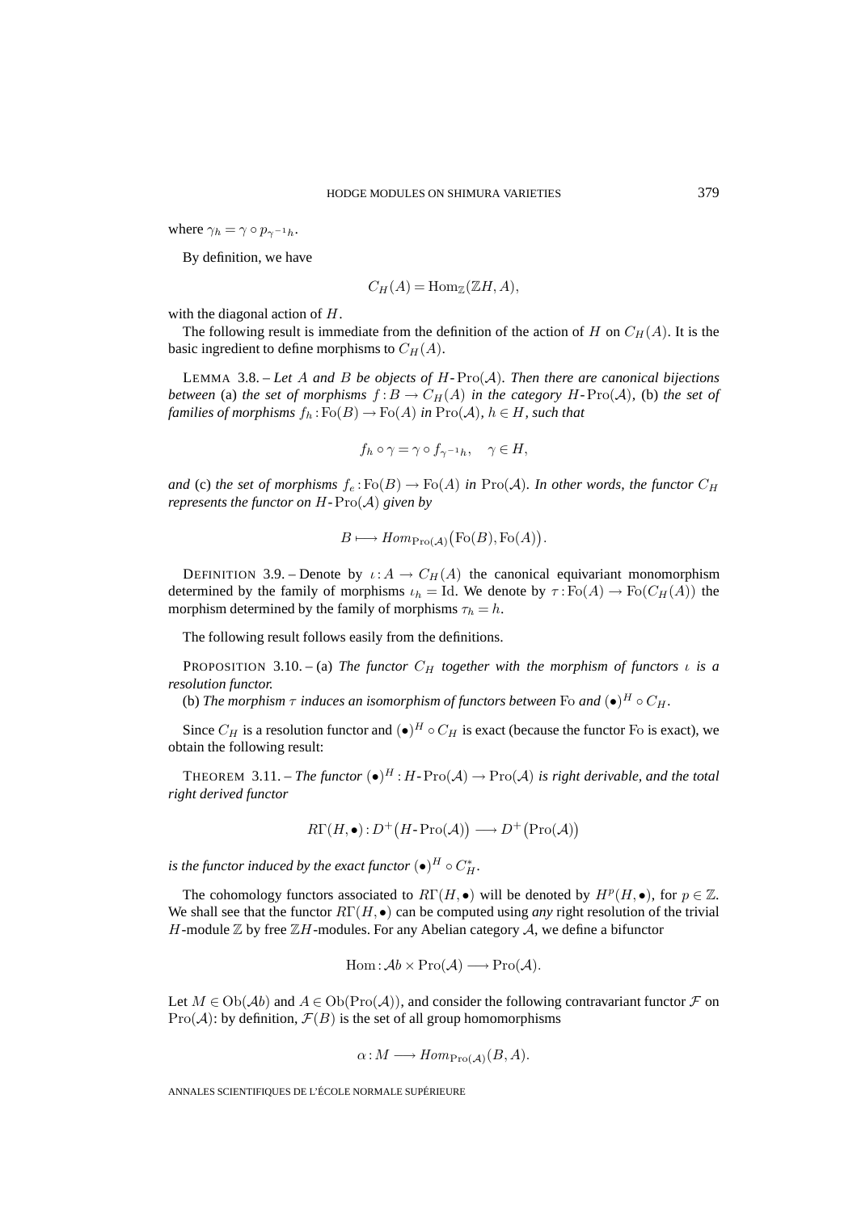where $\gamma_h = \gamma \circ p_{\gamma^{-1}h}$.

By definition, we have

$$C_H(A) = \mathrm{Hom}_{\mathbb{Z}}(\mathbb{Z}H, A),$$

with the diagonal action of $H$.

The following result is immediate from the definition of the action of $H$ on $C_H(A)$. It is the basic ingredient to define morphisms to $C_H(A)$.

LEMMA 3.8. – *Let $A$ and $B$ be objects of $H\text{-}\mathrm{Pro}(\mathcal{A})$. Then there are canonical bijections between* (a) *the set of morphisms $f : B \to C_H(A)$ in the category $H\text{-}\mathrm{Pro}(\mathcal{A})$,* (b) *the set of families of morphisms $f_h : \mathrm{Fo}(B) \to \mathrm{Fo}(A)$ in $\mathrm{Pro}(\mathcal{A})$, $h \in H$, such that*

$$f_h \circ \gamma = \gamma \circ f_{\gamma^{-1}h}, \quad \gamma \in H,$$

*and* (c) *the set of morphisms $f_e : \mathrm{Fo}(B) \to \mathrm{Fo}(A)$ in $\mathrm{Pro}(\mathcal{A})$. In other words, the functor $C_H$ represents the functor on $H\text{-}\mathrm{Pro}(\mathcal{A})$ given by*

$$B \longmapsto Hom_{\mathrm{Pro}(\mathcal{A})}\big(\mathrm{Fo}(B), \mathrm{Fo}(A)\big).$$

DEFINITION 3.9. – Denote by $\iota : A \to C_H(A)$ the canonical equivariant monomorphism determined by the family of morphisms $\iota_h = \mathrm{Id}$. We denote by $\tau : \mathrm{Fo}(A) \to \mathrm{Fo}(C_H(A))$ the morphism determined by the family of morphisms $\tau_h = h$.

The following result follows easily from the definitions.

PROPOSITION 3.10. – (a) *The functor $C_H$ together with the morphism of functors $\iota$ is a resolution functor.*

(b) *The morphism $\tau$ induces an isomorphism of functors between* $\mathrm{Fo}$ *and* $(\bullet)^H \circ C_H$.

Since $C_H$ is a resolution functor and $(\bullet)^H \circ C_H$ is exact (because the functor Fo is exact), we obtain the following result:

THEOREM 3.11. – *The functor $(\bullet)^H : H\text{-}\mathrm{Pro}(\mathcal{A}) \to \mathrm{Pro}(\mathcal{A})$ is right derivable, and the total right derived functor*

$$R\Gamma(H, \bullet) : D^+\big(H\text{-}\mathrm{Pro}(\mathcal{A})\big) \longrightarrow D^+\big(\mathrm{Pro}(\mathcal{A})\big)$$

*is the functor induced by the exact functor $(\bullet)^H \circ C_H^*$.*

The cohomology functors associated to $R\Gamma(H, \bullet)$ will be denoted by $H^p(H, \bullet)$, for $p \in \mathbb{Z}$. We shall see that the functor $R\Gamma(H, \bullet)$ can be computed using *any* right resolution of the trivial $H$-module $\mathbb{Z}$ by free $\mathbb{Z}H$-modules. For any Abelian category $\mathcal{A}$, we define a bifunctor

$$\mathrm{Hom} : \mathcal{A}b \times \mathrm{Pro}(\mathcal{A}) \longrightarrow \mathrm{Pro}(\mathcal{A}).$$

Let $M \in \mathrm{Ob}(\mathcal{A}b)$ and $A \in \mathrm{Ob}(\mathrm{Pro}(\mathcal{A}))$, and consider the following contravariant functor $\mathcal{F}$ on $\mathrm{Pro}(\mathcal{A})$: by definition, $\mathcal{F}(B)$ is the set of all group homomorphisms

$$\alpha : M \longrightarrow Hom_{\mathrm{Pro}(\mathcal{A})}(B, A).$$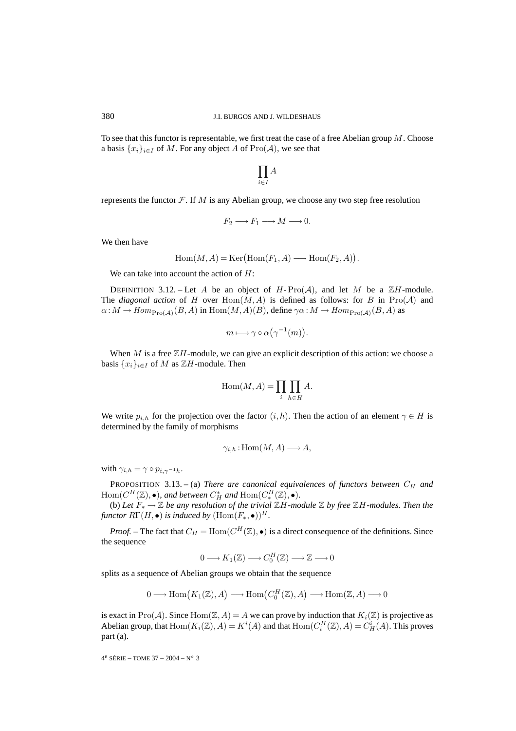To see that this functor is representable, we first treat the case of a free Abelian group $M$. Choose a basis $\{x_i\}_{i\in I}$ of $M$. For any object $A$ of $\mathrm{Pro}(\mathcal{A})$, we see that

$$\prod_{i\in I} A$$

represents the functor $\mathcal{F}$. If $M$ is any Abelian group, we choose any two step free resolution

$$F_2 \longrightarrow F_1 \longrightarrow M \longrightarrow 0.$$

We then have

$$\mathrm{Hom}(M,A) = \mathrm{Ker}\big(\mathrm{Hom}(F_1,A) \longrightarrow \mathrm{Hom}(F_2,A)\big).$$

We can take into account the action of $H$:

DEFINITION 3.12. – Let $A$ be an object of $H$-$\mathrm{Pro}(\mathcal{A})$, and let $M$ be a $\mathbb{Z}H$-module. The *diagonal action* of $H$ over $\mathrm{Hom}(M,A)$ is defined as follows: for $B$ in $\mathrm{Pro}(\mathcal{A})$ and $\alpha : M \to \mathit{Hom}_{\mathrm{Pro}(\mathcal{A})}(B,A)$ in $\mathrm{Hom}(M,A)(B)$, define $\gamma\alpha : M \to \mathit{Hom}_{\mathrm{Pro}(\mathcal{A})}(B,A)$ as

$$m \longmapsto \gamma \circ \alpha\big(\gamma^{-1}(m)\big).$$

When $M$ is a free $\mathbb{Z}H$-module, we can give an explicit description of this action: we choose a basis $\{x_i\}_{i\in I}$ of $M$ as $\mathbb{Z}H$-module. Then

$$\mathrm{Hom}(M,A) = \prod_i \prod_{h\in H} A.$$

We write $p_{i,h}$ for the projection over the factor $(i,h)$. Then the action of an element $\gamma \in H$ is determined by the family of morphisms

$$\gamma_{i,h} : \mathrm{Hom}(M,A) \longrightarrow A,$$

with $\gamma_{i,h} = \gamma \circ p_{i,\gamma^{-1}h}$.

PROPOSITION 3.13. – (a) *There are canonical equivalences of functors between $C_H$ and $\mathrm{Hom}(C^H(\mathbb{Z}),\bullet)$, and between $C_H^*$ and $\mathrm{Hom}(C_*^H(\mathbb{Z}),\bullet)$.*

(b) *Let $F_* \to \mathbb{Z}$ be any resolution of the trivial $\mathbb{Z}H$-module $\mathbb{Z}$ by free $\mathbb{Z}H$-modules. Then the functor $R\Gamma(H,\bullet)$ is induced by $(\mathrm{Hom}(F_*,\bullet))^H$.*

*Proof.* – The fact that $C_H = \mathrm{Hom}(C^H(\mathbb{Z}),\bullet)$ is a direct consequence of the definitions. Since the sequence

$$0 \longrightarrow K_1(\mathbb{Z}) \longrightarrow C_0^H(\mathbb{Z}) \longrightarrow \mathbb{Z} \longrightarrow 0$$

splits as a sequence of Abelian groups we obtain that the sequence

$$0 \longrightarrow \mathrm{Hom}\big(K_1(\mathbb{Z}),A\big) \longrightarrow \mathrm{Hom}\big(C_0^H(\mathbb{Z}),A\big) \longrightarrow \mathrm{Hom}(\mathbb{Z},A) \longrightarrow 0$$

is exact in $\mathrm{Pro}(\mathcal{A})$. Since $\mathrm{Hom}(\mathbb{Z},A) = A$ we can prove by induction that $K_i(\mathbb{Z})$ is projective as Abelian group, that $\mathrm{Hom}(K_i(\mathbb{Z}),A) = K^i(A)$ and that $\mathrm{Hom}(C_i^H(\mathbb{Z}),A) = C_H^i(A)$. This proves part (a).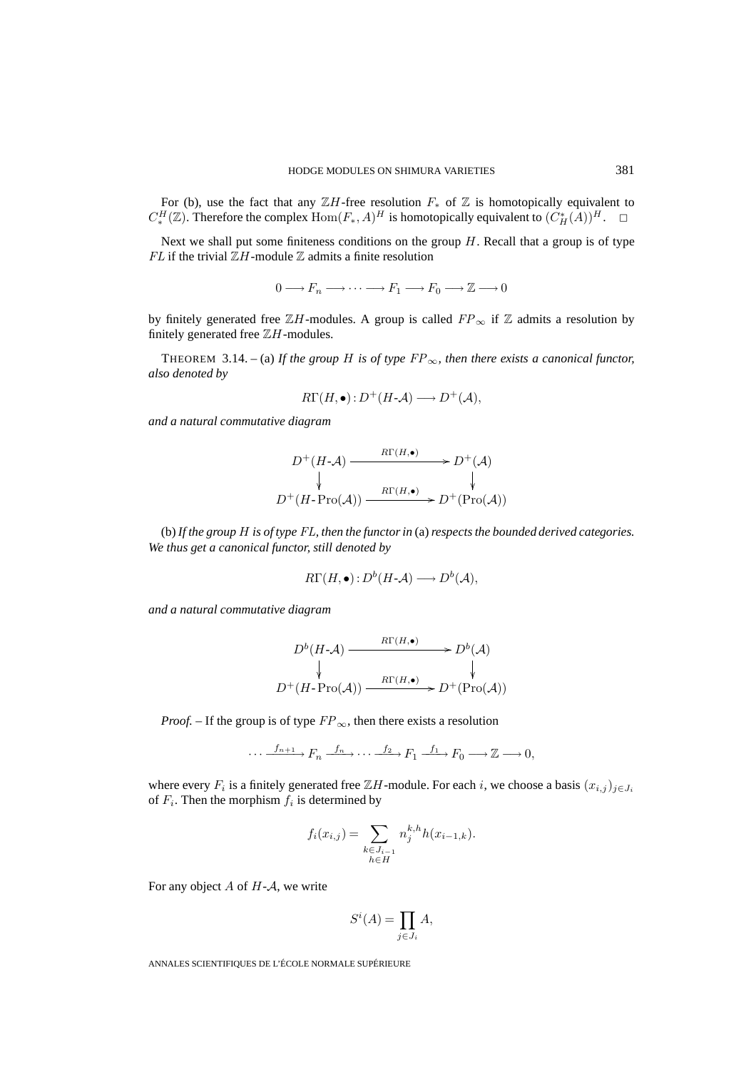For (b), use the fact that any $\mathbb{Z}H$-free resolution $F_*$ of $\mathbb{Z}$ is homotopically equivalent to $C_*^H(\mathbb{Z})$. Therefore the complex $\operatorname{Hom}(F_*, A)^H$ is homotopically equivalent to $(C_H^*(A))^H$. $\square$

Next we shall put some finiteness conditions on the group $H$. Recall that a group is of type $FL$ if the trivial $\mathbb{Z}H$-module $\mathbb{Z}$ admits a finite resolution

$$0 \longrightarrow F_n \longrightarrow \cdots \longrightarrow F_1 \longrightarrow F_0 \longrightarrow \mathbb{Z} \longrightarrow 0$$

by finitely generated free $\mathbb{Z}H$-modules. A group is called $FP_\infty$ if $\mathbb{Z}$ admits a resolution by finitely generated free $\mathbb{Z}H$-modules.

THEOREM 3.14. – (a) *If the group $H$ is of type $FP_\infty$, then there exists a canonical functor, also denoted by*

$$R\Gamma(H, \bullet) : D^+(H\text{-}\mathcal{A}) \longrightarrow D^+(\mathcal{A}),$$

*and a natural commutative diagram*

$$\begin{array}{ccc} D^+(H\text{-}\mathcal{A}) & \xrightarrow{R\Gamma(H,\bullet)} & D^+(\mathcal{A}) \\ \downarrow & & \downarrow \\ D^+(H\text{-}\operatorname{Pro}(\mathcal{A})) & \xrightarrow{R\Gamma(H,\bullet)} & D^+(\operatorname{Pro}(\mathcal{A})) \end{array}$$

(b) *If the group $H$ is of type $FL$, then the functor in* (a) *respects the bounded derived categories. We thus get a canonical functor, still denoted by*

$$R\Gamma(H, \bullet) : D^b(H\text{-}\mathcal{A}) \longrightarrow D^b(\mathcal{A}),$$

*and a natural commutative diagram*

$$\begin{array}{ccc} D^b(H\text{-}\mathcal{A}) & \xrightarrow{R\Gamma(H,\bullet)} & D^b(\mathcal{A}) \\ \downarrow & & \downarrow \\ D^+(H\text{-}\operatorname{Pro}(\mathcal{A})) & \xrightarrow{R\Gamma(H,\bullet)} & D^+(\operatorname{Pro}(\mathcal{A})) \end{array}$$

*Proof.* – If the group is of type $FP_\infty$, then there exists a resolution

$$\cdots \xrightarrow{f_{n+1}} F_n \xrightarrow{f_n} \cdots \xrightarrow{f_2} F_1 \xrightarrow{f_1} F_0 \longrightarrow \mathbb{Z} \longrightarrow 0,$$

where every $F_i$ is a finitely generated free $\mathbb{Z}H$-module. For each $i$, we choose a basis $(x_{i,j})_{j \in J_i}$ of $F_i$. Then the morphism $f_i$ is determined by

$$f_i(x_{i,j}) = \sum_{\substack{k \in J_{i-1} \\ h \in H}} n_j^{k,h} h(x_{i-1,k}).$$

For any object $A$ of $H$-$\mathcal{A}$, we write

$$S^i(A) = \prod_{j \in J_i} A,$$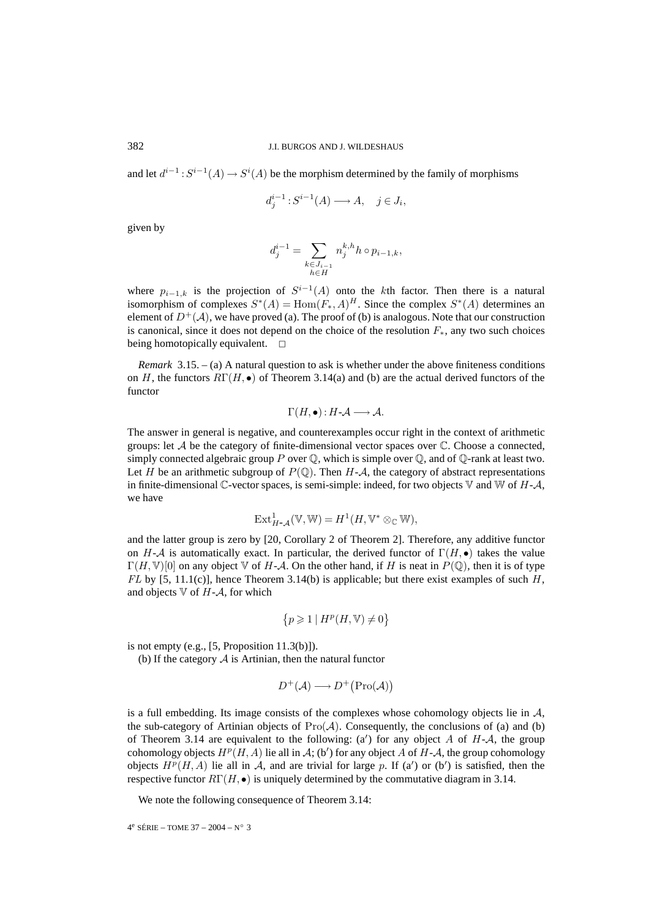and let $d^{i-1} : S^{i-1}(A) \to S^i(A)$ be the morphism determined by the family of morphisms

$$d_j^{i-1} : S^{i-1}(A) \longrightarrow A, \quad j \in J_i,$$

given by

$$d_j^{i-1} = \sum_{\substack{k \in J_{i-1} \\ h \in H}} n_j^{k,h} h \circ p_{i-1,k},$$

where $p_{i-1,k}$ is the projection of $S^{i-1}(A)$ onto the $k$th factor. Then there is a natural isomorphism of complexes $S^*(A) = \operatorname{Hom}(F_*, A)^H$. Since the complex $S^*(A)$ determines an element of $D^+(\mathcal{A})$, we have proved (a). The proof of (b) is analogous. Note that our construction is canonical, since it does not depend on the choice of the resolution $F_*$, any two such choices being homotopically equivalent. □

*Remark* 3.15. – (a) A natural question to ask is whether under the above finiteness conditions on $H$, the functors $R\Gamma(H, \bullet)$ of Theorem 3.14(a) and (b) are the actual derived functors of the functor

$$\Gamma(H, \bullet) : H\text{-}\mathcal{A} \longrightarrow \mathcal{A}.$$

The answer in general is negative, and counterexamples occur right in the context of arithmetic groups: let $\mathcal{A}$ be the category of finite-dimensional vector spaces over $\mathbb{C}$. Choose a connected, simply connected algebraic group $P$ over $\mathbb{Q}$, which is simple over $\mathbb{Q}$, and of $\mathbb{Q}$-rank at least two. Let $H$ be an arithmetic subgroup of $P(\mathbb{Q})$. Then $H\text{-}\mathcal{A}$, the category of abstract representations in finite-dimensional $\mathbb{C}$-vector spaces, is semi-simple: indeed, for two objects $\mathbb{V}$ and $\mathbb{W}$ of $H\text{-}\mathcal{A}$, we have

$$\operatorname{Ext}^1_{H\text{-}\mathcal{A}}(\mathbb{V}, \mathbb{W}) = H^1(H, \mathbb{V}^* \otimes_{\mathbb{C}} \mathbb{W}),$$

and the latter group is zero by [20, Corollary 2 of Theorem 2]. Therefore, any additive functor on $H\text{-}\mathcal{A}$ is automatically exact. In particular, the derived functor of $\Gamma(H, \bullet)$ takes the value $\Gamma(H, \mathbb{V})[0]$ on any object $\mathbb{V}$ of $H\text{-}\mathcal{A}$. On the other hand, if $H$ is neat in $P(\mathbb{Q})$, then it is of type $FL$ by [5, 11.1(c)], hence Theorem 3.14(b) is applicable; but there exist examples of such $H$, and objects $\mathbb{V}$ of $H\text{-}\mathcal{A}$, for which

$$\left\{ p \geqslant 1 \mid H^p(H, \mathbb{V}) \neq 0 \right\}$$

is not empty (e.g., [5, Proposition 11.3(b)]).

(b) If the category $\mathcal{A}$ is Artinian, then the natural functor

$$D^+(\mathcal{A}) \longrightarrow D^+\big(\operatorname{Pro}(\mathcal{A})\big)$$

is a full embedding. Its image consists of the complexes whose cohomology objects lie in $\mathcal{A}$, the sub-category of Artinian objects of $\operatorname{Pro}(\mathcal{A})$. Consequently, the conclusions of (a) and (b) of Theorem 3.14 are equivalent to the following: (a′) for any object $A$ of $H\text{-}\mathcal{A}$, the group cohomology objects $H^p(H, A)$ lie all in $\mathcal{A}$; (b′) for any object $A$ of $H\text{-}\mathcal{A}$, the group cohomology objects $H^p(H, A)$ lie all in $\mathcal{A}$, and are trivial for large $p$. If (a′) or (b′) is satisfied, then the respective functor $R\Gamma(H, \bullet)$ is uniquely determined by the commutative diagram in 3.14.

We note the following consequence of Theorem 3.14: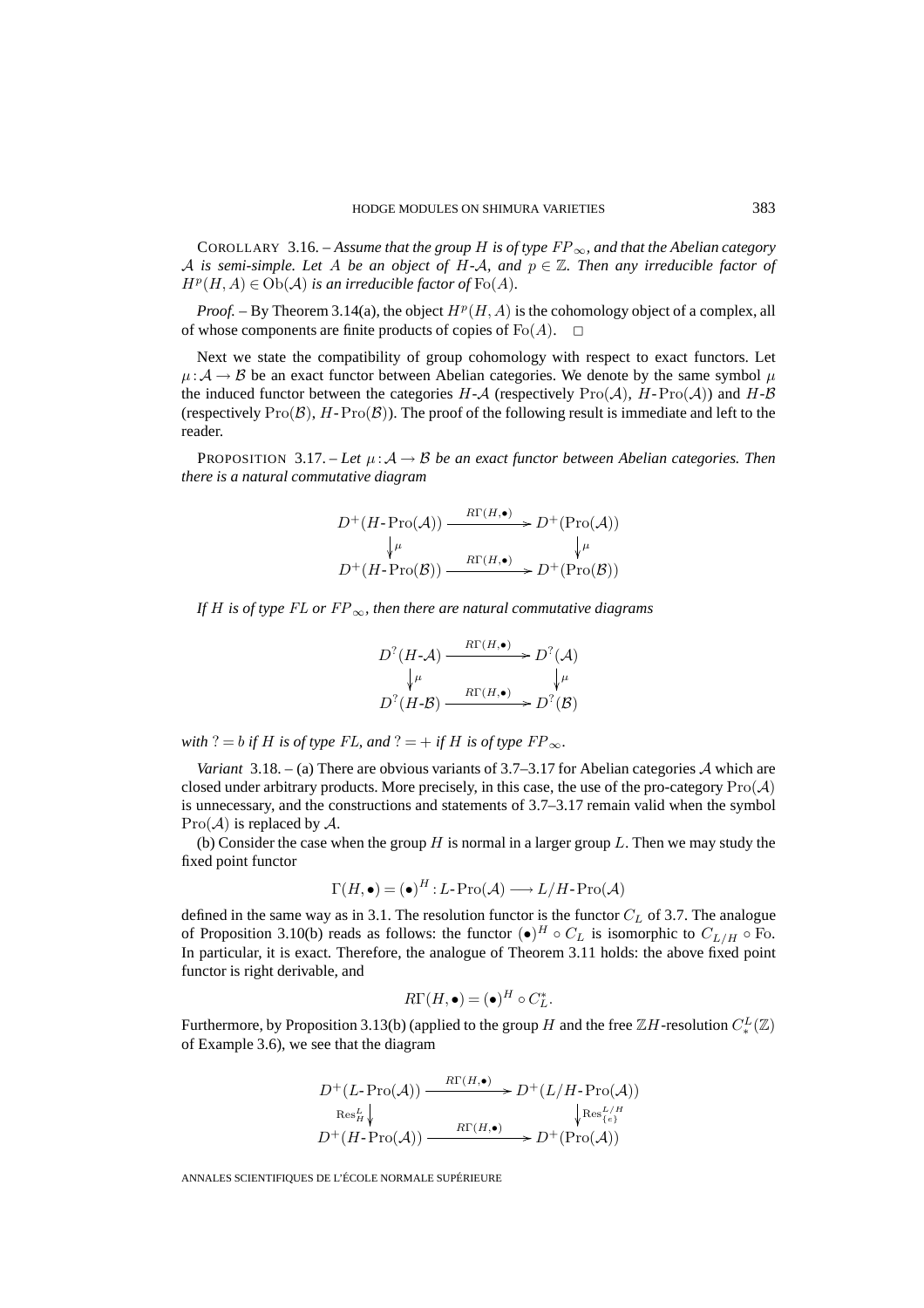COROLLARY 3.16. – *Assume that the group $H$ is of type $FP_\infty$, and that the Abelian category $\mathcal{A}$ is semi-simple. Let $A$ be an object of $H$-$\mathcal{A}$, and $p \in \mathbb{Z}$. Then any irreducible factor of $H^p(H, A) \in \mathrm{Ob}(\mathcal{A})$ is an irreducible factor of $\mathrm{Fo}(A)$.*

*Proof.* – By Theorem 3.14(a), the object $H^p(H, A)$ is the cohomology object of a complex, all of whose components are finite products of copies of $\mathrm{Fo}(A)$. □

Next we state the compatibility of group cohomology with respect to exact functors. Let $\mu : \mathcal{A} \to \mathcal{B}$ be an exact functor between Abelian categories. We denote by the same symbol $\mu$ the induced functor between the categories $H$-$\mathcal{A}$ (respectively $\mathrm{Pro}(\mathcal{A})$, $H$-$\mathrm{Pro}(\mathcal{A})$) and $H$-$\mathcal{B}$ (respectively $\mathrm{Pro}(\mathcal{B})$, $H$-$\mathrm{Pro}(\mathcal{B})$). The proof of the following result is immediate and left to the reader.

PROPOSITION 3.17. – *Let $\mu : \mathcal{A} \to \mathcal{B}$ be an exact functor between Abelian categories. Then there is a natural commutative diagram*

$$\begin{array}{ccc} D^+(H\text{-}\mathrm{Pro}(\mathcal{A})) & \xrightarrow{R\Gamma(H,\bullet)} & D^+(\mathrm{Pro}(\mathcal{A})) \\ \big\downarrow{\scriptstyle \mu} & & \big\downarrow{\scriptstyle \mu} \\ D^+(H\text{-}\mathrm{Pro}(\mathcal{B})) & \xrightarrow{R\Gamma(H,\bullet)} & D^+(\mathrm{Pro}(\mathcal{B})) \end{array}$$

*If $H$ is of type $FL$ or $FP_\infty$, then there are natural commutative diagrams*

$$\begin{array}{ccc} D^?(H\text{-}\mathcal{A}) & \xrightarrow{R\Gamma(H,\bullet)} & D^?(\mathcal{A}) \\ \big\downarrow{\scriptstyle \mu} & & \big\downarrow{\scriptstyle \mu} \\ D^?(H\text{-}\mathcal{B}) & \xrightarrow{R\Gamma(H,\bullet)} & D^?(\mathcal{B}) \end{array}$$

*with $? = b$ if $H$ is of type $FL$, and $? = +$ if $H$ is of type $FP_\infty$.*

*Variant* 3.18. – (a) There are obvious variants of 3.7–3.17 for Abelian categories $\mathcal{A}$ which are closed under arbitrary products. More precisely, in this case, the use of the pro-category $\mathrm{Pro}(\mathcal{A})$ is unnecessary, and the constructions and statements of 3.7–3.17 remain valid when the symbol $\mathrm{Pro}(\mathcal{A})$ is replaced by $\mathcal{A}$.

(b) Consider the case when the group $H$ is normal in a larger group $L$. Then we may study the fixed point functor

$$\Gamma(H, \bullet) = (\bullet)^H : L\text{-}\mathrm{Pro}(\mathcal{A}) \longrightarrow L/H\text{-}\mathrm{Pro}(\mathcal{A})$$

defined in the same way as in 3.1. The resolution functor is the functor $C_L$ of 3.7. The analogue of Proposition 3.10(b) reads as follows: the functor $(\bullet)^H \circ C_L$ is isomorphic to $C_{L/H} \circ \mathrm{Fo}$. In particular, it is exact. Therefore, the analogue of Theorem 3.11 holds: the above fixed point functor is right derivable, and

$$R\Gamma(H, \bullet) = (\bullet)^H \circ C_L^*.$$

Furthermore, by Proposition 3.13(b) (applied to the group $H$ and the free $\mathbb{Z}H$-resolution $C_*^L(\mathbb{Z})$ of Example 3.6), we see that the diagram

$$\begin{array}{ccc} D^+(L\text{-}\mathrm{Pro}(\mathcal{A})) & \xrightarrow{R\Gamma(H,\bullet)} & D^+(L/H\text{-}\mathrm{Pro}(\mathcal{A})) \\ {\scriptstyle \mathrm{Res}^L_H}\big\downarrow & & \big\downarrow{\scriptstyle \mathrm{Res}^{L/H}_{\{e\}}} \\ D^+(H\text{-}\mathrm{Pro}(\mathcal{A})) & \xrightarrow{R\Gamma(H,\bullet)} & D^+(\mathrm{Pro}(\mathcal{A})) \end{array}$$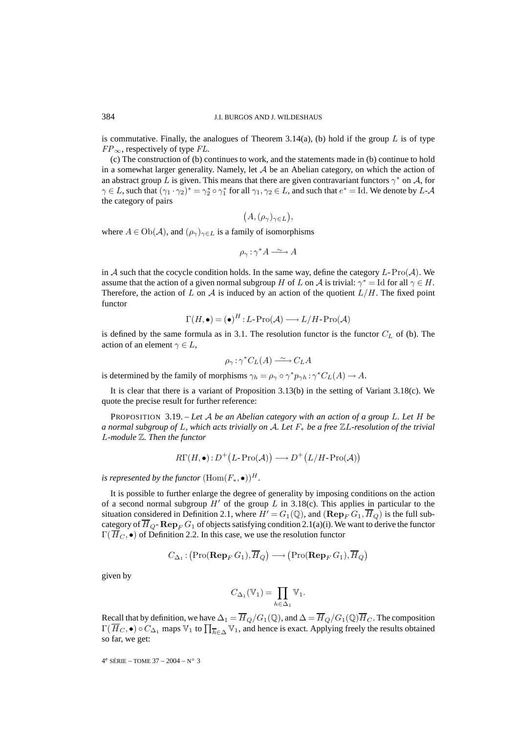is commutative. Finally, the analogues of Theorem 3.14(a), (b) hold if the group $L$ is of type $FP_\infty$, respectively of type $FL$.

(c) The construction of (b) continues to work, and the statements made in (b) continue to hold in a somewhat larger generality. Namely, let $\mathcal{A}$ be an Abelian category, on which the action of an abstract group $L$ is given. This means that there are given contravariant functors $\gamma^*$ on $\mathcal{A}$, for $\gamma \in L$, such that $(\gamma_1 \cdot \gamma_2)^* = \gamma_2^* \circ \gamma_1^*$ for all $\gamma_1, \gamma_2 \in L$, and such that $e^* = \mathrm{Id}$. We denote by $L$-$\mathcal{A}$ the category of pairs

$$\big(A, (\rho_\gamma)_{\gamma \in L}\big),$$

where $A \in \mathrm{Ob}(\mathcal{A})$, and $(\rho_\gamma)_{\gamma \in L}$ is a family of isomorphisms

$$\rho_\gamma : \gamma^* A \xrightarrow{\ \sim\ } A$$

in $\mathcal{A}$ such that the cocycle condition holds. In the same way, define the category $L$-$\mathrm{Pro}(\mathcal{A})$. We assume that the action of a given normal subgroup $H$ of $L$ on $\mathcal{A}$ is trivial: $\gamma^* = \mathrm{Id}$ for all $\gamma \in H$. Therefore, the action of $L$ on $\mathcal{A}$ is induced by an action of the quotient $L/H$. The fixed point functor

$$\Gamma(H, \bullet) = (\bullet)^H : L\text{-}\mathrm{Pro}(\mathcal{A}) \longrightarrow L/H\text{-}\mathrm{Pro}(\mathcal{A})$$

is defined by the same formula as in 3.1. The resolution functor is the functor $C_L$ of (b). The action of an element $\gamma \in L$,

$$\rho_\gamma : \gamma^* C_L(A) \xrightarrow{\ \sim\ } C_L A$$

is determined by the family of morphisms $\gamma_h = \rho_\gamma \circ \gamma^* p_{\gamma h} : \gamma^* C_L(A) \to A$.

It is clear that there is a variant of Proposition 3.13(b) in the setting of Variant 3.18(c). We quote the precise result for further reference:

PROPOSITION 3.19. – *Let $\mathcal{A}$ be an Abelian category with an action of a group $L$. Let $H$ be a normal subgroup of $L$, which acts trivially on $\mathcal{A}$. Let $F_*$ be a free $\mathbb{Z}L$-resolution of the trivial $L$-module $\mathbb{Z}$. Then the functor*

$$R\Gamma(H, \bullet) : D^+\big(L\text{-}\mathrm{Pro}(\mathcal{A})\big) \longrightarrow D^+\big(L/H\text{-}\mathrm{Pro}(\mathcal{A})\big)$$

*is represented by the functor* $(\mathrm{Hom}(F_*, \bullet))^H$.

It is possible to further enlarge the degree of generality by imposing conditions on the action of a second normal subgroup $H'$ of the group $L$ in 3.18(c). This applies in particular to the situation considered in Definition 2.1, where $H' = G_1(\mathbb{Q})$, and $(\mathbf{Rep}_F\, G_1, \overline{H}_Q)$ is the full subcategory of $\overline{H}_Q$-$\mathbf{Rep}_F\, G_1$ of objects satisfying condition 2.1(a)(i). We want to derive the functor $\Gamma(\overline{H}_C, \bullet)$ of Definition 2.2. In this case, we use the resolution functor

$$C_{\Delta_1} : \big(\mathrm{Pro}(\mathbf{Rep}_F\, G_1), \overline{H}_Q\big) \longrightarrow \big(\mathrm{Pro}(\mathbf{Rep}_F\, G_1), \overline{H}_Q\big)$$

given by

$$C_{\Delta_1}(\mathbb{V}_1) = \prod_{h \in \Delta_1} \mathbb{V}_1.$$

Recall that by definition, we have $\Delta_1 = \overline{H}_Q / G_1(\mathbb{Q})$, and $\Delta = \overline{H}_Q / G_1(\mathbb{Q}) \overline{H}_C$. The composition $\Gamma(\overline{H}_C, \bullet) \circ C_{\Delta_1}$ maps $\mathbb{V}_1$ to $\prod_{\overline{h} \in \Delta} \mathbb{V}_1$, and hence is exact. Applying freely the results obtained so far, we get: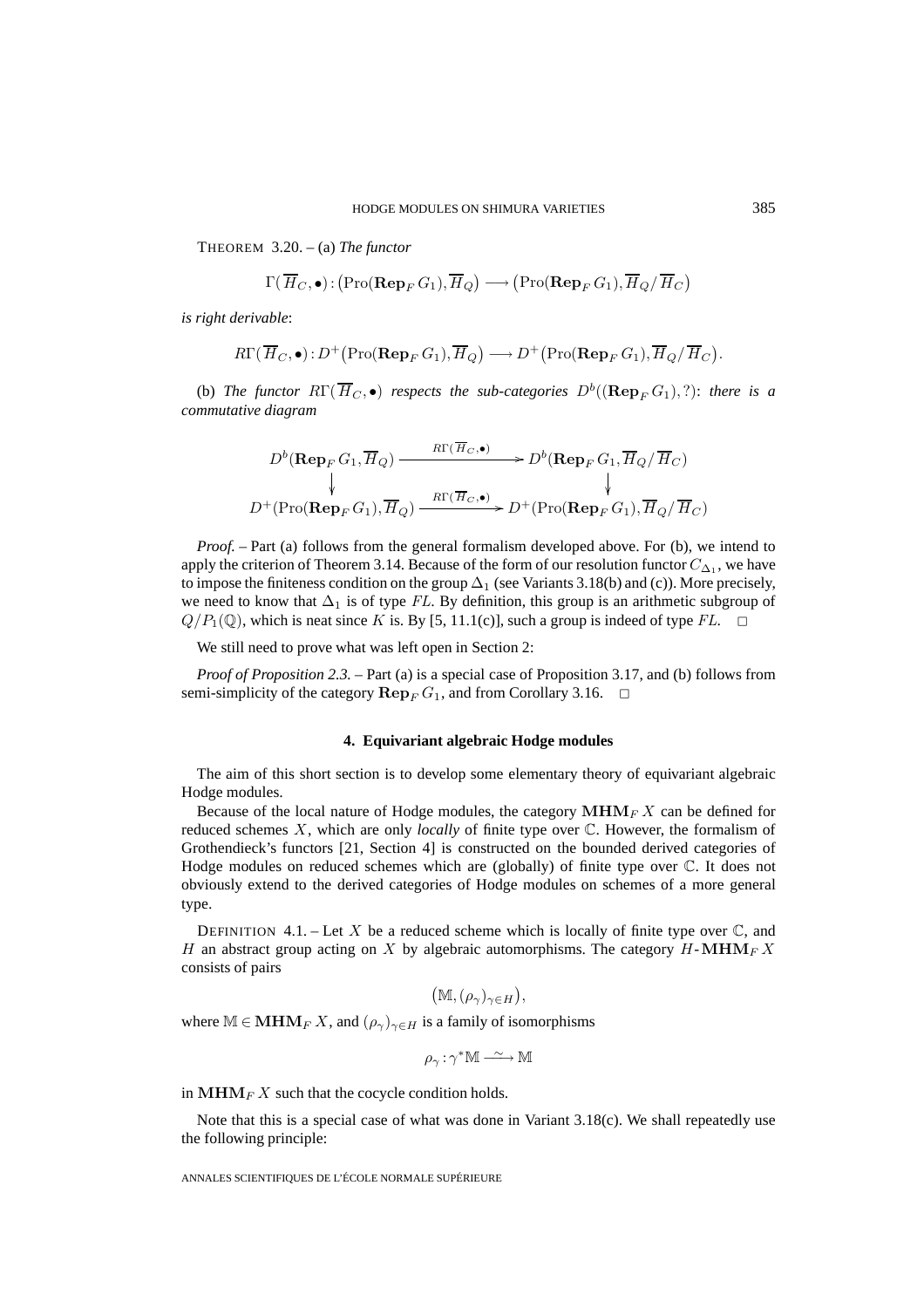THEOREM 3.20. – (a) *The functor*

$$\Gamma(\overline{H}_C, \bullet) : \big(\mathrm{Pro}(\mathbf{Rep}_F\, G_1), \overline{H}_Q\big) \longrightarrow \big(\mathrm{Pro}(\mathbf{Rep}_F\, G_1), \overline{H}_Q/\overline{H}_C\big)$$

*is right derivable*:

$$R\Gamma(\overline{H}_C, \bullet) : D^+\big(\mathrm{Pro}(\mathbf{Rep}_F\, G_1), \overline{H}_Q\big) \longrightarrow D^+\big(\mathrm{Pro}(\mathbf{Rep}_F\, G_1), \overline{H}_Q/\overline{H}_C\big).$$

(b) *The functor* $R\Gamma(\overline{H}_C, \bullet)$ *respects the sub-categories* $D^b((\mathbf{Rep}_F\, G_1), ?)$: *there is a commutative diagram*

$$\begin{array}{ccc}
D^b(\mathbf{Rep}_F\, G_1, \overline{H}_Q) & \xrightarrow{R\Gamma(\overline{H}_C, \bullet)} & D^b(\mathbf{Rep}_F\, G_1, \overline{H}_Q/\overline{H}_C) \\
\downarrow & & \downarrow \\
D^+(\mathrm{Pro}(\mathbf{Rep}_F\, G_1), \overline{H}_Q) & \xrightarrow{R\Gamma(\overline{H}_C, \bullet)} & D^+(\mathrm{Pro}(\mathbf{Rep}_F\, G_1), \overline{H}_Q/\overline{H}_C)
\end{array}$$

*Proof.* – Part (a) follows from the general formalism developed above. For (b), we intend to apply the criterion of Theorem 3.14. Because of the form of our resolution functor $C_{\Delta_1}$, we have to impose the finiteness condition on the group $\Delta_1$ (see Variants 3.18(b) and (c)). More precisely, we need to know that $\Delta_1$ is of type $FL$. By definition, this group is an arithmetic subgroup of $Q/P_1(\mathbb{Q})$, which is neat since $K$ is. By [5, 11.1(c)], such a group is indeed of type $FL$. $\square$

We still need to prove what was left open in Section 2:

*Proof of Proposition 2.3.* – Part (a) is a special case of Proposition 3.17, and (b) follows from semi-simplicity of the category $\mathbf{Rep}_F\, G_1$, and from Corollary 3.16. $\square$

## 4. Equivariant algebraic Hodge modules

The aim of this short section is to develop some elementary theory of equivariant algebraic Hodge modules.

Because of the local nature of Hodge modules, the category $\mathbf{MHM}_F\, X$ can be defined for reduced schemes $X$, which are only *locally* of finite type over $\mathbb{C}$. However, the formalism of Grothendieck's functors [21, Section 4] is constructed on the bounded derived categories of Hodge modules on reduced schemes which are (globally) of finite type over $\mathbb{C}$. It does not obviously extend to the derived categories of Hodge modules on schemes of a more general type.

DEFINITION 4.1. – Let $X$ be a reduced scheme which is locally of finite type over $\mathbb{C}$, and $H$ an abstract group acting on $X$ by algebraic automorphisms. The category $H\text{-}\mathbf{MHM}_F\, X$ consists of pairs

$$\big(\mathbb{M}, (\rho_\gamma)_{\gamma\in H}\big),$$

where $\mathbb{M} \in \mathbf{MHM}_F\, X$, and $(\rho_\gamma)_{\gamma\in H}$ is a family of isomorphisms

$$\rho_\gamma : \gamma^*\mathbb{M} \xrightarrow{\ \sim\ } \mathbb{M}$$

in $\mathbf{MHM}_F\, X$ such that the cocycle condition holds.

Note that this is a special case of what was done in Variant 3.18(c). We shall repeatedly use the following principle: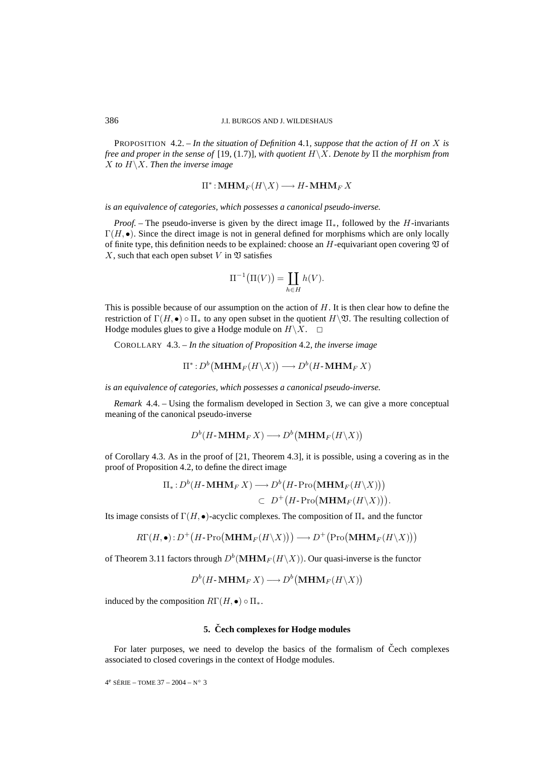PROPOSITION 4.2. – *In the situation of Definition* 4.1*, suppose that the action of $H$ on $X$ is free and proper in the sense of* [19, (1.7)]*, with quotient $H\backslash X$. Denote by $\Pi$ the morphism from $X$ to $H\backslash X$. Then the inverse image*

$$\Pi^* : \mathbf{MHM}_F(H\backslash X) \longrightarrow H\text{-}\mathbf{MHM}_F\, X$$

*is an equivalence of categories, which possesses a canonical pseudo-inverse.*

*Proof.* – The pseudo-inverse is given by the direct image $\Pi_*$, followed by the $H$-invariants $\Gamma(H,\bullet)$. Since the direct image is not in general defined for morphisms which are only locally of finite type, this definition needs to be explained: choose an $H$-equivariant open covering $\mathfrak{V}$ of $X$, such that each open subset $V$ in $\mathfrak{V}$ satisfies

$$\Pi^{-1}\big(\Pi(V)\big) = \coprod_{h\in H} h(V).$$

This is possible because of our assumption on the action of $H$. It is then clear how to define the restriction of $\Gamma(H,\bullet)\circ\Pi_*$ to any open subset in the quotient $H\backslash\mathfrak{V}$. The resulting collection of Hodge modules glues to give a Hodge module on $H\backslash X$. $\square$

COROLLARY 4.3. – *In the situation of Proposition* 4.2*, the inverse image*

$$\Pi^* : D^b\big(\mathbf{MHM}_F(H\backslash X)\big) \longrightarrow D^b(H\text{-}\mathbf{MHM}_F\, X)$$

*is an equivalence of categories, which possesses a canonical pseudo-inverse.*

*Remark* 4.4. – Using the formalism developed in Section 3, we can give a more conceptual meaning of the canonical pseudo-inverse

$$D^b(H\text{-}\mathbf{MHM}_F\, X) \longrightarrow D^b\big(\mathbf{MHM}_F(H\backslash X)\big)$$

of Corollary 4.3. As in the proof of [21, Theorem 4.3], it is possible, using a covering as in the proof of Proposition 4.2, to define the direct image

$$\begin{aligned}\Pi_* : D^b(H\text{-}\mathbf{MHM}_F\, X) &\longrightarrow D^b\big(H\text{-}\mathrm{Pro}\big(\mathbf{MHM}_F(H\backslash X)\big)\big)\\ &\subset\ D^+\big(H\text{-}\mathrm{Pro}\big(\mathbf{MHM}_F(H\backslash X)\big)\big).\end{aligned}$$

Its image consists of $\Gamma(H,\bullet)$-acyclic complexes. The composition of $\Pi_*$ and the functor

$$R\Gamma(H,\bullet) : D^+\big(H\text{-}\mathrm{Pro}\big(\mathbf{MHM}_F(H\backslash X)\big)\big) \longrightarrow D^+\big(\mathrm{Pro}\big(\mathbf{MHM}_F(H\backslash X)\big)\big)$$

of Theorem 3.11 factors through $D^b(\mathbf{MHM}_F(H\backslash X))$. Our quasi-inverse is the functor

$$D^b(H\text{-}\mathbf{MHM}_F\, X) \longrightarrow D^b\big(\mathbf{MHM}_F(H\backslash X)\big)$$

induced by the composition $R\Gamma(H,\bullet)\circ\Pi_*$.

## 5. Čech complexes for Hodge modules

For later purposes, we need to develop the basics of the formalism of Čech complexes associated to closed coverings in the context of Hodge modules.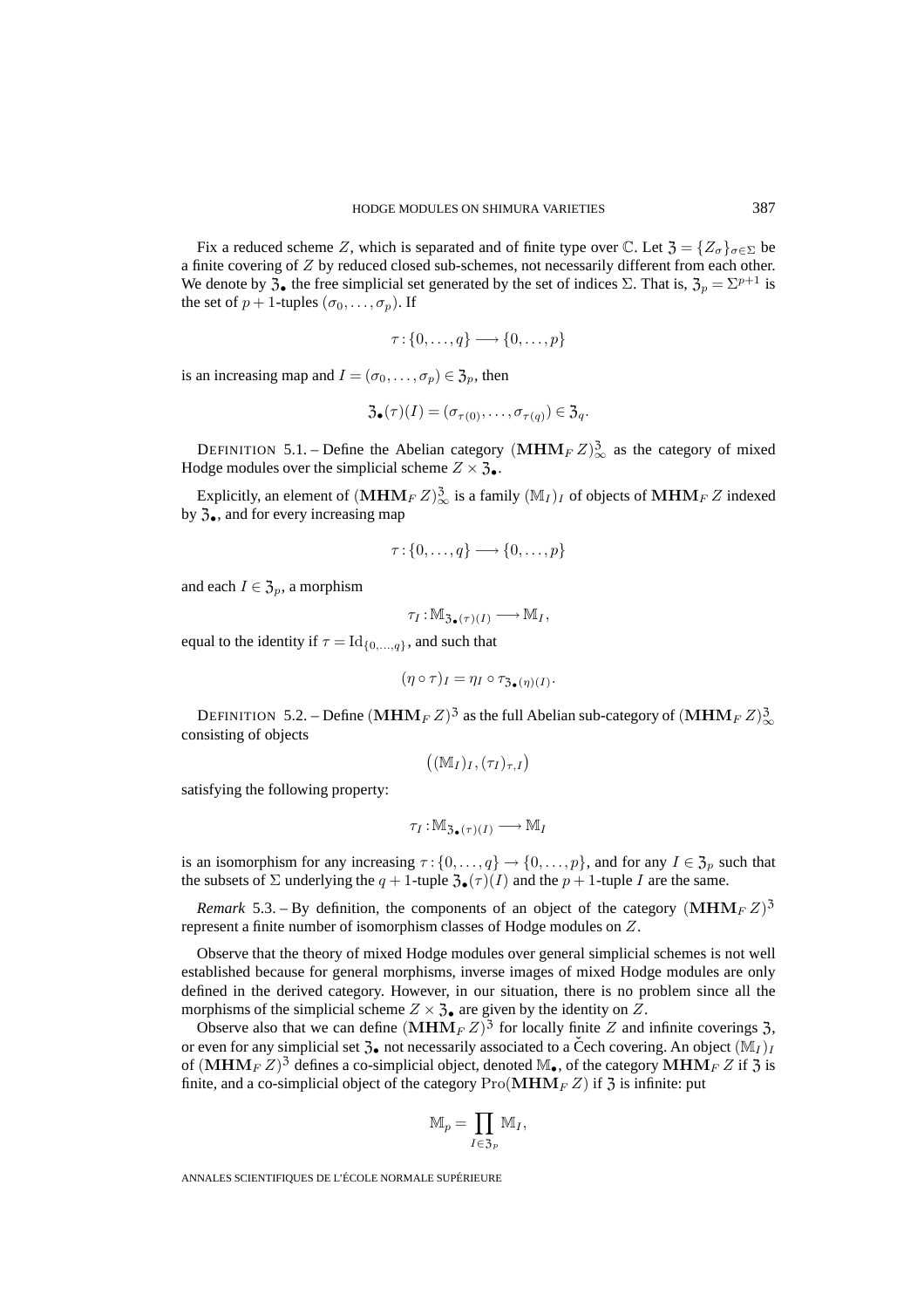Fix a reduced scheme $Z$, which is separated and of finite type over $\mathbb{C}$. Let $\mathfrak{Z} = \{Z_\sigma\}_{\sigma \in \Sigma}$ be a finite covering of $Z$ by reduced closed sub-schemes, not necessarily different from each other. We denote by $\mathfrak{Z}_\bullet$ the free simplicial set generated by the set of indices $\Sigma$. That is, $\mathfrak{Z}_p = \Sigma^{p+1}$ is the set of $p+1$-tuples $(\sigma_0, \ldots, \sigma_p)$. If

$$\tau : \{0, \ldots, q\} \longrightarrow \{0, \ldots, p\}$$

is an increasing map and $I = (\sigma_0, \ldots, \sigma_p) \in \mathfrak{Z}_p$, then

$$\mathfrak{Z}_\bullet(\tau)(I) = (\sigma_{\tau(0)}, \ldots, \sigma_{\tau(q)}) \in \mathfrak{Z}_q.$$

DEFINITION 5.1. – Define the Abelian category $(\mathbf{MHM}_F\, Z)^{\mathfrak{Z}}_\infty$ as the category of mixed Hodge modules over the simplicial scheme $Z \times \mathfrak{Z}_\bullet$.

Explicitly, an element of $(\mathbf{MHM}_F\, Z)^{\mathfrak{Z}}_\infty$ is a family $(\mathbb{M}_I)_I$ of objects of $\mathbf{MHM}_F\, Z$ indexed by $\mathfrak{Z}_\bullet$, and for every increasing map

$$\tau : \{0, \ldots, q\} \longrightarrow \{0, \ldots, p\}$$

and each $I \in \mathfrak{Z}_p$, a morphism

$$\tau_I : \mathbb{M}_{\mathfrak{Z}_\bullet(\tau)(I)} \longrightarrow \mathbb{M}_I,$$

equal to the identity if $\tau = \mathrm{Id}_{\{0,\ldots,q\}}$, and such that

$$(\eta \circ \tau)_I = \eta_I \circ \tau_{\mathfrak{Z}_\bullet(\eta)(I)}.$$

DEFINITION 5.2. – Define $(\mathbf{MHM}_F\, Z)^{\mathfrak{Z}}$ as the full Abelian sub-category of $(\mathbf{MHM}_F\, Z)^{\mathfrak{Z}}_\infty$ consisting of objects

$$\big((\mathbb{M}_I)_I, (\tau_I)_{\tau, I}\big)$$

satisfying the following property:

$$\tau_I : \mathbb{M}_{\mathfrak{Z}_\bullet(\tau)(I)} \longrightarrow \mathbb{M}_I$$

is an isomorphism for any increasing $\tau : \{0, \ldots, q\} \to \{0, \ldots, p\}$, and for any $I \in \mathfrak{Z}_p$ such that the subsets of $\Sigma$ underlying the $q+1$-tuple $\mathfrak{Z}_\bullet(\tau)(I)$ and the $p+1$-tuple $I$ are the same.

*Remark* 5.3. – By definition, the components of an object of the category $(\mathbf{MHM}_F\, Z)^{\mathfrak{Z}}$ represent a finite number of isomorphism classes of Hodge modules on $Z$.

Observe that the theory of mixed Hodge modules over general simplicial schemes is not well established because for general morphisms, inverse images of mixed Hodge modules are only defined in the derived category. However, in our situation, there is no problem since all the morphisms of the simplicial scheme $Z \times \mathfrak{Z}_\bullet$ are given by the identity on $Z$.

Observe also that we can define $(\mathbf{MHM}_F\, Z)^{\mathfrak{Z}}$ for locally finite $Z$ and infinite coverings $\mathfrak{Z}$, or even for any simplicial set $\mathfrak{Z}_\bullet$ not necessarily associated to a Čech covering. An object $(\mathbb{M}_I)_I$ of $(\mathbf{MHM}_F\, Z)^{\mathfrak{Z}}$ defines a co-simplicial object, denoted $\mathbb{M}_\bullet$, of the category $\mathbf{MHM}_F\, Z$ if $\mathfrak{Z}$ is finite, and a co-simplicial object of the category $\mathrm{Pro}(\mathbf{MHM}_F\, Z)$ if $\mathfrak{Z}$ is infinite: put

$$\mathbb{M}_p = \prod_{I \in \mathfrak{Z}_p} \mathbb{M}_I,$$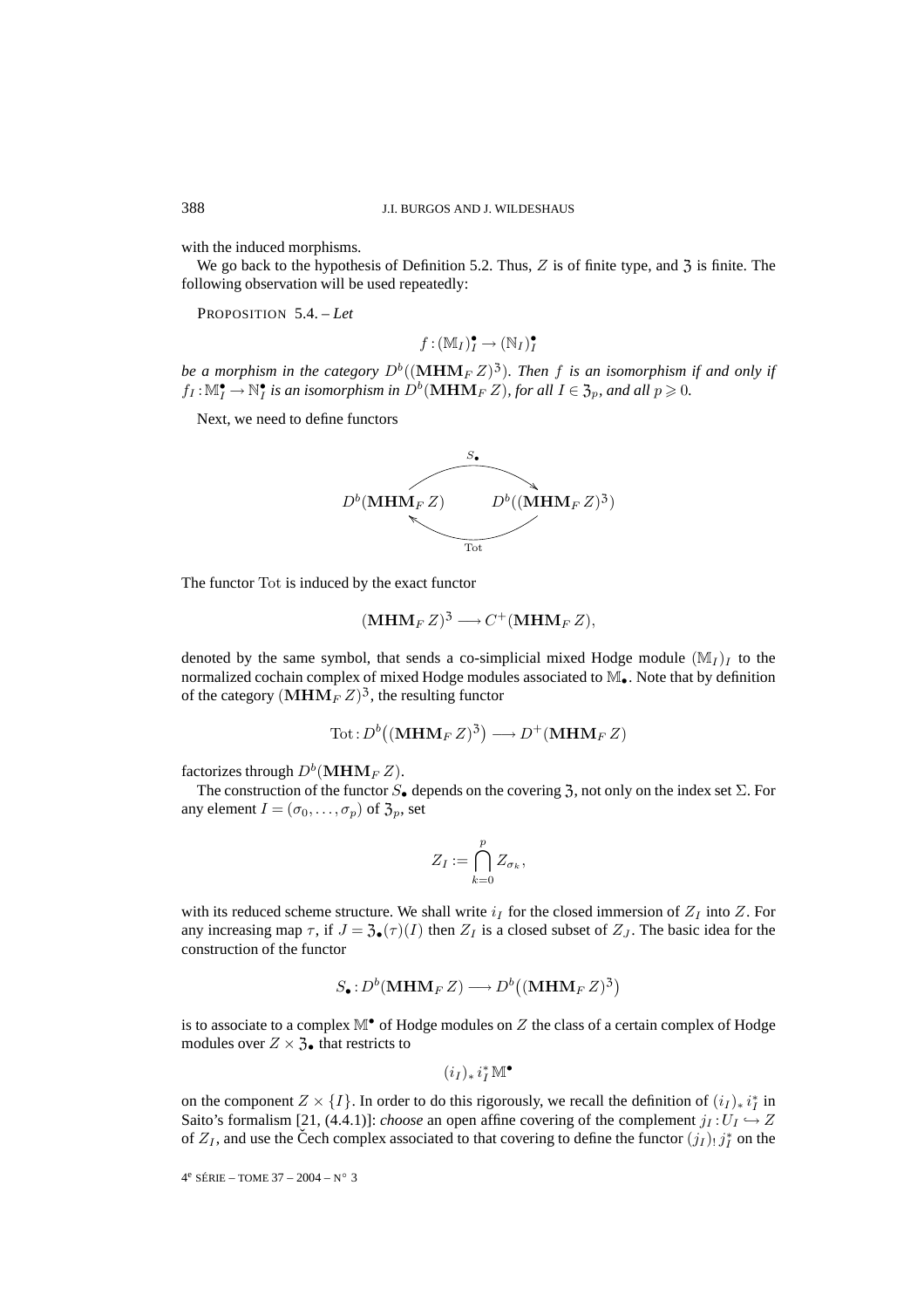with the induced morphisms.

We go back to the hypothesis of Definition 5.2. Thus, $Z$ is of finite type, and $\mathfrak{Z}$ is finite. The following observation will be used repeatedly:

PROPOSITION 5.4. – *Let*

$$f:(\mathbb{M}_I)_I^\bullet \to (\mathbb{N}_I)_I^\bullet$$

*be a morphism in the category $D^b((\mathbf{MHM}_F\, Z)^{\mathfrak{Z}})$. Then $f$ is an isomorphism if and only if $f_I:\mathbb{M}_I^\bullet \to \mathbb{N}_I^\bullet$ is an isomorphism in $D^b(\mathbf{MHM}_F\, Z)$, for all $I \in \mathfrak{Z}_p$, and all $p \geqslant 0$.*

Next, we need to define functors

$$D^b(\mathbf{MHM}_F\, Z) \underset{\mathrm{Tot}}{\overset{S_\bullet}{\rightleftarrows}} D^b((\mathbf{MHM}_F\, Z)^{\mathfrak{Z}})$$

The functor $\mathrm{Tot}$ is induced by the exact functor

$$(\mathbf{MHM}_F\, Z)^{\mathfrak{Z}} \longrightarrow C^+(\mathbf{MHM}_F\, Z),$$

denoted by the same symbol, that sends a co-simplicial mixed Hodge module $(\mathbb{M}_I)_I$ to the normalized cochain complex of mixed Hodge modules associated to $\mathbb{M}_\bullet$. Note that by definition of the category $(\mathbf{MHM}_F\, Z)^{\mathfrak{Z}}$, the resulting functor

$$\mathrm{Tot}: D^b\big((\mathbf{MHM}_F\, Z)^{\mathfrak{Z}}\big) \longrightarrow D^+(\mathbf{MHM}_F\, Z)$$

factorizes through $D^b(\mathbf{MHM}_F\, Z)$.

The construction of the functor $S_\bullet$ depends on the covering $\mathfrak{Z}$, not only on the index set $\Sigma$. For any element $I = (\sigma_0, \ldots, \sigma_p)$ of $\mathfrak{Z}_p$, set

$$Z_I := \bigcap_{k=0}^{p} Z_{\sigma_k},$$

with its reduced scheme structure. We shall write $i_I$ for the closed immersion of $Z_I$ into $Z$. For any increasing map $\tau$, if $J = \mathfrak{Z}_\bullet(\tau)(I)$ then $Z_I$ is a closed subset of $Z_J$. The basic idea for the construction of the functor

$$S_\bullet: D^b(\mathbf{MHM}_F\, Z) \longrightarrow D^b\big((\mathbf{MHM}_F\, Z)^{\mathfrak{Z}}\big)$$

is to associate to a complex $\mathbb{M}^\bullet$ of Hodge modules on $Z$ the class of a certain complex of Hodge modules over $Z \times \mathfrak{Z}_\bullet$ that restricts to

$$(i_I)_*\, i_I^*\, \mathbb{M}^\bullet$$

on the component $Z \times \{I\}$. In order to do this rigorously, we recall the definition of $(i_I)_*\, i_I^*$ in Saito's formalism [21, (4.4.1)]: *choose* an open affine covering of the complement $j_I: U_I \hookrightarrow Z$ of $Z_I$, and use the Čech complex associated to that covering to define the functor $(j_I)_!\, j_I^*$ on the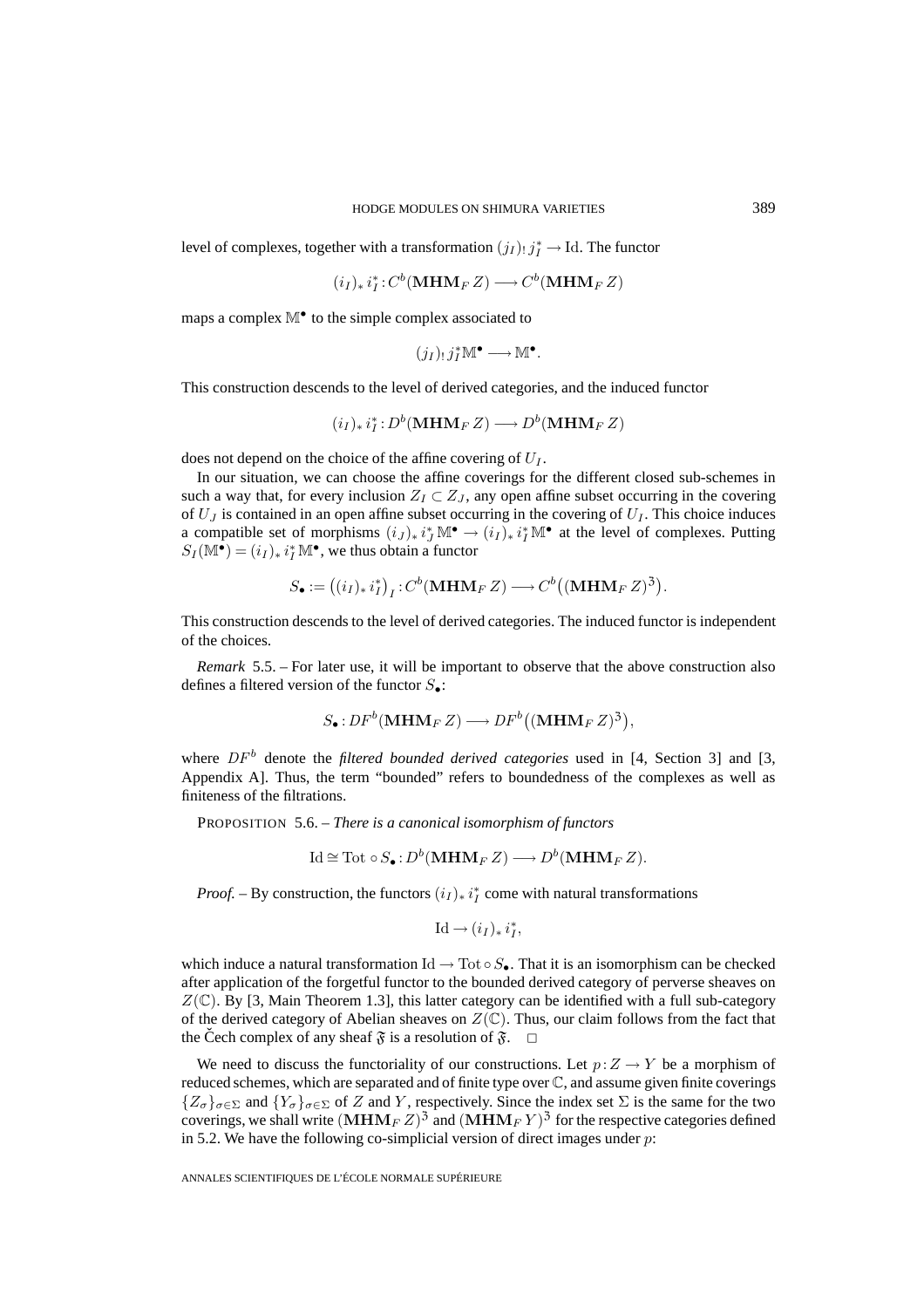level of complexes, together with a transformation $(j_I)_! \, j_I^* \to \mathrm{Id}$. The functor

$$(i_I)_* \, i_I^* : C^b(\mathbf{MHM}_F \, Z) \longrightarrow C^b(\mathbf{MHM}_F \, Z)$$

maps a complex $\mathbb{M}^\bullet$ to the simple complex associated to

$$(j_I)_! \, j_I^* \mathbb{M}^\bullet \longrightarrow \mathbb{M}^\bullet.$$

This construction descends to the level of derived categories, and the induced functor

$$(i_I)_* \, i_I^* : D^b(\mathbf{MHM}_F \, Z) \longrightarrow D^b(\mathbf{MHM}_F \, Z)$$

does not depend on the choice of the affine covering of $U_I$.

In our situation, we can choose the affine coverings for the different closed sub-schemes in such a way that, for every inclusion $Z_I \subset Z_J$, any open affine subset occurring in the covering of $U_J$ is contained in an open affine subset occurring in the covering of $U_I$. This choice induces a compatible set of morphisms $(i_J)_* \, i_J^* \, \mathbb{M}^\bullet \to (i_I)_* \, i_I^* \, \mathbb{M}^\bullet$ at the level of complexes. Putting $S_I(\mathbb{M}^\bullet) = (i_I)_* \, i_I^* \, \mathbb{M}^\bullet$, we thus obtain a functor

$$S_\bullet := \big((i_I)_* \, i_I^*\big)_I : C^b(\mathbf{MHM}_F \, Z) \longrightarrow C^b\big((\mathbf{MHM}_F \, Z)^\mathfrak{Z}\big).$$

This construction descends to the level of derived categories. The induced functor is independent of the choices.

*Remark* 5.5. – For later use, it will be important to observe that the above construction also defines a filtered version of the functor $S_\bullet$:

$$S_\bullet : DF^b(\mathbf{MHM}_F \, Z) \longrightarrow DF^b\big((\mathbf{MHM}_F \, Z)^\mathfrak{Z}\big),$$

where $DF^b$ denote the *filtered bounded derived categories* used in [4, Section 3] and [3, Appendix A]. Thus, the term "bounded" refers to boundedness of the complexes as well as finiteness of the filtrations.

PROPOSITION 5.6. – *There is a canonical isomorphism of functors*

$$\mathrm{Id} \cong \mathrm{Tot} \circ S_\bullet : D^b(\mathbf{MHM}_F \, Z) \longrightarrow D^b(\mathbf{MHM}_F \, Z).$$

*Proof.* – By construction, the functors $(i_I)_* \, i_I^*$ come with natural transformations

$$\mathrm{Id} \to (i_I)_* \, i_I^*,$$

which induce a natural transformation $\mathrm{Id} \to \mathrm{Tot} \circ S_\bullet$. That it is an isomorphism can be checked after application of the forgetful functor to the bounded derived category of perverse sheaves on $Z(\mathbb{C})$. By [3, Main Theorem 1.3], this latter category can be identified with a full sub-category of the derived category of Abelian sheaves on $Z(\mathbb{C})$. Thus, our claim follows from the fact that the Čech complex of any sheaf $\mathfrak{F}$ is a resolution of $\mathfrak{F}$. $\square$

We need to discuss the functoriality of our constructions. Let $p : Z \to Y$ be a morphism of reduced schemes, which are separated and of finite type over $\mathbb{C}$, and assume given finite coverings $\{Z_\sigma\}_{\sigma \in \Sigma}$ and $\{Y_\sigma\}_{\sigma \in \Sigma}$ of $Z$ and $Y$, respectively. Since the index set $\Sigma$ is the same for the two coverings, we shall write $(\mathbf{MHM}_F \, Z)^\mathfrak{Z}$ and $(\mathbf{MHM}_F \, Y)^\mathfrak{Z}$ for the respective categories defined in 5.2. We have the following co-simplicial version of direct images under $p$: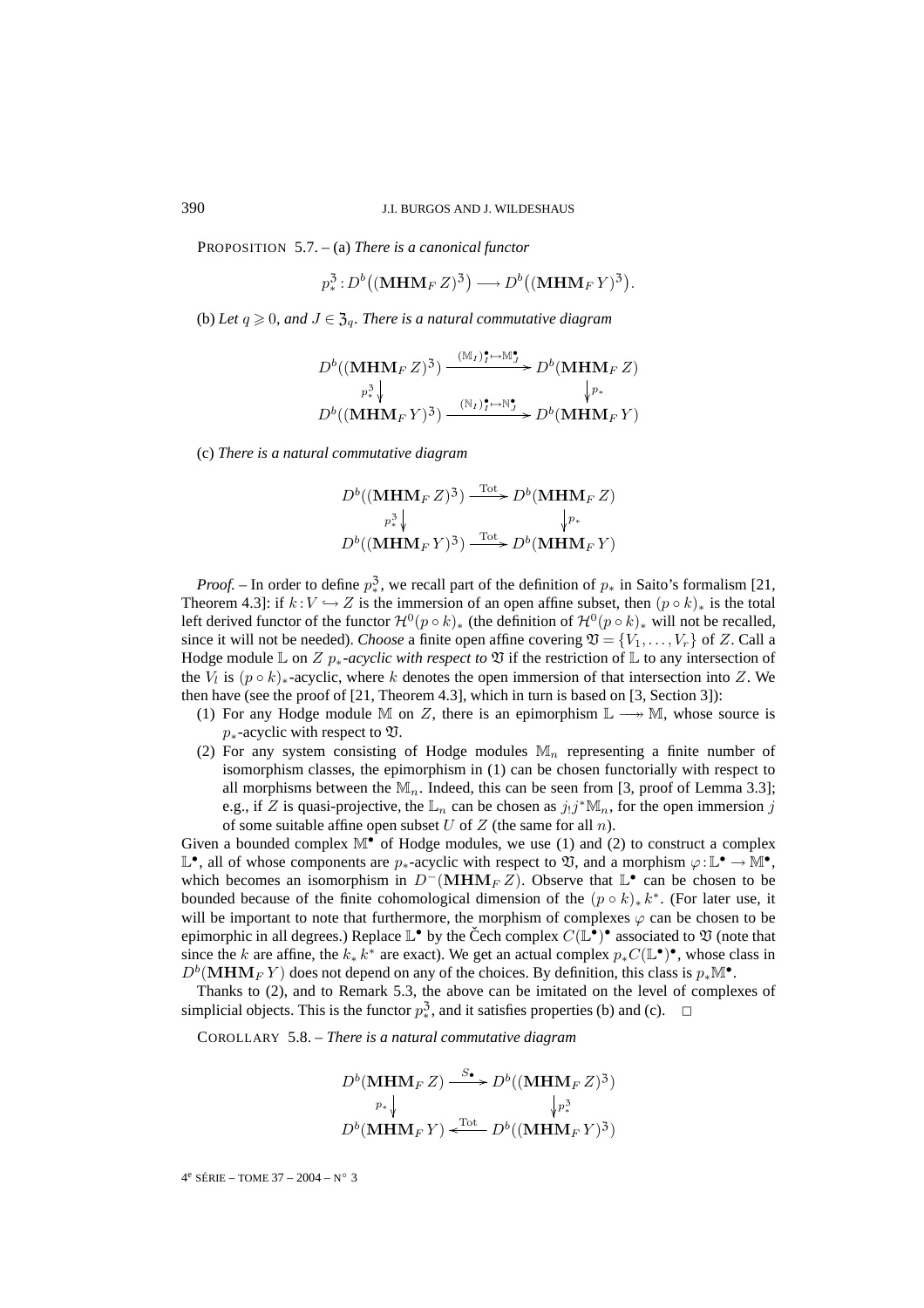PROPOSITION 5.7. – (a) *There is a canonical functor*

$$p_*^{\mathfrak{Z}} : D^b\big((\mathbf{MHM}_F\, Z)^{\mathfrak{Z}}\big) \longrightarrow D^b\big((\mathbf{MHM}_F\, Y)^{\mathfrak{Z}}\big).$$

(b) *Let $q \geqslant 0$, and $J \in \mathfrak{Z}_q$. There is a natural commutative diagram*

$$\begin{array}{ccc} D^b((\mathbf{MHM}_F\, Z)^{\mathfrak{Z}}) & \xrightarrow{(\mathbb{M}_I)_I^\bullet \mapsto \mathbb{M}_J^\bullet} & D^b(\mathbf{MHM}_F\, Z) \\ {\scriptstyle p_*^{\mathfrak{Z}}} \downarrow & & \downarrow {\scriptstyle p_*} \\ D^b((\mathbf{MHM}_F\, Y)^{\mathfrak{Z}}) & \xrightarrow{(\mathbb{N}_I)_I^\bullet \mapsto \mathbb{N}_J^\bullet} & D^b(\mathbf{MHM}_F\, Y) \end{array}$$

(c) *There is a natural commutative diagram*

$$\begin{array}{ccc} D^b((\mathbf{MHM}_F\, Z)^{\mathfrak{Z}}) & \xrightarrow{\mathrm{Tot}} & D^b(\mathbf{MHM}_F\, Z) \\ {\scriptstyle p_*^{\mathfrak{Z}}} \downarrow & & \downarrow {\scriptstyle p_*} \\ D^b((\mathbf{MHM}_F\, Y)^{\mathfrak{Z}}) & \xrightarrow{\mathrm{Tot}} & D^b(\mathbf{MHM}_F\, Y) \end{array}$$

*Proof.* – In order to define $p_*^{\mathfrak{Z}}$, we recall part of the definition of $p_*$ in Saito's formalism [21, Theorem 4.3]: if $k : V \hookrightarrow Z$ is the immersion of an open affine subset, then $(p \circ k)_*$ is the total left derived functor of the functor $\mathcal{H}^0(p \circ k)_*$ (the definition of $\mathcal{H}^0(p \circ k)_*$ will not be recalled, since it will not be needed). *Choose* a finite open affine covering $\mathfrak{V} = \{V_1, \ldots, V_r\}$ of $Z$. Call a Hodge module $\mathbb{L}$ on $Z$ *$p_*$-acyclic with respect to* $\mathfrak{V}$ if the restriction of $\mathbb{L}$ to any intersection of the $V_l$ is $(p \circ k)_*$-acyclic, where $k$ denotes the open immersion of that intersection into $Z$. We then have (see the proof of [21, Theorem 4.3], which in turn is based on [3, Section 3]):

(1) For any Hodge module $\mathbb{M}$ on $Z$, there is an epimorphism $\mathbb{L} \twoheadrightarrow \mathbb{M}$, whose source is $p_*$-acyclic with respect to $\mathfrak{V}$.
(2) For any system consisting of Hodge modules $\mathbb{M}_n$ representing a finite number of isomorphism classes, the epimorphism in (1) can be chosen functorially with respect to all morphisms between the $\mathbb{M}_n$. Indeed, this can be seen from [3, proof of Lemma 3.3]; e.g., if $Z$ is quasi-projective, the $\mathbb{L}_n$ can be chosen as $j_! j^* \mathbb{M}_n$, for the open immersion $j$ of some suitable affine open subset $U$ of $Z$ (the same for all $n$).

Given a bounded complex $\mathbb{M}^\bullet$ of Hodge modules, we use (1) and (2) to construct a complex $\mathbb{L}^\bullet$, all of whose components are $p_*$-acyclic with respect to $\mathfrak{V}$, and a morphism $\varphi : \mathbb{L}^\bullet \to \mathbb{M}^\bullet$, which becomes an isomorphism in $D^-(\mathbf{MHM}_F\, Z)$. Observe that $\mathbb{L}^\bullet$ can be chosen to be bounded because of the finite cohomological dimension of the $(p \circ k)_* k^*$. (For later use, it will be important to note that furthermore, the morphism of complexes $\varphi$ can be chosen to be epimorphic in all degrees.) Replace $\mathbb{L}^\bullet$ by the Čech complex $C(\mathbb{L}^\bullet)^\bullet$ associated to $\mathfrak{V}$ (note that since the $k$ are affine, the $k_* k^*$ are exact). We get an actual complex $p_* C(\mathbb{L}^\bullet)^\bullet$, whose class in $D^b(\mathbf{MHM}_F\, Y)$ does not depend on any of the choices. By definition, this class is $p_* \mathbb{M}^\bullet$.

Thanks to (2), and to Remark 5.3, the above can be imitated on the level of complexes of simplicial objects. This is the functor $p_*^{\mathfrak{Z}}$, and it satisfies properties (b) and (c). $\square$

COROLLARY 5.8. – *There is a natural commutative diagram*

$$\begin{array}{ccc} D^b(\mathbf{MHM}_F\, Z) & \xrightarrow{s_\bullet} & D^b((\mathbf{MHM}_F\, Z)^{\mathfrak{Z}}) \\ {\scriptstyle p_*} \downarrow & & \downarrow {\scriptstyle p_*^{\mathfrak{Z}}} \\ D^b(\mathbf{MHM}_F\, Y) & \xleftarrow{\mathrm{Tot}} & D^b((\mathbf{MHM}_F\, Y)^{\mathfrak{Z}}) \end{array}$$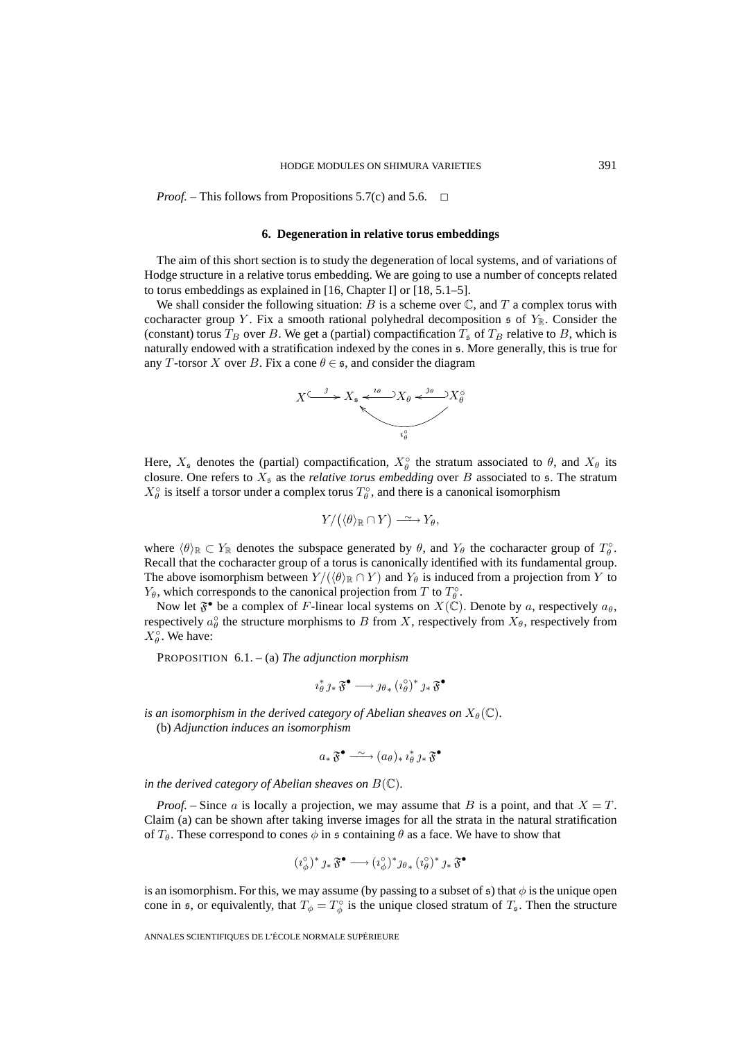*Proof.* – This follows from Propositions 5.7(c) and 5.6. $\square$

## 6. Degeneration in relative torus embeddings

The aim of this short section is to study the degeneration of local systems, and of variations of Hodge structure in a relative torus embedding. We are going to use a number of concepts related to torus embeddings as explained in [16, Chapter I] or [18, 5.1–5].

We shall consider the following situation: $B$ is a scheme over $\mathbb{C}$, and $T$ a complex torus with cocharacter group $Y$. Fix a smooth rational polyhedral decomposition $\mathfrak{s}$ of $Y_{\mathbb{R}}$. Consider the (constant) torus $T_B$ over $B$. We get a (partial) compactification $T_{\mathfrak{s}}$ of $T_B$ relative to $B$, which is naturally endowed with a stratification indexed by the cones in $\mathfrak{s}$. More generally, this is true for any $T$-torsor $X$ over $B$. Fix a cone $\theta \in \mathfrak{s}$, and consider the diagram

$$X \overset{j}{\hookrightarrow} X_{\mathfrak{s}} \overset{i_\theta}{\hookleftarrow} X_\theta \overset{j_\theta}{\hookleftarrow} X_\theta^\circ, \qquad i_\theta^\circ : X_\theta^\circ \hookrightarrow X_{\mathfrak{s}}$$

Here, $X_{\mathfrak{s}}$ denotes the (partial) compactification, $X_\theta^\circ$ the stratum associated to $\theta$, and $X_\theta$ its closure. One refers to $X_{\mathfrak{s}}$ as the *relative torus embedding* over $B$ associated to $\mathfrak{s}$. The stratum $X_\theta^\circ$ is itself a torsor under a complex torus $T_\theta^\circ$, and there is a canonical isomorphism

$$Y/\big(\langle\theta\rangle_{\mathbb{R}} \cap Y\big) \xrightarrow{\ \sim\ } Y_\theta,$$

where $\langle\theta\rangle_{\mathbb{R}} \subset Y_{\mathbb{R}}$ denotes the subspace generated by $\theta$, and $Y_\theta$ the cocharacter group of $T_\theta^\circ$. Recall that the cocharacter group of a torus is canonically identified with its fundamental group. The above isomorphism between $Y/(\langle\theta\rangle_{\mathbb{R}} \cap Y)$ and $Y_\theta$ is induced from a projection from $Y$ to $Y_\theta$, which corresponds to the canonical projection from $T$ to $T_\theta^\circ$.

Now let $\mathfrak{F}^\bullet$ be a complex of $F$-linear local systems on $X(\mathbb{C})$. Denote by $a$, respectively $a_\theta$, respectively $a_\theta^\circ$ the structure morphisms to $B$ from $X$, respectively from $X_\theta$, respectively from $X_\theta^\circ$. We have:

PROPOSITION 6.1. – (a) *The adjunction morphism*

$$i_\theta^* j_* \mathfrak{F}^\bullet \longrightarrow j_{\theta *} (i_\theta^\circ)^* j_* \mathfrak{F}^\bullet$$

*is an isomorphism in the derived category of Abelian sheaves on $X_\theta(\mathbb{C})$.*

(b) *Adjunction induces an isomorphism*

$$a_* \mathfrak{F}^\bullet \xrightarrow{\ \sim\ } (a_\theta)_* i_\theta^* j_* \mathfrak{F}^\bullet$$

*in the derived category of Abelian sheaves on $B(\mathbb{C})$.*

*Proof.* – Since $a$ is locally a projection, we may assume that $B$ is a point, and that $X = T$. Claim (a) can be shown after taking inverse images for all the strata in the natural stratification of $T_\theta$. These correspond to cones $\phi$ in $\mathfrak{s}$ containing $\theta$ as a face. We have to show that

$$(i_\phi^\circ)^* j_* \mathfrak{F}^\bullet \longrightarrow (i_\phi^\circ)^* j_{\theta *} (i_\theta^\circ)^* j_* \mathfrak{F}^\bullet$$

is an isomorphism. For this, we may assume (by passing to a subset of $\mathfrak{s}$) that $\phi$ is the unique open cone in $\mathfrak{s}$, or equivalently, that $T_\phi = T_\phi^\circ$ is the unique closed stratum of $T_{\mathfrak{s}}$. Then the structure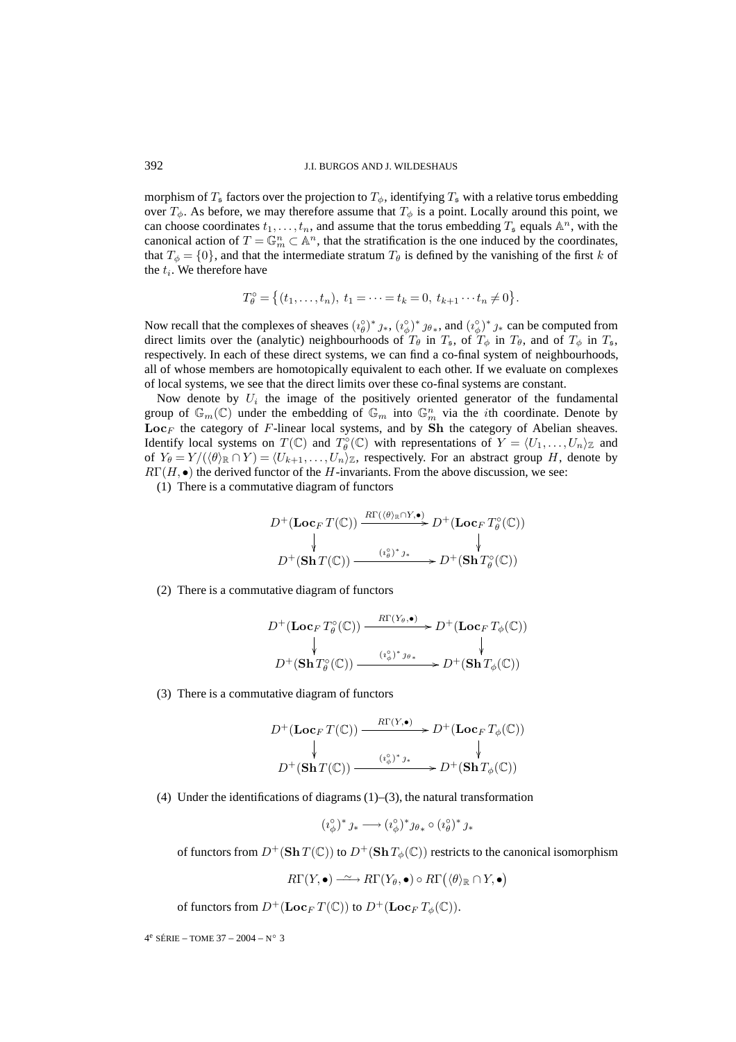morphism of $T_{\mathfrak{s}}$ factors over the projection to $T_\phi$, identifying $T_{\mathfrak{s}}$ with a relative torus embedding over $T_\phi$. As before, we may therefore assume that $T_\phi$ is a point. Locally around this point, we can choose coordinates $t_1,\ldots,t_n$, and assume that the torus embedding $T_{\mathfrak{s}}$ equals $\mathbb{A}^n$, with the canonical action of $T = \mathbb{G}_m^n \subset \mathbb{A}^n$, that the stratification is the one induced by the coordinates, that $T_\phi = \{0\}$, and that the intermediate stratum $T_\theta$ is defined by the vanishing of the first $k$ of the $t_i$. We therefore have

$$T_\theta^\circ = \bigl\{(t_1,\ldots,t_n),\ t_1 = \cdots = t_k = 0,\ t_{k+1}\cdots t_n \neq 0\bigr\}.$$

Now recall that the complexes of sheaves $(\imath_\theta^\circ)^* \jmath_*$, $(\imath_\phi^\circ)^* \jmath_{\theta *}$, and $(\imath_\phi^\circ)^* \jmath_*$ can be computed from direct limits over the (analytic) neighbourhoods of $T_\theta$ in $T_{\mathfrak{s}}$, of $T_\phi$ in $T_\theta$, and of $T_\phi$ in $T_{\mathfrak{s}}$, respectively. In each of these direct systems, we can find a co-final system of neighbourhoods, all of whose members are homotopically equivalent to each other. If we evaluate on complexes of local systems, we see that the direct limits over these co-final systems are constant.

Now denote by $U_i$ the image of the positively oriented generator of the fundamental group of $\mathbb{G}_m(\mathbb{C})$ under the embedding of $\mathbb{G}_m$ into $\mathbb{G}_m^n$ via the $i$th coordinate. Denote by $\mathbf{Loc}_F$ the category of $F$-linear local systems, and by $\mathbf{Sh}$ the category of Abelian sheaves. Identify local systems on $T(\mathbb{C})$ and $T_\theta^\circ(\mathbb{C})$ with representations of $Y = \langle U_1,\ldots,U_n\rangle_{\mathbb{Z}}$ and of $Y_\theta = Y/(\langle\theta\rangle_{\mathbb{R}} \cap Y) = \langle U_{k+1},\ldots,U_n\rangle_{\mathbb{Z}}$, respectively. For an abstract group $H$, denote by $R\Gamma(H,\bullet)$ the derived functor of the $H$-invariants. From the above discussion, we see:

(1) There is a commutative diagram of functors

$$\begin{array}{ccc}
D^+(\mathbf{Loc}_F\, T(\mathbb{C})) & \xrightarrow{R\Gamma(\langle\theta\rangle_{\mathbb{R}}\cap Y,\bullet)} & D^+(\mathbf{Loc}_F\, T_\theta^\circ(\mathbb{C})) \\
\downarrow & & \downarrow \\
D^+(\mathbf{Sh}\, T(\mathbb{C})) & \xrightarrow{(\imath_\theta^\circ)^*\jmath_*} & D^+(\mathbf{Sh}\, T_\theta^\circ(\mathbb{C}))
\end{array}$$

(2) There is a commutative diagram of functors

$$\begin{array}{ccc}
D^+(\mathbf{Loc}_F\, T_\theta^\circ(\mathbb{C})) & \xrightarrow{R\Gamma(Y_\theta,\bullet)} & D^+(\mathbf{Loc}_F\, T_\phi(\mathbb{C})) \\
\downarrow & & \downarrow \\
D^+(\mathbf{Sh}\, T_\theta^\circ(\mathbb{C})) & \xrightarrow{(\imath_\phi^\circ)^*\jmath_{\theta *}} & D^+(\mathbf{Sh}\, T_\phi(\mathbb{C}))
\end{array}$$

(3) There is a commutative diagram of functors

$$\begin{array}{ccc}
D^+(\mathbf{Loc}_F\, T(\mathbb{C})) & \xrightarrow{R\Gamma(Y,\bullet)} & D^+(\mathbf{Loc}_F\, T_\phi(\mathbb{C})) \\
\downarrow & & \downarrow \\
D^+(\mathbf{Sh}\, T(\mathbb{C})) & \xrightarrow{(\imath_\phi^\circ)^*\jmath_*} & D^+(\mathbf{Sh}\, T_\phi(\mathbb{C}))
\end{array}$$

(4) Under the identifications of diagrams (1)–(3), the natural transformation

$$(\imath_\phi^\circ)^*\jmath_* \longrightarrow (\imath_\phi^\circ)^*\jmath_{\theta *} \circ (\imath_\theta^\circ)^*\jmath_*$$

of functors from $D^+(\mathbf{Sh}\, T(\mathbb{C}))$ to $D^+(\mathbf{Sh}\, T_\phi(\mathbb{C}))$ restricts to the canonical isomorphism

$$R\Gamma(Y,\bullet) \xrightarrow{\sim} R\Gamma(Y_\theta,\bullet) \circ R\Gamma\bigl(\langle\theta\rangle_{\mathbb{R}} \cap Y,\bullet\bigr)$$

of functors from $D^+(\mathbf{Loc}_F\, T(\mathbb{C}))$ to $D^+(\mathbf{Loc}_F\, T_\phi(\mathbb{C}))$.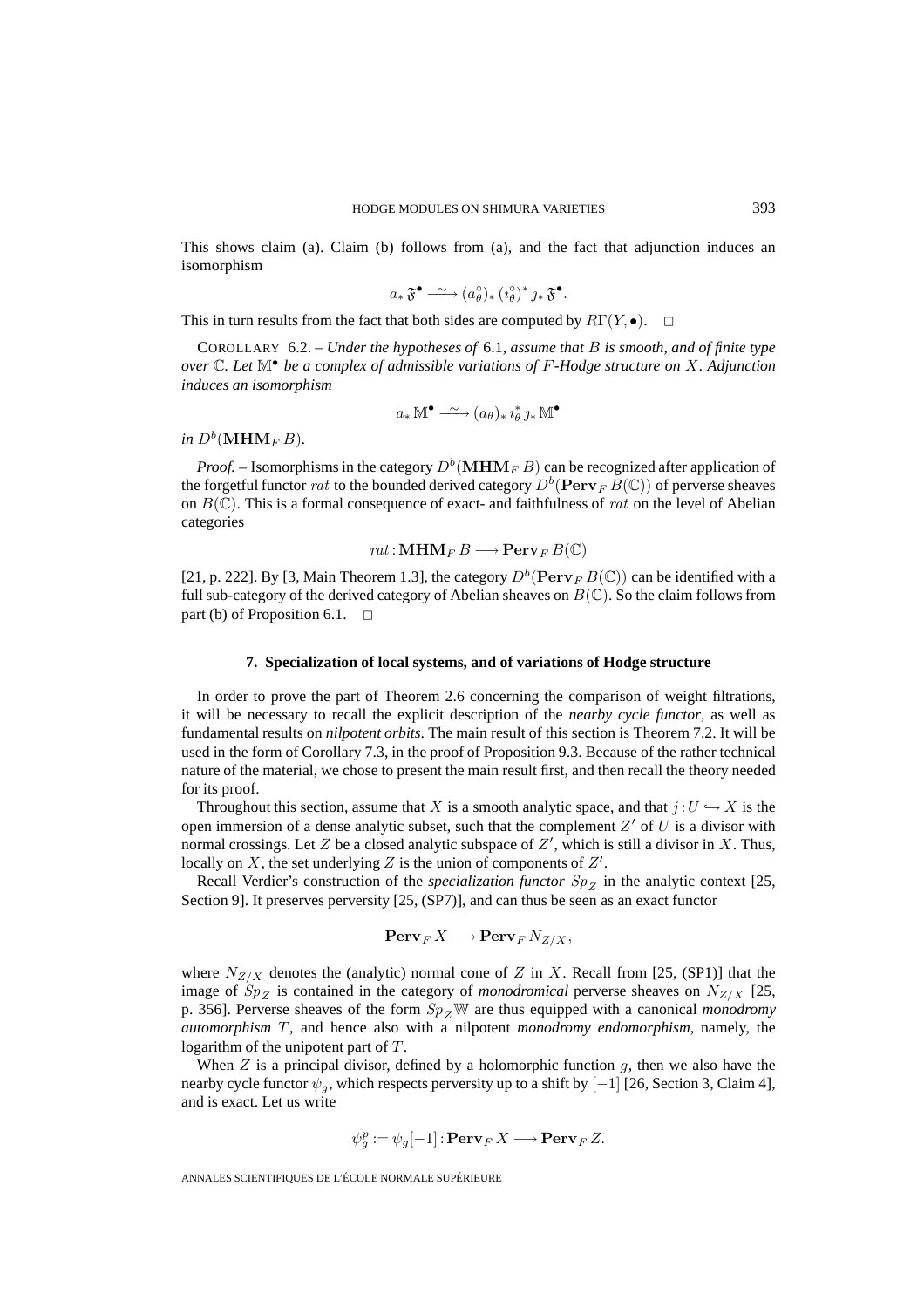This shows claim (a). Claim (b) follows from (a), and the fact that adjunction induces an isomorphism

$$a_* \mathfrak{F}^\bullet \xrightarrow{\sim} (a_\theta^\circ)_* (\imath_\theta^\circ)^* \jmath_* \mathfrak{F}^\bullet.$$

This in turn results from the fact that both sides are computed by $R\Gamma(Y, \bullet)$. □

COROLLARY 6.2. – *Under the hypotheses of* 6.1*, assume that* $B$ *is smooth, and of finite type over* $\mathbb{C}$*. Let* $\mathbb{M}^\bullet$ *be a complex of admissible variations of* $F$*-Hodge structure on* $X$*. Adjunction induces an isomorphism*

$$a_* \mathbb{M}^\bullet \xrightarrow{\sim} (a_\theta)_* \imath_\theta^* \jmath_* \mathbb{M}^\bullet$$

*in* $D^b(\mathbf{MHM}_F B)$*.*

*Proof.* – Isomorphisms in the category $D^b(\mathbf{MHM}_F B)$ can be recognized after application of the forgetful functor $rat$ to the bounded derived category $D^b(\mathbf{Perv}_F B(\mathbb{C}))$ of perverse sheaves on $B(\mathbb{C})$. This is a formal consequence of exact- and faithfulness of $rat$ on the level of Abelian categories

$$rat : \mathbf{MHM}_F B \longrightarrow \mathbf{Perv}_F B(\mathbb{C})$$

[21, p. 222]. By [3, Main Theorem 1.3], the category $D^b(\mathbf{Perv}_F B(\mathbb{C}))$ can be identified with a full sub-category of the derived category of Abelian sheaves on $B(\mathbb{C})$. So the claim follows from part (b) of Proposition 6.1. □

## 7. Specialization of local systems, and of variations of Hodge structure

In order to prove the part of Theorem 2.6 concerning the comparison of weight filtrations, it will be necessary to recall the explicit description of the *nearby cycle functor*, as well as fundamental results on *nilpotent orbits*. The main result of this section is Theorem 7.2. It will be used in the form of Corollary 7.3, in the proof of Proposition 9.3. Because of the rather technical nature of the material, we chose to present the main result first, and then recall the theory needed for its proof.

Throughout this section, assume that $X$ is a smooth analytic space, and that $j : U \hookrightarrow X$ is the open immersion of a dense analytic subset, such that the complement $Z'$ of $U$ is a divisor with normal crossings. Let $Z$ be a closed analytic subspace of $Z'$, which is still a divisor in $X$. Thus, locally on $X$, the set underlying $Z$ is the union of components of $Z'$.

Recall Verdier's construction of the *specialization functor* $Sp_Z$ in the analytic context [25, Section 9]. It preserves perversity [25, (SP7)], and can thus be seen as an exact functor

$$\mathbf{Perv}_F X \longrightarrow \mathbf{Perv}_F N_{Z/X},$$

where $N_{Z/X}$ denotes the (analytic) normal cone of $Z$ in $X$. Recall from [25, (SP1)] that the image of $Sp_Z$ is contained in the category of *monodromical* perverse sheaves on $N_{Z/X}$ [25, p. 356]. Perverse sheaves of the form $Sp_Z \mathbb{W}$ are thus equipped with a canonical *monodromy automorphism* $T$, and hence also with a nilpotent *monodromy endomorphism*, namely, the logarithm of the unipotent part of $T$.

When $Z$ is a principal divisor, defined by a holomorphic function $g$, then we also have the nearby cycle functor $\psi_g$, which respects perversity up to a shift by $[-1]$ [26, Section 3, Claim 4], and is exact. Let us write

$$\psi_g^p := \psi_g[-1] : \mathbf{Perv}_F X \longrightarrow \mathbf{Perv}_F Z.$$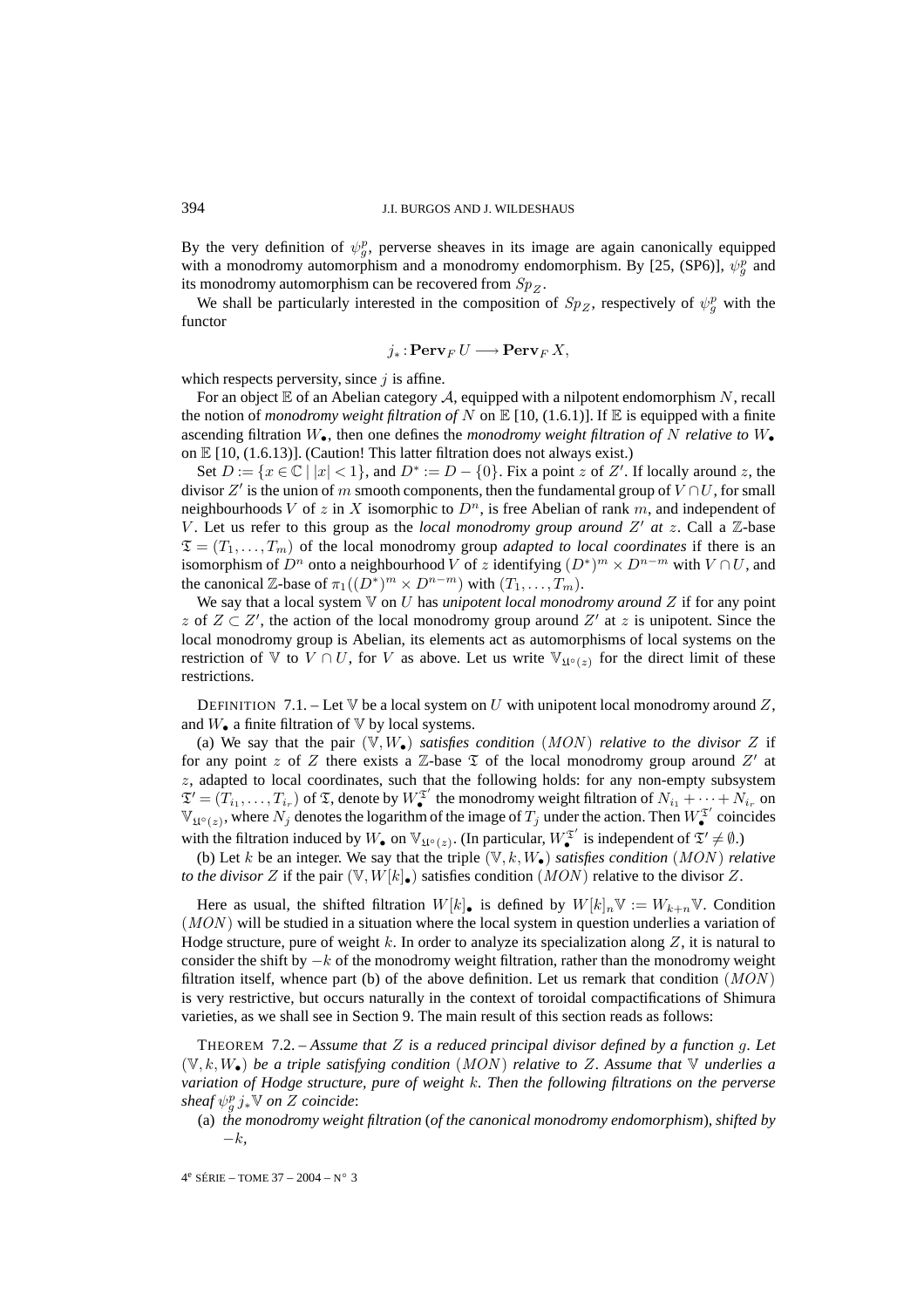By the very definition of $\psi_g^p$, perverse sheaves in its image are again canonically equipped with a monodromy automorphism and a monodromy endomorphism. By [25, (SP6)], $\psi_g^p$ and its monodromy automorphism can be recovered from $Sp_Z$.

We shall be particularly interested in the composition of $Sp_Z$, respectively of $\psi_g^p$ with the functor

$$j_* : \mathbf{Perv}_F\, U \longrightarrow \mathbf{Perv}_F\, X,$$

which respects perversity, since $j$ is affine.

For an object $\mathbb{E}$ of an Abelian category $\mathcal{A}$, equipped with a nilpotent endomorphism $N$, recall the notion of *monodromy weight filtration of* $N$ on $\mathbb{E}$ [10, (1.6.1)]. If $\mathbb{E}$ is equipped with a finite ascending filtration $W_\bullet$, then one defines the *monodromy weight filtration of* $N$ *relative to* $W_\bullet$ on $\mathbb{E}$ [10, (1.6.13)]. (Caution! This latter filtration does not always exist.)

Set $D := \{x \in \mathbb{C} \mid |x| < 1\}$, and $D^* := D - \{0\}$. Fix a point $z$ of $Z'$. If locally around $z$, the divisor $Z'$ is the union of $m$ smooth components, then the fundamental group of $V \cap U$, for small neighbourhoods $V$ of $z$ in $X$ isomorphic to $D^n$, is free Abelian of rank $m$, and independent of $V$. Let us refer to this group as the *local monodromy group around* $Z'$ *at* $z$. Call a $\mathbb{Z}$-base $\mathfrak{T} = (T_1, \ldots, T_m)$ of the local monodromy group *adapted to local coordinates* if there is an isomorphism of $D^n$ onto a neighbourhood $V$ of $z$ identifying $(D^*)^m \times D^{n-m}$ with $V \cap U$, and the canonical $\mathbb{Z}$-base of $\pi_1((D^*)^m \times D^{n-m})$ with $(T_1, \ldots, T_m)$.

We say that a local system $\mathbb{V}$ on $U$ has *unipotent local monodromy around* $Z$ if for any point $z$ of $Z \subset Z'$, the action of the local monodromy group around $Z'$ at $z$ is unipotent. Since the local monodromy group is Abelian, its elements act as automorphisms of local systems on the restriction of $\mathbb{V}$ to $V \cap U$, for $V$ as above. Let us write $\mathbb{V}_{\mathfrak{U}^\circ(z)}$ for the direct limit of these restrictions.

DEFINITION 7.1. – Let $\mathbb{V}$ be a local system on $U$ with unipotent local monodromy around $Z$, and $W_\bullet$ a finite filtration of $\mathbb{V}$ by local systems.

(a) We say that the pair $(\mathbb{V}, W_\bullet)$ *satisfies condition* $(MON)$ *relative to the divisor* $Z$ if for any point $z$ of $Z$ there exists a $\mathbb{Z}$-base $\mathfrak{T}$ of the local monodromy group around $Z'$ at $z$, adapted to local coordinates, such that the following holds: for any non-empty subsystem $\mathfrak{T}' = (T_{i_1}, \ldots, T_{i_r})$ of $\mathfrak{T}$, denote by $W_\bullet^{\mathfrak{T}'}$ the monodromy weight filtration of $N_{i_1} + \cdots + N_{i_r}$ on $\mathbb{V}_{\mathfrak{U}^\circ(z)}$, where $N_j$ denotes the logarithm of the image of $T_j$ under the action. Then $W_\bullet^{\mathfrak{T}'}$ coincides with the filtration induced by $W_\bullet$ on $\mathbb{V}_{\mathfrak{U}^\circ(z)}$. (In particular, $W_\bullet^{\mathfrak{T}'}$ is independent of $\mathfrak{T}' \neq \emptyset$.)

(b) Let $k$ be an integer. We say that the triple $(\mathbb{V}, k, W_\bullet)$ *satisfies condition* $(MON)$ *relative to the divisor* $Z$ if the pair $(\mathbb{V}, W[k]_\bullet)$ satisfies condition $(MON)$ relative to the divisor $Z$.

Here as usual, the shifted filtration $W[k]_\bullet$ is defined by $W[k]_n\mathbb{V} := W_{k+n}\mathbb{V}$. Condition $(MON)$ will be studied in a situation where the local system in question underlies a variation of Hodge structure, pure of weight $k$. In order to analyze its specialization along $Z$, it is natural to consider the shift by $-k$ of the monodromy weight filtration, rather than the monodromy weight filtration itself, whence part (b) of the above definition. Let us remark that condition $(MON)$ is very restrictive, but occurs naturally in the context of toroidal compactifications of Shimura varieties, as we shall see in Section 9. The main result of this section reads as follows:

THEOREM 7.2. – *Assume that* $Z$ *is a reduced principal divisor defined by a function* $g$. *Let* $(\mathbb{V}, k, W_\bullet)$ *be a triple satisfying condition* $(MON)$ *relative to* $Z$. *Assume that* $\mathbb{V}$ *underlies a variation of Hodge structure, pure of weight* $k$. *Then the following filtrations on the perverse sheaf* $\psi_g^p j_* \mathbb{V}$ *on* $Z$ *coincide*:

(a) *the monodromy weight filtration* (*of the canonical monodromy endomorphism*), *shifted by* $-k$,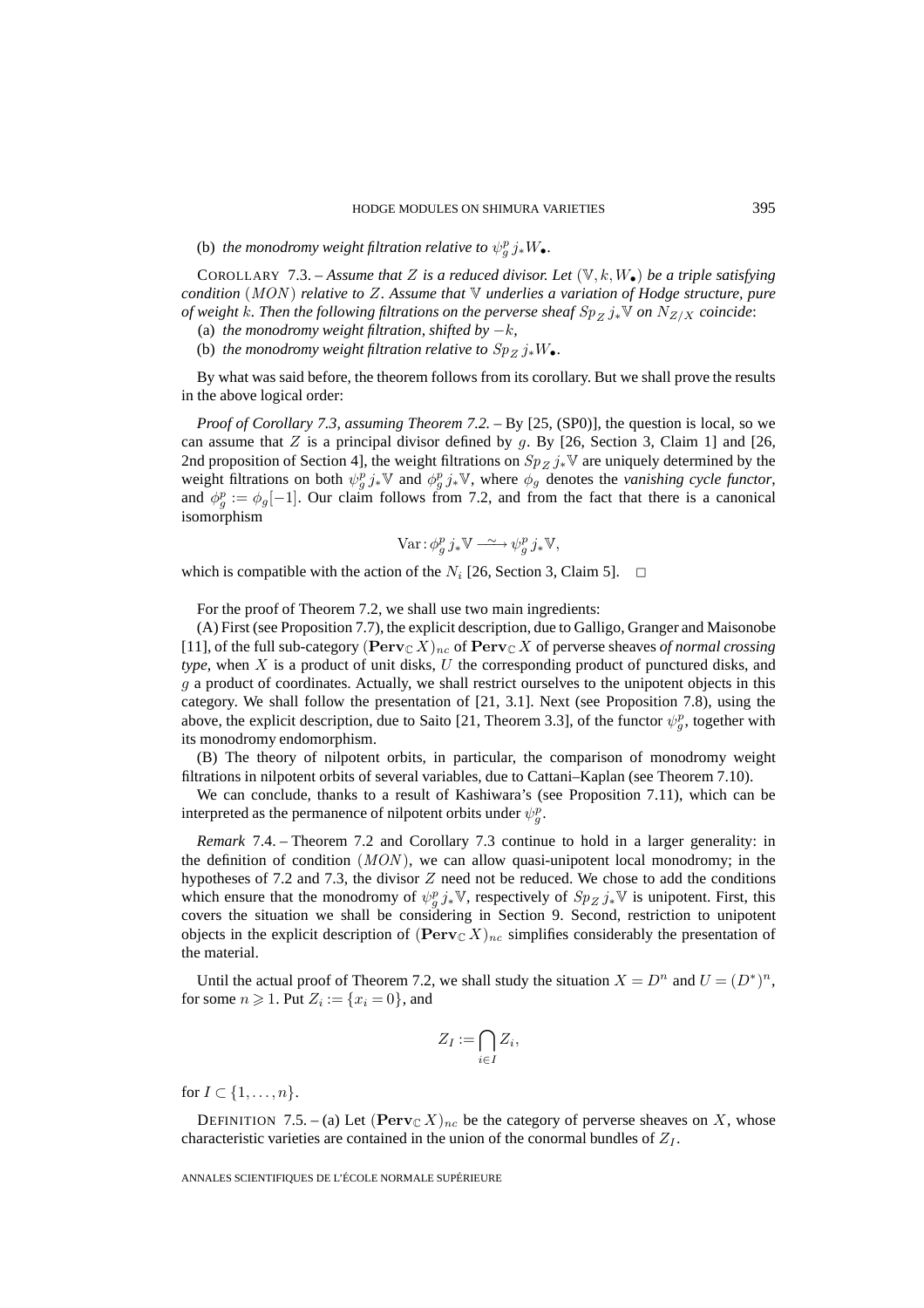(b) *the monodromy weight filtration relative to* $\psi_g^p j_* W_\bullet$.

COROLLARY 7.3. – *Assume that* $Z$ *is a reduced divisor. Let* $(\mathbb{V}, k, W_\bullet)$ *be a triple satisfying condition* $(MON)$ *relative to* $Z$. *Assume that* $\mathbb{V}$ *underlies a variation of Hodge structure, pure of weight* $k$. *Then the following filtrations on the perverse sheaf* $Sp_Z\, j_* \mathbb{V}$ *on* $N_{Z/X}$ *coincide*:

(a) *the monodromy weight filtration, shifted by* $-k$,

(b) *the monodromy weight filtration relative to* $Sp_Z\, j_* W_\bullet$.

By what was said before, the theorem follows from its corollary. But we shall prove the results in the above logical order:

*Proof of Corollary 7.3, assuming Theorem 7.2*. – By [25, (SP0)], the question is local, so we can assume that $Z$ is a principal divisor defined by $g$. By [26, Section 3, Claim 1] and [26, 2nd proposition of Section 4], the weight filtrations on $Sp_Z\, j_* \mathbb{V}$ are uniquely determined by the weight filtrations on both $\psi_g^p j_* \mathbb{V}$ and $\phi_g^p j_* \mathbb{V}$, where $\phi_g$ denotes the *vanishing cycle functor*, and $\phi_g^p := \phi_g[-1]$. Our claim follows from 7.2, and from the fact that there is a canonical isomorphism

$$\mathrm{Var} : \phi_g^p j_* \mathbb{V} \xrightarrow{\sim} \psi_g^p j_* \mathbb{V},$$

which is compatible with the action of the $N_i$ [26, Section 3, Claim 5]. $\square$

For the proof of Theorem 7.2, we shall use two main ingredients:

(A) First (see Proposition 7.7), the explicit description, due to Galligo, Granger and Maisonobe [11], of the full sub-category $(\mathbf{Perv}_\mathbb{C}\, X)_{nc}$ of $\mathbf{Perv}_\mathbb{C}\, X$ of perverse sheaves *of normal crossing type*, when $X$ is a product of unit disks, $U$ the corresponding product of punctured disks, and $g$ a product of coordinates. Actually, we shall restrict ourselves to the unipotent objects in this category. We shall follow the presentation of [21, 3.1]. Next (see Proposition 7.8), using the above, the explicit description, due to Saito [21, Theorem 3.3], of the functor $\psi_g^p$, together with its monodromy endomorphism.

(B) The theory of nilpotent orbits, in particular, the comparison of monodromy weight filtrations in nilpotent orbits of several variables, due to Cattani–Kaplan (see Theorem 7.10).

We can conclude, thanks to a result of Kashiwara's (see Proposition 7.11), which can be interpreted as the permanence of nilpotent orbits under $\psi_g^p$.

*Remark* 7.4. – Theorem 7.2 and Corollary 7.3 continue to hold in a larger generality: in the definition of condition $(MON)$, we can allow quasi-unipotent local monodromy; in the hypotheses of 7.2 and 7.3, the divisor $Z$ need not be reduced. We chose to add the conditions which ensure that the monodromy of $\psi_g^p j_* \mathbb{V}$, respectively of $Sp_Z\, j_* \mathbb{V}$ is unipotent. First, this covers the situation we shall be considering in Section 9. Second, restriction to unipotent objects in the explicit description of $(\mathbf{Perv}_\mathbb{C}\, X)_{nc}$ simplifies considerably the presentation of the material.

Until the actual proof of Theorem 7.2, we shall study the situation $X = D^n$ and $U = (D^*)^n$, for some $n \geqslant 1$. Put $Z_i := \{x_i = 0\}$, and

$$Z_I := \bigcap_{i \in I} Z_i,$$

for $I \subset \{1, \ldots, n\}$.

DEFINITION 7.5. – (a) Let $(\mathbf{Perv}_\mathbb{C}\, X)_{nc}$ be the category of perverse sheaves on $X$, whose characteristic varieties are contained in the union of the conormal bundles of $Z_I$.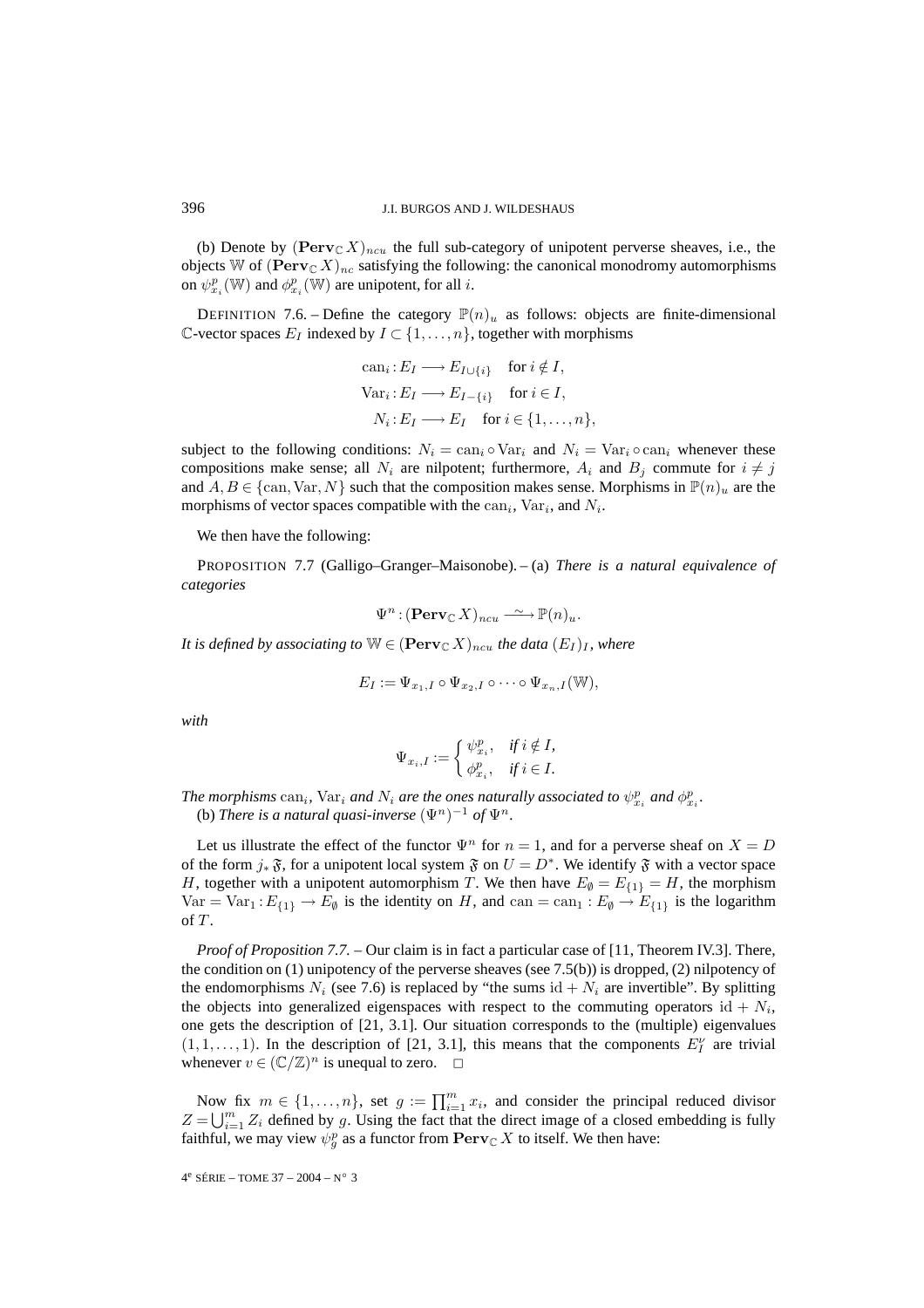(b) Denote by $(\mathbf{Perv}_{\mathbb{C}} X)_{ncu}$ the full sub-category of unipotent perverse sheaves, i.e., the objects $\mathbb{W}$ of $(\mathbf{Perv}_{\mathbb{C}} X)_{nc}$ satisfying the following: the canonical monodromy automorphisms on $\psi^p_{x_i}(\mathbb{W})$ and $\phi^p_{x_i}(\mathbb{W})$ are unipotent, for all $i$.

DEFINITION 7.6. – Define the category $\mathbb{P}(n)_u$ as follows: objects are finite-dimensional $\mathbb{C}$-vector spaces $E_I$ indexed by $I \subset \{1, \ldots, n\}$, together with morphisms

$$
\begin{aligned}
\mathrm{can}_i : E_I &\longrightarrow E_{I \cup \{i\}} \quad \text{for } i \notin I, \\
\mathrm{Var}_i : E_I &\longrightarrow E_{I - \{i\}} \quad \text{for } i \in I, \\
N_i : E_I &\longrightarrow E_I \quad \text{for } i \in \{1, \ldots, n\},
\end{aligned}
$$

subject to the following conditions: $N_i = \mathrm{can}_i \circ \mathrm{Var}_i$ and $N_i = \mathrm{Var}_i \circ \mathrm{can}_i$ whenever these compositions make sense; all $N_i$ are nilpotent; furthermore, $A_i$ and $B_j$ commute for $i \neq j$ and $A, B \in \{\mathrm{can}, \mathrm{Var}, N\}$ such that the composition makes sense. Morphisms in $\mathbb{P}(n)_u$ are the morphisms of vector spaces compatible with the $\mathrm{can}_i$, $\mathrm{Var}_i$, and $N_i$.

We then have the following:

PROPOSITION 7.7 (Galligo–Granger–Maisonobe). – (a) *There is a natural equivalence of categories*

$$
\Psi^n : (\mathbf{Perv}_{\mathbb{C}} X)_{ncu} \xrightarrow{\ \sim\ } \mathbb{P}(n)_u.
$$

*It is defined by associating to $\mathbb{W} \in (\mathbf{Perv}_{\mathbb{C}} X)_{ncu}$ the data $(E_I)_I$, where*

$$
E_I := \Psi_{x_1, I} \circ \Psi_{x_2, I} \circ \cdots \circ \Psi_{x_n, I}(\mathbb{W}),
$$

*with*

$$
\Psi_{x_i, I} := \begin{cases} \psi^p_{x_i}, & \text{if } i \notin I, \\ \phi^p_{x_i}, & \text{if } i \in I. \end{cases}
$$

*The morphisms $\mathrm{can}_i$, $\mathrm{Var}_i$ and $N_i$ are the ones naturally associated to $\psi^p_{x_i}$ and $\phi^p_{x_i}$.*

(b) *There is a natural quasi-inverse $(\Psi^n)^{-1}$ of $\Psi^n$.*

Let us illustrate the effect of the functor $\Psi^n$ for $n = 1$, and for a perverse sheaf on $X = D$ of the form $j_* \mathfrak{F}$, for a unipotent local system $\mathfrak{F}$ on $U = D^*$. We identify $\mathfrak{F}$ with a vector space $H$, together with a unipotent automorphism $T$. We then have $E_\emptyset = E_{\{1\}} = H$, the morphism $\mathrm{Var} = \mathrm{Var}_1 : E_{\{1\}} \to E_\emptyset$ is the identity on $H$, and $\mathrm{can} = \mathrm{can}_1 : E_\emptyset \to E_{\{1\}}$ is the logarithm of $T$.

*Proof of Proposition 7.7.* – Our claim is in fact a particular case of [11, Theorem IV.3]. There, the condition on (1) unipotency of the perverse sheaves (see 7.5(b)) is dropped, (2) nilpotency of the endomorphisms $N_i$ (see 7.6) is replaced by "the sums $\mathrm{id} + N_i$ are invertible". By splitting the objects into generalized eigenspaces with respect to the commuting operators $\mathrm{id} + N_i$, one gets the description of [21, 3.1]. Our situation corresponds to the (multiple) eigenvalues $(1, 1, \ldots, 1)$. In the description of [21, 3.1], this means that the components $E_I^v$ are trivial whenever $v \in (\mathbb{C}/\mathbb{Z})^n$ is unequal to zero. □

Now fix $m \in \{1, \ldots, n\}$, set $g := \prod_{i=1}^m x_i$, and consider the principal reduced divisor $Z = \bigcup_{i=1}^m Z_i$ defined by $g$. Using the fact that the direct image of a closed embedding is fully faithful, we may view $\psi^p_g$ as a functor from $\mathbf{Perv}_{\mathbb{C}} X$ to itself. We then have: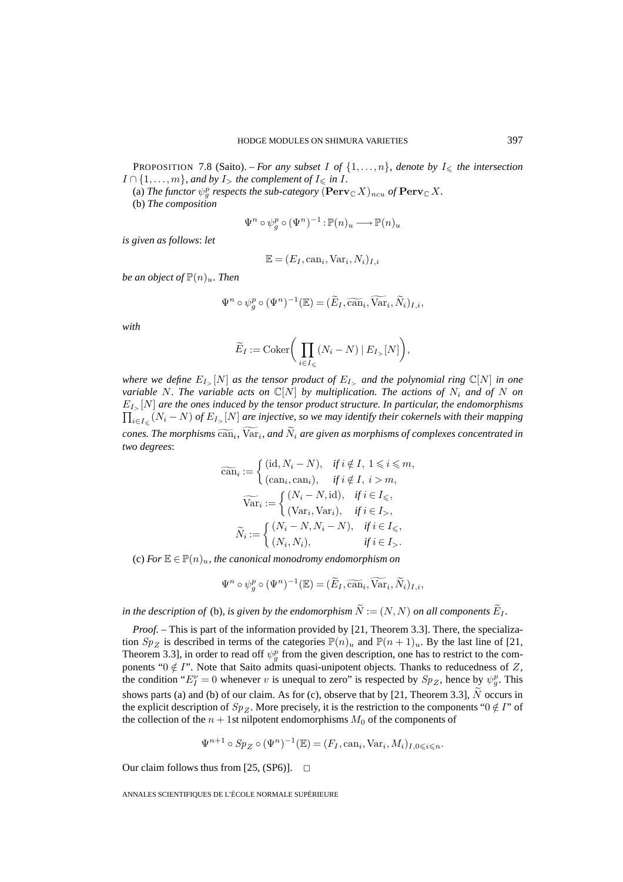PROPOSITION 7.8 (Saito). – *For any subset $I$ of $\{1,\ldots,n\}$, denote by $I_{\leqslant}$ the intersection $I \cap \{1,\ldots,m\}$, and by $I_{>}$ the complement of $I_{\leqslant}$ in $I$.*

(a) *The functor $\psi_g^p$ respects the sub-category $(\mathbf{Perv}_{\mathbb{C}} X)_{ncu}$ of $\mathbf{Perv}_{\mathbb{C}} X$.*

(b) *The composition*

$$\Psi^n \circ \psi_g^p \circ (\Psi^n)^{-1} : \mathbb{P}(n)_u \longrightarrow \mathbb{P}(n)_u$$

*is given as follows: let*

$$\mathbb{E} = (E_I, \mathrm{can}_i, \mathrm{Var}_i, N_i)_{I,i}$$

*be an object of $\mathbb{P}(n)_u$. Then*

$$\Psi^n \circ \psi_g^p \circ (\Psi^n)^{-1}(\mathbb{E}) = (\widetilde{E}_I, \widetilde{\mathrm{can}}_i, \widetilde{\mathrm{Var}}_i, \widetilde{N}_i)_{I,i},$$

*with*

$$\widetilde{E}_I := \mathrm{Coker}\bigg( \prod_{i \in I_{\leqslant}} (N_i - N) \mid E_{I_>}[N] \bigg),$$

*where we define $E_{I_>}[N]$ as the tensor product of $E_{I_>}$ and the polynomial ring $\mathbb{C}[N]$ in one variable $N$. The variable acts on $\mathbb{C}[N]$ by multiplication. The actions of $N_i$ and of $N$ on $E_{I_>}[N]$ are the ones induced by the tensor product structure. In particular, the endomorphisms $\prod_{i \in I_{\leqslant}} (N_i - N)$ of $E_{I_>}[N]$ are injective, so we may identify their cokernels with their mapping cones. The morphisms $\widetilde{\mathrm{can}}_i$, $\widetilde{\mathrm{Var}}_i$, and $\widetilde{N}_i$ are given as morphisms of complexes concentrated in two degrees*:

$$\widetilde{\mathrm{can}}_i := \begin{cases} (\mathrm{id}, N_i - N), & \textit{if } i \notin I,\ 1 \leqslant i \leqslant m, \\ (\mathrm{can}_i, \mathrm{can}_i), & \textit{if } i \notin I,\ i > m, \end{cases}$$

$$\widetilde{\mathrm{Var}}_i := \begin{cases} (N_i - N, \mathrm{id}), & \textit{if } i \in I_{\leqslant}, \\ (\mathrm{Var}_i, \mathrm{Var}_i), & \textit{if } i \in I_{>}, \end{cases}$$

$$\widetilde{N}_i := \begin{cases} (N_i - N, N_i - N), & \textit{if } i \in I_{\leqslant}, \\ (N_i, N_i), & \textit{if } i \in I_{>}. \end{cases}$$

(c) *For $\mathbb{E} \in \mathbb{P}(n)_u$, the canonical monodromy endomorphism on*

$$\Psi^n \circ \psi_g^p \circ (\Psi^n)^{-1}(\mathbb{E}) = (\widetilde{E}_I, \widetilde{\mathrm{can}}_i, \widetilde{\mathrm{Var}}_i, \widetilde{N}_i)_{I,i},$$

*in the description of* (b)*, is given by the endomorphism $\widetilde{N} := (N, N)$ on all components $\widetilde{E}_I$.*

*Proof*. – This is part of the information provided by [21, Theorem 3.3]. There, the specialization $Sp_Z$ is described in terms of the categories $\mathbb{P}(n)_u$ and $\mathbb{P}(n+1)_u$. By the last line of [21, Theorem 3.3], in order to read off $\psi_g^p$ from the given description, one has to restrict to the components "$0 \notin I$". Note that Saito admits quasi-unipotent objects. Thanks to reducedness of $Z$, the condition "$E_I^v = 0$ whenever $v$ is unequal to zero" is respected by $Sp_Z$, hence by $\psi_g^p$. This shows parts (a) and (b) of our claim. As for (c), observe that by [21, Theorem 3.3], $\widetilde{N}$ occurs in the explicit description of $Sp_Z$. More precisely, it is the restriction to the components "$0 \notin I$" of the collection of the $n+1$st nilpotent endomorphisms $M_0$ of the components of

$$\Psi^{n+1} \circ Sp_Z \circ (\Psi^n)^{-1}(\mathbb{E}) = (F_I, \mathrm{can}_i, \mathrm{Var}_i, M_i)_{I, 0 \leqslant i \leqslant n}.$$

Our claim follows thus from [25, (SP6)]. □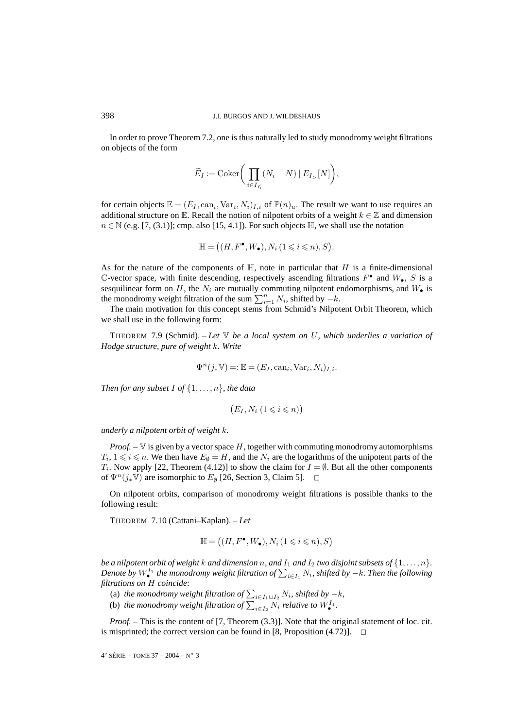In order to prove Theorem 7.2, one is thus naturally led to study monodromy weight filtrations on objects of the form

$$\widetilde{E}_I := \operatorname{Coker}\biggl( \prod_{i \in I_{\leqslant}} (N_i - N) \mid E_{I_>}[N] \biggr),$$

for certain objects $\mathbb{E} = (E_I, \mathrm{can}_i, \mathrm{Var}_i, N_i)_{I,i}$ of $\mathbb{P}(n)_u$. The result we want to use requires an additional structure on $\mathbb{E}$. Recall the notion of nilpotent orbits of a weight $k \in \mathbb{Z}$ and dimension $n \in \mathbb{N}$ (e.g. [7, (3.1)]; cmp. also [15, 4.1]). For such objects $\mathbb{H}$, we shall use the notation

$$\mathbb{H} = \bigl((H, F^\bullet, W_\bullet), N_i\,(1 \leqslant i \leqslant n), S\bigr).$$

As for the nature of the components of $\mathbb{H}$, note in particular that $H$ is a finite-dimensional $\mathbb{C}$-vector space, with finite descending, respectively ascending filtrations $F^\bullet$ and $W_\bullet$, $S$ is a sesquilinear form on $H$, the $N_i$ are mutually commuting nilpotent endomorphisms, and $W_\bullet$ is the monodromy weight filtration of the sum $\sum_{i=1}^n N_i$, shifted by $-k$.

The main motivation for this concept stems from Schmid's Nilpotent Orbit Theorem, which we shall use in the following form:

THEOREM 7.9 (Schmid). – *Let $\mathbb{V}$ be a local system on $U$, which underlies a variation of Hodge structure, pure of weight $k$. Write*

$$\Psi^n(j_*\mathbb{V}) =: \mathbb{E} = (E_I, \mathrm{can}_i, \mathrm{Var}_i, N_i)_{I,i}.$$

*Then for any subset $I$ of $\{1, \ldots, n\}$, the data*

$$\bigl(E_I, N_i\;(1 \leqslant i \leqslant n)\bigr)$$

*underly a nilpotent orbit of weight $k$.*

*Proof.* – $\mathbb{V}$ is given by a vector space $H$, together with commuting monodromy automorphisms $T_i$, $1 \leqslant i \leqslant n$. We then have $E_\emptyset = H$, and the $N_i$ are the logarithms of the unipotent parts of the $T_i$. Now apply [22, Theorem (4.12)] to show the claim for $I = \emptyset$. But all the other components of $\Psi^n(j_*\mathbb{V})$ are isomorphic to $E_\emptyset$ [26, Section 3, Claim 5]. □

On nilpotent orbits, comparison of monodromy weight filtrations is possible thanks to the following result:

THEOREM 7.10 (Cattani–Kaplan). – *Let*

$$\mathbb{H} = \bigl((H, F^\bullet, W_\bullet), N_i\,(1 \leqslant i \leqslant n), S\bigr)$$

*be a nilpotent orbit of weight $k$ and dimension $n$, and $I_1$ and $I_2$ two disjoint subsets of $\{1, \ldots, n\}$. Denote by $W_\bullet^{I_1}$ the monodromy weight filtration of $\sum_{i \in I_1} N_i$, shifted by $-k$. Then the following filtrations on $H$ coincide*:

(a) *the monodromy weight filtration of $\sum_{i \in I_1 \cup I_2} N_i$, shifted by $-k$,*

(b) *the monodromy weight filtration of $\sum_{i \in I_2} N_i$ relative to $W_\bullet^{I_1}$.*

*Proof.* – This is the content of [7, Theorem (3.3)]. Note that the original statement of loc. cit. is misprinted; the correct version can be found in [8, Proposition (4.72)]. □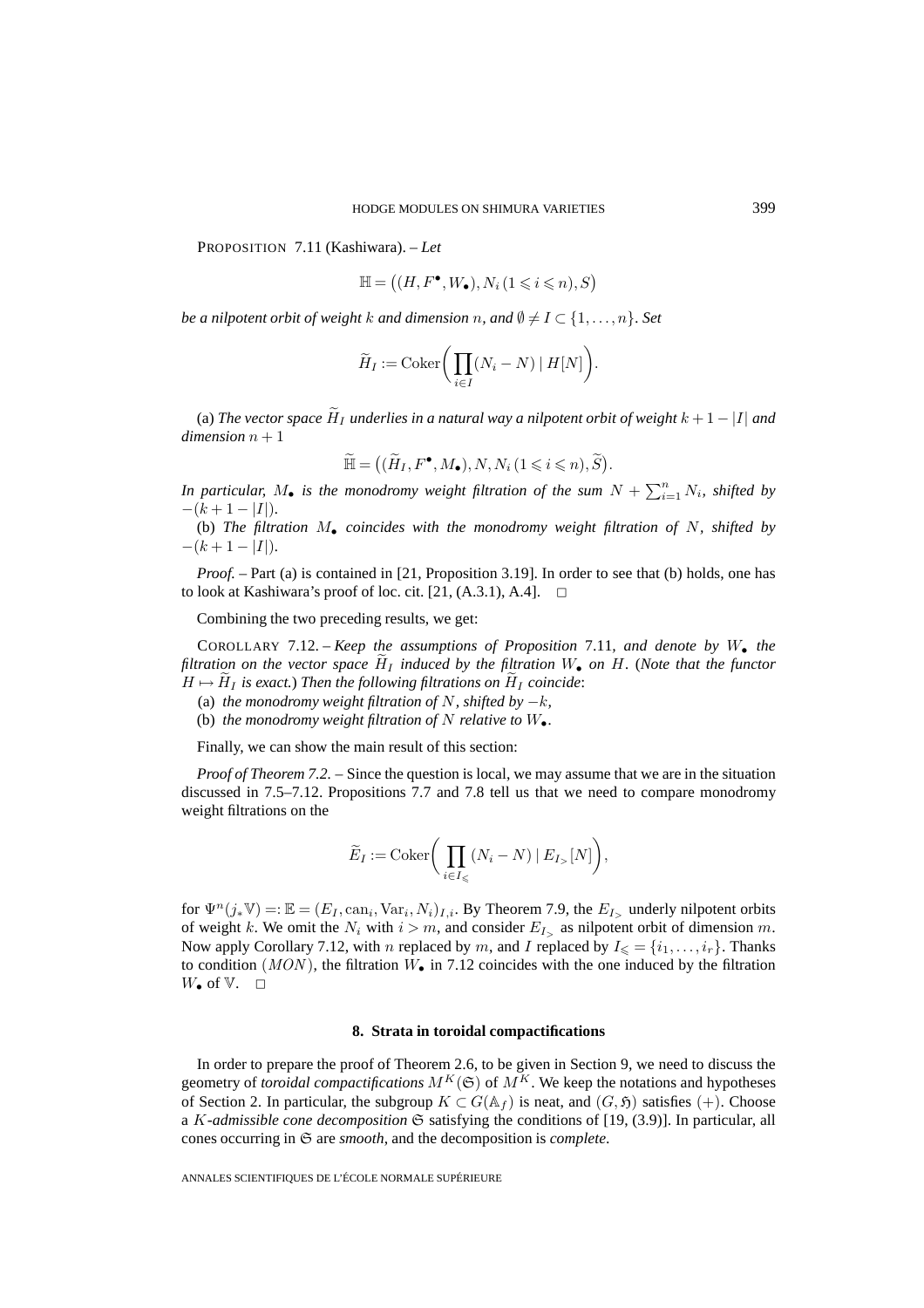PROPOSITION 7.11 (Kashiwara). – *Let*

$$\mathbb{H} = \big((H, F^\bullet, W_\bullet), N_i\,(1 \leqslant i \leqslant n), S\big)$$

*be a nilpotent orbit of weight* $k$ *and dimension* $n$*, and* $\emptyset \neq I \subset \{1, \ldots, n\}$*. Set*

$$\widetilde{H}_I := \operatorname{Coker}\bigg(\prod_{i \in I}(N_i - N) \mid H[N]\bigg).$$

(a) *The vector space* $\widetilde{H}_I$ *underlies in a natural way a nilpotent orbit of weight* $k + 1 - |I|$ *and dimension* $n + 1$

$$\widetilde{\mathbb{H}} = \big((\widetilde{H}_I, F^\bullet, M_\bullet), N, N_i\,(1 \leqslant i \leqslant n), \widetilde{S}\big).$$

*In particular,* $M_\bullet$ *is the monodromy weight filtration of the sum* $N + \sum_{i=1}^n N_i$*, shifted by* $-(k + 1 - |I|)$*.*

(b) *The filtration* $M_\bullet$ *coincides with the monodromy weight filtration of* $N$*, shifted by* $-(k + 1 - |I|)$*.*

*Proof*. – Part (a) is contained in [21, Proposition 3.19]. In order to see that (b) holds, one has to look at Kashiwara's proof of loc. cit. [21, (A.3.1), A.4]. □

Combining the two preceding results, we get:

COROLLARY 7.12. – *Keep the assumptions of Proposition* 7.11*, and denote by* $W_\bullet$ *the filtration on the vector space* $\widetilde{H}_I$ *induced by the filtration* $W_\bullet$ *on* $H$*. (Note that the functor* $H \mapsto \widetilde{H}_I$ *is exact.) Then the following filtrations on* $\widetilde{H}_I$ *coincide*:

(a) *the monodromy weight filtration of* $N$*, shifted by* $-k$*,*

(b) *the monodromy weight filtration of* $N$ *relative to* $W_\bullet$*.*

Finally, we can show the main result of this section:

*Proof of Theorem 7.2*. – Since the question is local, we may assume that we are in the situation discussed in 7.5–7.12. Propositions 7.7 and 7.8 tell us that we need to compare monodromy weight filtrations on the

$$\widetilde{E}_I := \operatorname{Coker}\bigg(\prod_{i \in I_\leqslant}(N_i - N) \mid E_{I_>}[N]\bigg),$$

for $\Psi^n(j_*\mathbb{V}) =: \mathbb{E} = (E_I, \operatorname{can}_i, \operatorname{Var}_i, N_i)_{I,i}$. By Theorem 7.9, the $E_{I_>}$ underly nilpotent orbits of weight $k$. We omit the $N_i$ with $i > m$, and consider $E_{I_>}$ as nilpotent orbit of dimension $m$. Now apply Corollary 7.12, with $n$ replaced by $m$, and $I$ replaced by $I_\leqslant = \{i_1, \ldots, i_r\}$. Thanks to condition $(MON)$, the filtration $W_\bullet$ in 7.12 coincides with the one induced by the filtration $W_\bullet$ of $\mathbb{V}$. □

## 8. Strata in toroidal compactifications

In order to prepare the proof of Theorem 2.6, to be given in Section 9, we need to discuss the geometry of *toroidal compactifications* $M^K(\mathfrak{S})$ of $M^K$. We keep the notations and hypotheses of Section 2. In particular, the subgroup $K \subset G(\mathbb{A}_f)$ is neat, and $(G, \mathfrak{H})$ satisfies $(+)$. Choose a $K$*-admissible cone decomposition* $\mathfrak{S}$ satisfying the conditions of [19, (3.9)]. In particular, all cones occurring in $\mathfrak{S}$ are *smooth*, and the decomposition is *complete*.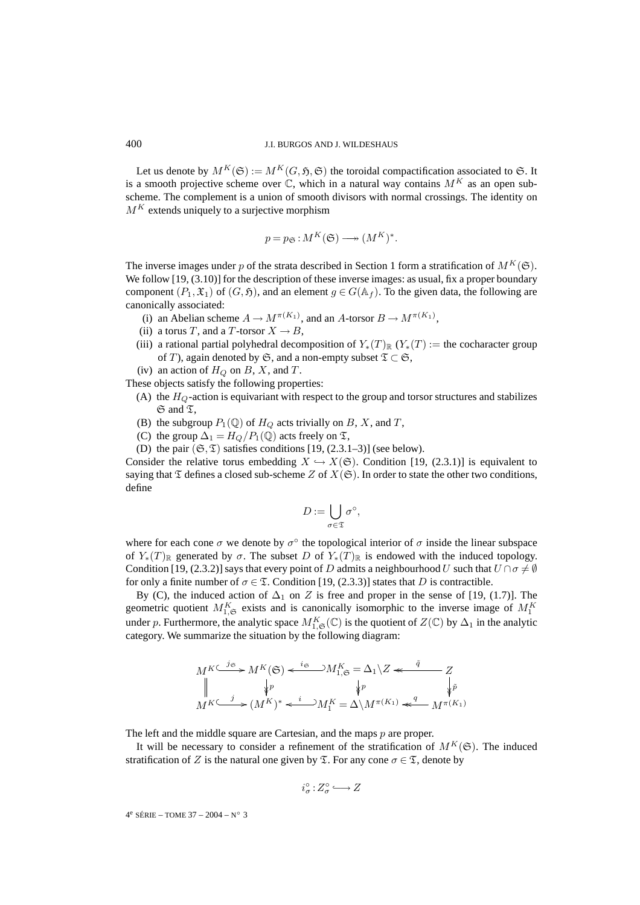Let us denote by $M^K(\mathfrak{S}) := M^K(G, \mathfrak{H}, \mathfrak{S})$ the toroidal compactification associated to $\mathfrak{S}$. It is a smooth projective scheme over $\mathbb{C}$, which in a natural way contains $M^K$ as an open sub-scheme. The complement is a union of smooth divisors with normal crossings. The identity on $M^K$ extends uniquely to a surjective morphism

$$p = p_{\mathfrak{S}} : M^K(\mathfrak{S}) \longrightarrow\!\!\!\!\!\rightarrow (M^K)^*.$$

The inverse images under $p$ of the strata described in Section 1 form a stratification of $M^K(\mathfrak{S})$. We follow [19, (3.10)] for the description of these inverse images: as usual, fix a proper boundary component $(P_1, \mathfrak{X}_1)$ of $(G, \mathfrak{H})$, and an element $g \in G(\mathbb{A}_f)$. To the given data, the following are canonically associated:

(i) an Abelian scheme $A \to M^{\pi(K_1)}$, and an $A$-torsor $B \to M^{\pi(K_1)}$,
(ii) a torus $T$, and a $T$-torsor $X \to B$,
(iii) a rational partial polyhedral decomposition of $Y_*(T)_{\mathbb{R}}$ ($Y_*(T) :=$ the cocharacter group of $T$), again denoted by $\mathfrak{S}$, and a non-empty subset $\mathfrak{T} \subset \mathfrak{S}$,
(iv) an action of $H_Q$ on $B$, $X$, and $T$.

These objects satisfy the following properties:

(A) the $H_Q$-action is equivariant with respect to the group and torsor structures and stabilizes $\mathfrak{S}$ and $\mathfrak{T}$,
(B) the subgroup $P_1(\mathbb{Q})$ of $H_Q$ acts trivially on $B$, $X$, and $T$,
(C) the group $\Delta_1 = H_Q/P_1(\mathbb{Q})$ acts freely on $\mathfrak{T}$,
(D) the pair $(\mathfrak{S}, \mathfrak{T})$ satisfies conditions [19, (2.3.1–3)] (see below).

Consider the relative torus embedding $X \hookrightarrow X(\mathfrak{S})$. Condition [19, (2.3.1)] is equivalent to saying that $\mathfrak{T}$ defines a closed sub-scheme $Z$ of $X(\mathfrak{S})$. In order to state the other two conditions, define

$$D := \bigcup_{\sigma \in \mathfrak{T}} \sigma^\circ,$$

where for each cone $\sigma$ we denote by $\sigma^\circ$ the topological interior of $\sigma$ inside the linear subspace of $Y_*(T)_{\mathbb{R}}$ generated by $\sigma$. The subset $D$ of $Y_*(T)_{\mathbb{R}}$ is endowed with the induced topology. Condition [19, (2.3.2)] says that every point of $D$ admits a neighbourhood $U$ such that $U \cap \sigma \neq \emptyset$ for only a finite number of $\sigma \in \mathfrak{T}$. Condition [19, (2.3.3)] states that $D$ is contractible.

By (C), the induced action of $\Delta_1$ on $Z$ is free and proper in the sense of [19, (1.7)]. The geometric quotient $M^K_{1,\mathfrak{S}}$ exists and is canonically isomorphic to the inverse image of $M^K_1$ under $p$. Furthermore, the analytic space $M^K_{1,\mathfrak{S}}(\mathbb{C})$ is the quotient of $Z(\mathbb{C})$ by $\Delta_1$ in the analytic category. We summarize the situation by the following diagram:

$$\begin{array}{ccccccc}
M^K & \xrightarrow{j_{\mathfrak{S}}} & M^K(\mathfrak{S}) & \xleftarrow{i_{\mathfrak{S}}} & M^K_{1,\mathfrak{S}} = \Delta_1 \backslash Z & \xleftarrow{\tilde{q}} & Z \\
\| & & \downarrow p & & \downarrow p & & \downarrow \tilde{p} \\
M^K & \xrightarrow{j} & (M^K)^* & \xleftarrow{i} & M^K_1 = \Delta \backslash M^{\pi(K_1)} & \xleftarrow{q} & M^{\pi(K_1)}
\end{array}$$

The left and the middle square are Cartesian, and the maps $p$ are proper.

It will be necessary to consider a refinement of the stratification of $M^K(\mathfrak{S})$. The induced stratification of $Z$ is the natural one given by $\mathfrak{T}$. For any cone $\sigma \in \mathfrak{T}$, denote by

$$i^\circ_\sigma : Z^\circ_\sigma \hookrightarrow Z$$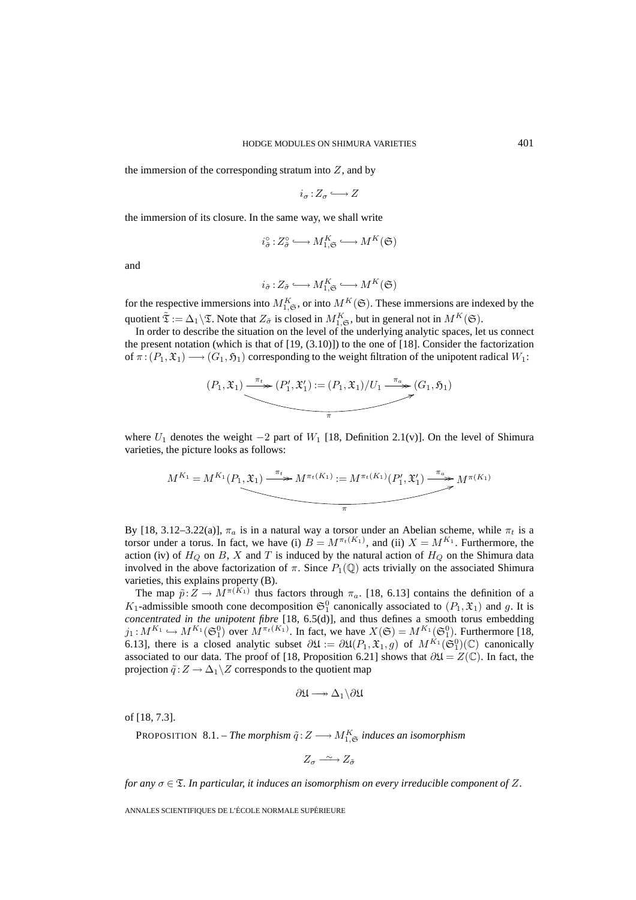the immersion of the corresponding stratum into $Z$, and by

$$i_\sigma : Z_\sigma \hookrightarrow Z$$

the immersion of its closure. In the same way, we shall write

$$i^\circ_{\tilde\sigma} : Z^\circ_{\tilde\sigma} \hookrightarrow M^K_{1,\mathfrak{S}} \hookrightarrow M^K(\mathfrak{S})$$

and

$$i_{\tilde\sigma} : Z_{\tilde\sigma} \hookrightarrow M^K_{1,\mathfrak{S}} \hookrightarrow M^K(\mathfrak{S})$$

for the respective immersions into $M^K_{1,\mathfrak{S}}$, or into $M^K(\mathfrak{S})$. These immersions are indexed by the quotient $\tilde{\mathfrak{T}} := \Delta_1 \backslash \mathfrak{T}$. Note that $Z_{\tilde\sigma}$ is closed in $M^K_{1,\mathfrak{S}}$, but in general not in $M^K(\mathfrak{S})$.

In order to describe the situation on the level of the underlying analytic spaces, let us connect the present notation (which is that of [19, (3.10)]) to the one of [18]. Consider the factorization of $\pi : (P_1, \mathfrak{X}_1) \longrightarrow (G_1, \mathfrak{H}_1)$ corresponding to the weight filtration of the unipotent radical $W_1$:

$$(P_1, \mathfrak{X}_1) \xrightarrow{\pi_t} (P_1', \mathfrak{X}_1') := (P_1, \mathfrak{X}_1)/U_1 \xrightarrow{\pi_a} (G_1, \mathfrak{H}_1), \qquad \pi = \pi_a \circ \pi_t$$

where $U_1$ denotes the weight $-2$ part of $W_1$ [18, Definition 2.1(v)]. On the level of Shimura varieties, the picture looks as follows:

$$M^{K_1} = M^{K_1}(P_1, \mathfrak{X}_1) \xrightarrow{\pi_t} M^{\pi_t(K_1)} := M^{\pi_t(K_1)}(P_1', \mathfrak{X}_1') \xrightarrow{\pi_a} M^{\pi(K_1)}, \qquad \pi = \pi_a \circ \pi_t$$

By [18, 3.12–3.22(a)], $\pi_a$ is in a natural way a torsor under an Abelian scheme, while $\pi_t$ is a torsor under a torus. In fact, we have (i) $B = M^{\pi_t(K_1)}$, and (ii) $X = M^{K_1}$. Furthermore, the action (iv) of $H_Q$ on $B$, $X$ and $T$ is induced by the natural action of $H_Q$ on the Shimura data involved in the above factorization of $\pi$. Since $P_1(\mathbb{Q})$ acts trivially on the associated Shimura varieties, this explains property (B).

The map $\tilde{p} : Z \to M^{\pi(K_1)}$ thus factors through $\pi_a$. [18, 6.13] contains the definition of a $K_1$-admissible smooth cone decomposition $\mathfrak{S}^0_1$ canonically associated to $(P_1, \mathfrak{X}_1)$ and $g$. It is *concentrated in the unipotent fibre* [18, 6.5(d)], and thus defines a smooth torus embedding $j_1 : M^{K_1} \hookrightarrow M^{K_1}(\mathfrak{S}^0_1)$ over $M^{\pi_t(K_1)}$. In fact, we have $X(\mathfrak{S}) = M^{K_1}(\mathfrak{S}^0_1)$. Furthermore [18, 6.13], there is a closed analytic subset $\partial\mathfrak{U} := \partial\mathfrak{U}(P_1, \mathfrak{X}_1, g)$ of $M^{K_1}(\mathfrak{S}^0_1)(\mathbb{C})$ canonically associated to our data. The proof of [18, Proposition 6.21] shows that $\partial\mathfrak{U} = Z(\mathbb{C})$. In fact, the projection $\tilde{q} : Z \to \Delta_1 \backslash Z$ corresponds to the quotient map

$$\partial\mathfrak{U} \twoheadrightarrow \Delta_1 \backslash \partial\mathfrak{U}$$

of [18, 7.3].

PROPOSITION 8.1. – *The morphism $\tilde{q} : Z \longrightarrow M^K_{1,\mathfrak{S}}$ induces an isomorphism*

$$Z_\sigma \xrightarrow{\sim} Z_{\tilde\sigma}$$

*for any $\sigma \in \mathfrak{T}$. In particular, it induces an isomorphism on every irreducible component of $Z$.*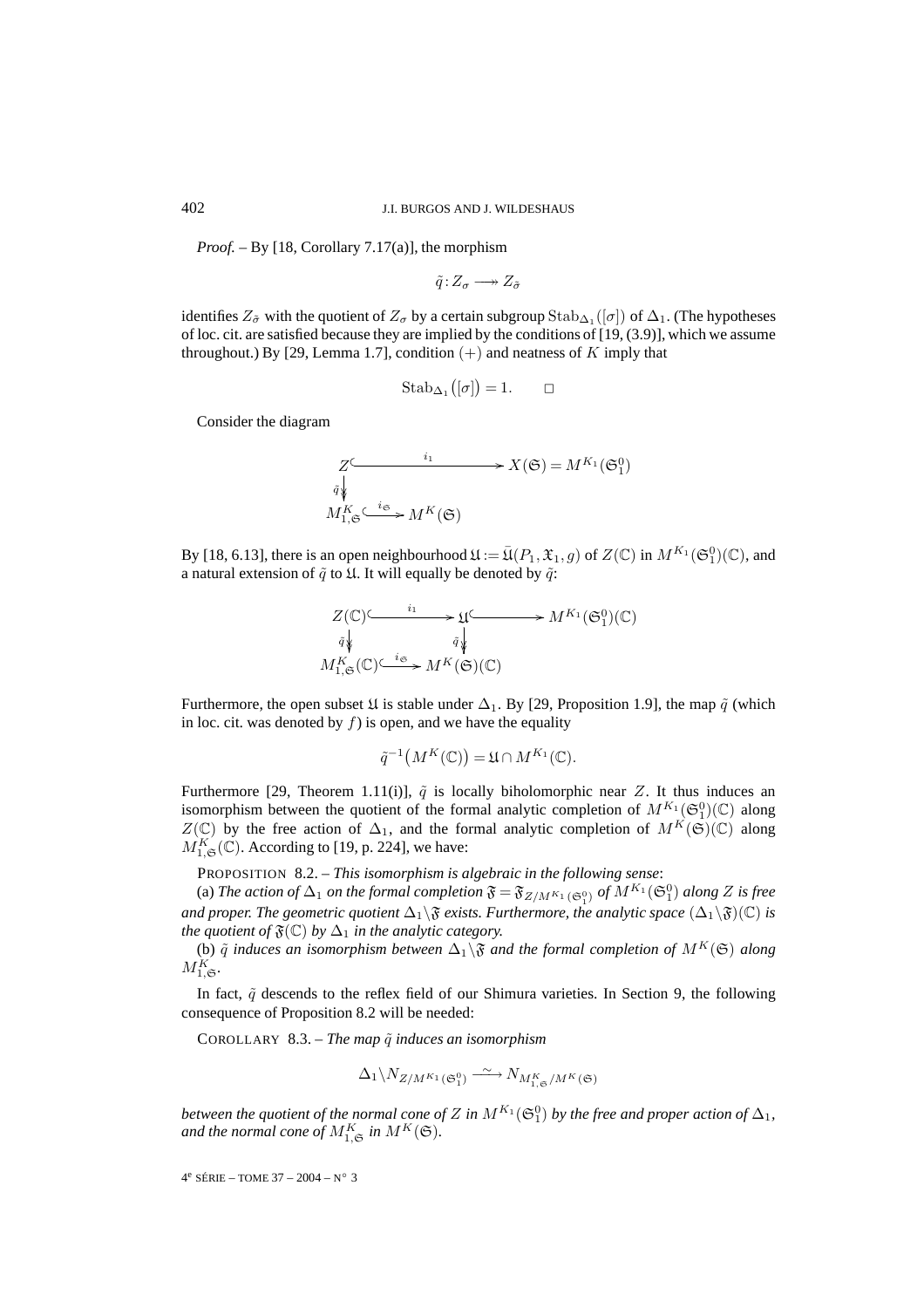*Proof.* – By [18, Corollary 7.17(a)], the morphism

$$\tilde{q} : Z_\sigma \longrightarrow\!\!\!\!\rightarrow Z_{\tilde{\sigma}}$$

identifies $Z_{\tilde{\sigma}}$ with the quotient of $Z_\sigma$ by a certain subgroup $\mathrm{Stab}_{\Delta_1}([\sigma])$ of $\Delta_1$. (The hypotheses of loc. cit. are satisfied because they are implied by the conditions of [19, (3.9)], which we assume throughout.) By [29, Lemma 1.7], condition $(+)$ and neatness of $K$ imply that

$$\mathrm{Stab}_{\Delta_1}\big([\sigma]\big) = 1. \qquad \square$$

Consider the diagram

$$\begin{array}{ccc} Z & \xhookrightarrow{\quad i_1 \quad} & X(\mathfrak{S}) = M^{K_1}(\mathfrak{S}_1^0) \\ \tilde{q}\big\downarrow & & \\ M^K_{1,\mathfrak{S}} & \xhookrightarrow{i_{\mathfrak{S}}} M^K(\mathfrak{S}) & \end{array}$$

By [18, 6.13], there is an open neighbourhood $\mathfrak{U} := \bar{\mathfrak{U}}(P_1, \mathfrak{X}_1, g)$ of $Z(\mathbb{C})$ in $M^{K_1}(\mathfrak{S}_1^0)(\mathbb{C})$, and a natural extension of $\tilde{q}$ to $\mathfrak{U}$. It will equally be denoted by $\tilde{q}$:

$$\begin{array}{ccccc} Z(\mathbb{C}) & \xhookrightarrow{\quad i_1 \quad} & \mathfrak{U} & \xhookrightarrow{\qquad} & M^{K_1}(\mathfrak{S}_1^0)(\mathbb{C}) \\ \tilde{q}\big\downarrow & & \tilde{q}\big\downarrow & & \\ M^K_{1,\mathfrak{S}}(\mathbb{C}) & \xhookrightarrow{i_{\mathfrak{S}}} & M^K(\mathfrak{S})(\mathbb{C}) & & \end{array}$$

Furthermore, the open subset $\mathfrak{U}$ is stable under $\Delta_1$. By [29, Proposition 1.9], the map $\tilde{q}$ (which in loc. cit. was denoted by $f$) is open, and we have the equality

$$\tilde{q}^{-1}\big(M^K(\mathbb{C})\big) = \mathfrak{U} \cap M^{K_1}(\mathbb{C}).$$

Furthermore [29, Theorem 1.11(i)], $\tilde{q}$ is locally biholomorphic near $Z$. It thus induces an isomorphism between the quotient of the formal analytic completion of $M^{K_1}(\mathfrak{S}_1^0)(\mathbb{C})$ along $Z(\mathbb{C})$ by the free action of $\Delta_1$, and the formal analytic completion of $M^K(\mathfrak{S})(\mathbb{C})$ along $M^K_{1,\mathfrak{S}}(\mathbb{C})$. According to [19, p. 224], we have:

PROPOSITION 8.2. – *This isomorphism is algebraic in the following sense*:

(a) *The action of $\Delta_1$ on the formal completion $\mathfrak{F} = \mathfrak{F}_{Z/M^{K_1}(\mathfrak{S}_1^0)}$ of $M^{K_1}(\mathfrak{S}_1^0)$ along $Z$ is free and proper. The geometric quotient $\Delta_1 \backslash \mathfrak{F}$ exists. Furthermore, the analytic space $(\Delta_1 \backslash \mathfrak{F})(\mathbb{C})$ is the quotient of $\mathfrak{F}(\mathbb{C})$ by $\Delta_1$ in the analytic category.*

(b) *$\tilde{q}$ induces an isomorphism between $\Delta_1 \backslash \mathfrak{F}$ and the formal completion of $M^K(\mathfrak{S})$ along $M^K_{1,\mathfrak{S}}$.*

In fact, $\tilde{q}$ descends to the reflex field of our Shimura varieties. In Section 9, the following consequence of Proposition 8.2 will be needed:

COROLLARY 8.3. – *The map $\tilde{q}$ induces an isomorphism*

$$\Delta_1 \backslash N_{Z/M^{K_1}(\mathfrak{S}_1^0)} \xrightarrow{\ \sim\ } N_{M^K_{1,\mathfrak{S}}/M^K(\mathfrak{S})}$$

*between the quotient of the normal cone of $Z$ in $M^{K_1}(\mathfrak{S}_1^0)$ by the free and proper action of $\Delta_1$, and the normal cone of $M^K_{1,\mathfrak{S}}$ in $M^K(\mathfrak{S})$.*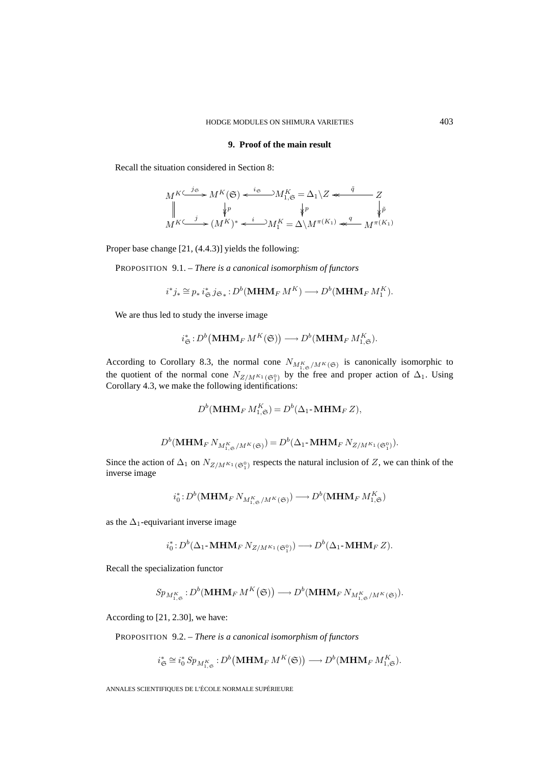## 9. Proof of the main result

Recall the situation considered in Section 8:

$$
\begin{array}{ccccccc}
M^K & \xhookrightarrow{j_{\mathfrak{S}}} & M^K(\mathfrak{S}) & \xhookleftarrow{i_{\mathfrak{S}}} & M^K_{1,\mathfrak{S}} = \Delta_1 \backslash Z & \xleftarrow{\tilde{q}} & Z \\
\| & & \downarrow p & & \downarrow p & & \downarrow \tilde{p} \\
M^K & \xhookrightarrow{j} & (M^K)^* & \xhookleftarrow{i} & M^K_1 = \Delta \backslash M^{\pi(K_1)} & \xleftarrow{q} & M^{\pi(K_1)}
\end{array}
$$

Proper base change [21, (4.4.3)] yields the following:

PROPOSITION 9.1. – *There is a canonical isomorphism of functors*

$$i^* j_* \cong p_* \, i^*_{\mathfrak{S}} \, j_{\mathfrak{S}*} : D^b(\mathbf{MHM}_F \, M^K) \longrightarrow D^b(\mathbf{MHM}_F \, M^K_1).$$

We are thus led to study the inverse image

$$i^*_{\mathfrak{S}} : D^b\big(\mathbf{MHM}_F \, M^K(\mathfrak{S})\big) \longrightarrow D^b(\mathbf{MHM}_F \, M^K_{1,\mathfrak{S}}).$$

According to Corollary 8.3, the normal cone $N_{M^K_{1,\mathfrak{S}}/M^K(\mathfrak{S})}$ is canonically isomorphic to the quotient of the normal cone $N_{Z/M^{K_1}(\mathfrak{S}^0_1)}$ by the free and proper action of $\Delta_1$. Using Corollary 4.3, we make the following identifications:

$$D^b(\mathbf{MHM}_F \, M^K_{1,\mathfrak{S}}) = D^b(\Delta_1\text{-}\mathbf{MHM}_F \, Z),$$

$$D^b(\mathbf{MHM}_F \, N_{M^K_{1,\mathfrak{S}}/M^K(\mathfrak{S})}) = D^b(\Delta_1\text{-}\mathbf{MHM}_F \, N_{Z/M^{K_1}(\mathfrak{S}^0_1)}).$$

Since the action of $\Delta_1$ on $N_{Z/M^{K_1}(\mathfrak{S}^0_1)}$ respects the natural inclusion of $Z$, we can think of the inverse image

$$i^*_0 : D^b(\mathbf{MHM}_F \, N_{M^K_{1,\mathfrak{S}}/M^K(\mathfrak{S})}) \longrightarrow D^b(\mathbf{MHM}_F \, M^K_{1,\mathfrak{S}})$$

as the $\Delta_1$-equivariant inverse image

$$i^*_0 : D^b(\Delta_1\text{-}\mathbf{MHM}_F \, N_{Z/M^{K_1}(\mathfrak{S}^0_1)}) \longrightarrow D^b(\Delta_1\text{-}\mathbf{MHM}_F \, Z).$$

Recall the specialization functor

$$Sp_{M^K_{1,\mathfrak{S}}} : D^b(\mathbf{MHM}_F \, M^K(\mathfrak{S})) \longrightarrow D^b(\mathbf{MHM}_F \, N_{M^K_{1,\mathfrak{S}}/M^K(\mathfrak{S})}).$$

According to [21, 2.30], we have:

PROPOSITION 9.2. – *There is a canonical isomorphism of functors*

$$i^*_{\mathfrak{S}} \cong i^*_0 \, Sp_{M^K_{1,\mathfrak{S}}} : D^b\big(\mathbf{MHM}_F \, M^K(\mathfrak{S})\big) \longrightarrow D^b(\mathbf{MHM}_F \, M^K_{1,\mathfrak{S}}).$$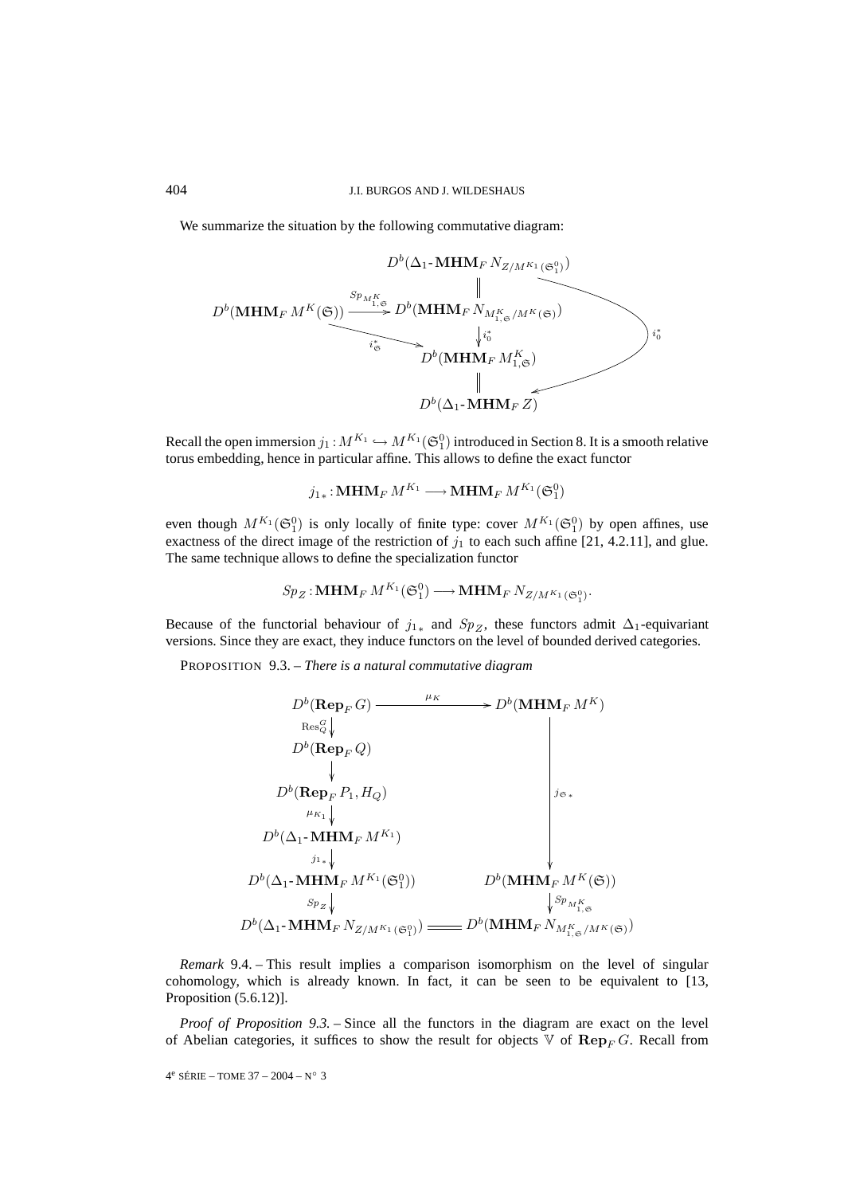We summarize the situation by the following commutative diagram:

$$
\begin{array}{ccc}
 & D^b(\Delta_1\text{-}\mathbf{MHM}_F\, N_{Z/M^{K_1}(\mathfrak{S}_1^0)}) & \\
 & \| & \\
D^b(\mathbf{MHM}_F\, M^K(\mathfrak{S})) & \xrightarrow{Sp_{M^K_{1,\mathfrak{S}}}} D^b(\mathbf{MHM}_F\, N_{M^K_{1,\mathfrak{S}}/M^K(\mathfrak{S})}) & \\
 & \downarrow i_0^* & \\
 \xrightarrow{i_{\mathfrak{S}}^*} & D^b(\mathbf{MHM}_F\, M^K_{1,\mathfrak{S}}) & \\
 & \| & \\
 & D^b(\Delta_1\text{-}\mathbf{MHM}_F\, Z) &
\end{array}
$$

(with the curved arrow $i_0^*$ from $D^b(\Delta_1\text{-}\mathbf{MHM}_F\, N_{Z/M^{K_1}(\mathfrak{S}_1^0)})$ to $D^b(\Delta_1\text{-}\mathbf{MHM}_F\, Z)$).

Recall the open immersion $j_1 : M^{K_1} \hookrightarrow M^{K_1}(\mathfrak{S}_1^0)$ introduced in Section 8. It is a smooth relative torus embedding, hence in particular affine. This allows to define the exact functor

$$
j_{1*} : \mathbf{MHM}_F\, M^{K_1} \longrightarrow \mathbf{MHM}_F\, M^{K_1}(\mathfrak{S}_1^0)
$$

even though $M^{K_1}(\mathfrak{S}_1^0)$ is only locally of finite type: cover $M^{K_1}(\mathfrak{S}_1^0)$ by open affines, use exactness of the direct image of the restriction of $j_1$ to each such affine [21, 4.2.11], and glue. The same technique allows to define the specialization functor

$$
Sp_Z : \mathbf{MHM}_F\, M^{K_1}(\mathfrak{S}_1^0) \longrightarrow \mathbf{MHM}_F\, N_{Z/M^{K_1}(\mathfrak{S}_1^0)}.
$$

Because of the functorial behaviour of $j_{1*}$ and $Sp_Z$, these functors admit $\Delta_1$-equivariant versions. Since they are exact, they induce functors on the level of bounded derived categories.

PROPOSITION 9.3. – *There is a natural commutative diagram*

$$
\begin{array}{ccc}
D^b(\mathbf{Rep}_F\, G) & \xrightarrow{\mu_K} & D^b(\mathbf{MHM}_F\, M^K) \\
\downarrow \mathrm{Res}^G_Q & & \\
D^b(\mathbf{Rep}_F\, Q) & & \\
\downarrow & & \\
D^b(\mathbf{Rep}_F\, P_1, H_Q) & & \downarrow j_{\mathfrak{S}*} \\
\downarrow \mu_{K_1} & & \\
D^b(\Delta_1\text{-}\mathbf{MHM}_F\, M^{K_1}) & & \\
\downarrow j_{1*} & & \\
D^b(\Delta_1\text{-}\mathbf{MHM}_F\, M^{K_1}(\mathfrak{S}_1^0)) & & D^b(\mathbf{MHM}_F\, M^K(\mathfrak{S})) \\
\downarrow Sp_Z & & \downarrow Sp_{M^K_{1,\mathfrak{S}}} \\
D^b(\Delta_1\text{-}\mathbf{MHM}_F\, N_{Z/M^{K_1}(\mathfrak{S}_1^0)}) & = & D^b(\mathbf{MHM}_F\, N_{M^K_{1,\mathfrak{S}}/M^K(\mathfrak{S})})
\end{array}
$$

*Remark* 9.4. – This result implies a comparison isomorphism on the level of singular cohomology, which is already known. In fact, it can be seen to be equivalent to [13, Proposition (5.6.12)].

*Proof of Proposition 9.3.* – Since all the functors in the diagram are exact on the level of Abelian categories, it suffices to show the result for objects $\mathbb{V}$ of $\mathbf{Rep}_F\, G$. Recall from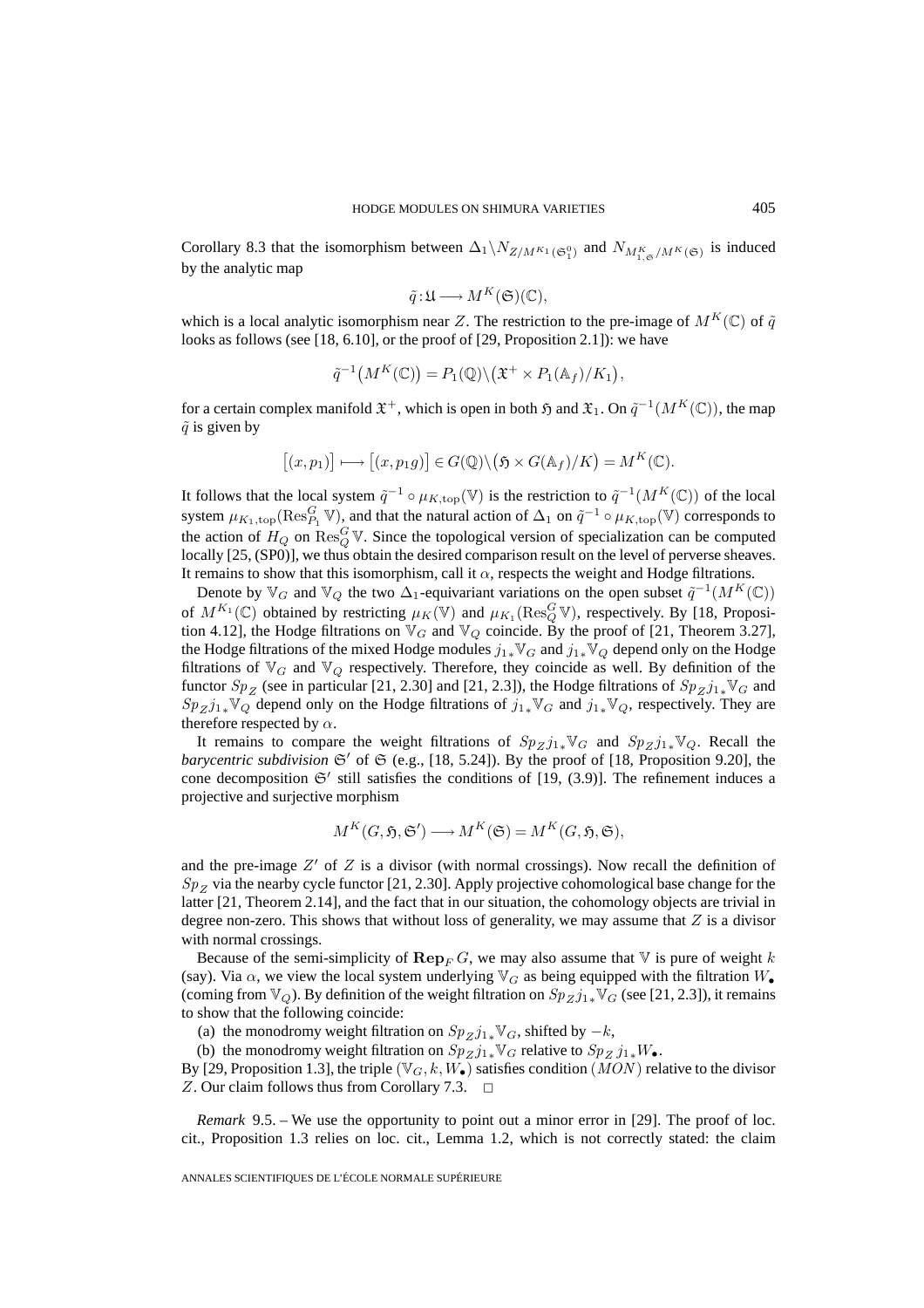Corollary 8.3 that the isomorphism between $\Delta_1 \backslash N_{Z/M^{K_1}(\mathfrak{S}_1^0)}$ and $N_{M^K_{1,\mathfrak{S}}/M^K(\mathfrak{S})}$ is induced by the analytic map

$$\tilde{q} : \mathfrak{U} \longrightarrow M^K(\mathfrak{S})(\mathbb{C}),$$

which is a local analytic isomorphism near $Z$. The restriction to the pre-image of $M^K(\mathbb{C})$ of $\tilde{q}$ looks as follows (see [18, 6.10], or the proof of [29, Proposition 2.1]): we have

$$\tilde{q}^{-1}\big(M^K(\mathbb{C})\big) = P_1(\mathbb{Q})\backslash\big(\mathfrak{X}^+ \times P_1(\mathbb{A}_f)/K_1\big),$$

for a certain complex manifold $\mathfrak{X}^+$, which is open in both $\mathfrak{H}$ and $\mathfrak{X}_1$. On $\tilde{q}^{-1}(M^K(\mathbb{C}))$, the map $\tilde{q}$ is given by

$$\big[(x, p_1)\big] \longmapsto \big[(x, p_1 g)\big] \in G(\mathbb{Q})\backslash\big(\mathfrak{H} \times G(\mathbb{A}_f)/K\big) = M^K(\mathbb{C}).$$

It follows that the local system $\tilde{q}^{-1} \circ \mu_{K,\mathrm{top}}(\mathbb{V})$ is the restriction to $\tilde{q}^{-1}(M^K(\mathbb{C}))$ of the local system $\mu_{K_1,\mathrm{top}}(\mathrm{Res}^G_{P_1} \mathbb{V})$, and that the natural action of $\Delta_1$ on $\tilde{q}^{-1} \circ \mu_{K,\mathrm{top}}(\mathbb{V})$ corresponds to the action of $H_Q$ on $\mathrm{Res}^G_Q \mathbb{V}$. Since the topological version of specialization can be computed locally [25, (SP0)], we thus obtain the desired comparison result on the level of perverse sheaves. It remains to show that this isomorphism, call it $\alpha$, respects the weight and Hodge filtrations.

Denote by $\mathbb{V}_G$ and $\mathbb{V}_Q$ the two $\Delta_1$-equivariant variations on the open subset $\tilde{q}^{-1}(M^K(\mathbb{C}))$ of $M^{K_1}(\mathbb{C})$ obtained by restricting $\mu_K(\mathbb{V})$ and $\mu_{K_1}(\mathrm{Res}^G_Q \mathbb{V})$, respectively. By [18, Proposition 4.12], the Hodge filtrations on $\mathbb{V}_G$ and $\mathbb{V}_Q$ coincide. By the proof of [21, Theorem 3.27], the Hodge filtrations of the mixed Hodge modules $j_{1*}\mathbb{V}_G$ and $j_{1*}\mathbb{V}_Q$ depend only on the Hodge filtrations of $\mathbb{V}_G$ and $\mathbb{V}_Q$ respectively. Therefore, they coincide as well. By definition of the functor $Sp_Z$ (see in particular [21, 2.30] and [21, 2.3]), the Hodge filtrations of $Sp_Z j_{1*}\mathbb{V}_G$ and $Sp_Z j_{1*}\mathbb{V}_Q$ depend only on the Hodge filtrations of $j_{1*}\mathbb{V}_G$ and $j_{1*}\mathbb{V}_Q$, respectively. They are therefore respected by $\alpha$.

It remains to compare the weight filtrations of $Sp_Z j_{1*}\mathbb{V}_G$ and $Sp_Z j_{1*}\mathbb{V}_Q$. Recall the *barycentric subdivision* $\mathfrak{S}'$ of $\mathfrak{S}$ (e.g., [18, 5.24]). By the proof of [18, Proposition 9.20], the cone decomposition $\mathfrak{S}'$ still satisfies the conditions of [19, (3.9)]. The refinement induces a projective and surjective morphism

$$M^K(G, \mathfrak{H}, \mathfrak{S}') \longrightarrow M^K(\mathfrak{S}) = M^K(G, \mathfrak{H}, \mathfrak{S}),$$

and the pre-image $Z'$ of $Z$ is a divisor (with normal crossings). Now recall the definition of $Sp_Z$ via the nearby cycle functor [21, 2.30]. Apply projective cohomological base change for the latter [21, Theorem 2.14], and the fact that in our situation, the cohomology objects are trivial in degree non-zero. This shows that without loss of generality, we may assume that $Z$ is a divisor with normal crossings.

Because of the semi-simplicity of $\mathbf{Rep}_F\, G$, we may also assume that $\mathbb{V}$ is pure of weight $k$ (say). Via $\alpha$, we view the local system underlying $\mathbb{V}_G$ as being equipped with the filtration $W_\bullet$ (coming from $\mathbb{V}_Q$). By definition of the weight filtration on $Sp_Z j_{1*}\mathbb{V}_G$ (see [21, 2.3]), it remains to show that the following coincide:

(a) the monodromy weight filtration on $Sp_Z j_{1*}\mathbb{V}_G$, shifted by $-k$,

(b) the monodromy weight filtration on $Sp_Z j_{1*}\mathbb{V}_G$ relative to $Sp_Z\, j_{1*}W_\bullet$.

By [29, Proposition 1.3], the triple $(\mathbb{V}_G, k, W_\bullet)$ satisfies condition $(MON)$ relative to the divisor $Z$. Our claim follows thus from Corollary 7.3. $\square$

*Remark* 9.5. – We use the opportunity to point out a minor error in [29]. The proof of loc. cit., Proposition 1.3 relies on loc. cit., Lemma 1.2, which is not correctly stated: the claim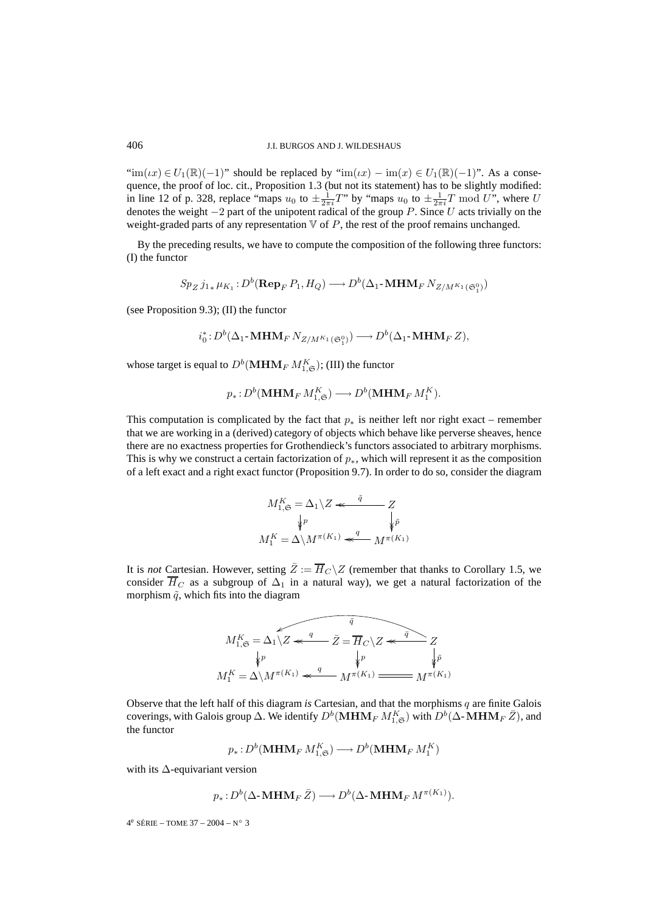"$\mathrm{im}(\iota x) \in U_1(\mathbb{R})(-1)$" should be replaced by "$\mathrm{im}(\iota x) - \mathrm{im}(x) \in U_1(\mathbb{R})(-1)$". As a consequence, the proof of loc. cit., Proposition 1.3 (but not its statement) has to be slightly modified: in line 12 of p. 328, replace "maps $u_0$ to $\pm\frac{1}{2\pi i}T$" by "maps $u_0$ to $\pm\frac{1}{2\pi i}T \bmod U$", where $U$ denotes the weight $-2$ part of the unipotent radical of the group $P$. Since $U$ acts trivially on the weight-graded parts of any representation $\mathbb{V}$ of $P$, the rest of the proof remains unchanged.

By the preceding results, we have to compute the composition of the following three functors: (I) the functor

$$Sp_Z\, j_{1\,*}\, \mu_{K_1} : D^b(\mathbf{Rep}_F\, P_1, H_Q) \longrightarrow D^b(\Delta_1\text{-}\mathbf{MHM}_F\, N_{Z/M^{K_1}(\mathfrak{S}_1^0)})$$

(see Proposition 9.3); (II) the functor

$$i_0^* : D^b(\Delta_1\text{-}\mathbf{MHM}_F\, N_{Z/M^{K_1}(\mathfrak{S}_1^0)}) \longrightarrow D^b(\Delta_1\text{-}\mathbf{MHM}_F\, Z),$$

whose target is equal to $D^b(\mathbf{MHM}_F\, M^K_{1,\mathfrak{S}})$; (III) the functor

$$p_* : D^b(\mathbf{MHM}_F\, M^K_{1,\mathfrak{S}}) \longrightarrow D^b(\mathbf{MHM}_F\, M^K_1).$$

This computation is complicated by the fact that $p_*$ is neither left nor right exact – remember that we are working in a (derived) category of objects which behave like perverse sheaves, hence there are no exactness properties for Grothendieck's functors associated to arbitrary morphisms. This is why we construct a certain factorization of $p_*$, which will represent it as the composition of a left exact and a right exact functor (Proposition 9.7). In order to do so, consider the diagram

$$\begin{array}{ccc}
M^K_{1,\mathfrak{S}} = \Delta_1\backslash Z & \overset{\tilde{q}}{\twoheadleftarrow} & Z \\
\downarrow p & & \downarrow \tilde{p} \\
M^K_1 = \Delta\backslash M^{\pi(K_1)} & \overset{q}{\twoheadleftarrow} & M^{\pi(K_1)}
\end{array}$$

It is *not* Cartesian. However, setting $\bar{Z} := \overline{H}_C\backslash Z$ (remember that thanks to Corollary 1.5, we consider $\overline{H}_C$ as a subgroup of $\Delta_1$ in a natural way), we get a natural factorization of the morphism $\tilde{q}$, which fits into the diagram

$$\begin{array}{ccccc}
M^K_{1,\mathfrak{S}} = \Delta_1\backslash Z & \overset{q}{\twoheadleftarrow} & \bar{Z} = \overline{H}_C\backslash Z & \overset{\bar{q}}{\twoheadleftarrow} & Z \\
\downarrow p & & \downarrow p & & \downarrow \tilde{p} \\
M^K_1 = \Delta\backslash M^{\pi(K_1)} & \overset{q}{\twoheadleftarrow} & M^{\pi(K_1)} & = & M^{\pi(K_1)}
\end{array}$$

(with $\tilde{q}$ the composite of the top row morphisms $Z \to \Delta_1\backslash Z$).

Observe that the left half of this diagram *is* Cartesian, and that the morphisms $q$ are finite Galois coverings, with Galois group $\Delta$. We identify $D^b(\mathbf{MHM}_F\, M^K_{1,\mathfrak{S}})$ with $D^b(\Delta\text{-}\mathbf{MHM}_F\, \bar{Z})$, and the functor

$$p_* : D^b(\mathbf{MHM}_F\, M^K_{1,\mathfrak{S}}) \longrightarrow D^b(\mathbf{MHM}_F\, M^K_1)$$

with its $\Delta$-equivariant version

$$p_* : D^b(\Delta\text{-}\mathbf{MHM}_F\, \bar{Z}) \longrightarrow D^b(\Delta\text{-}\mathbf{MHM}_F\, M^{\pi(K_1)}).$$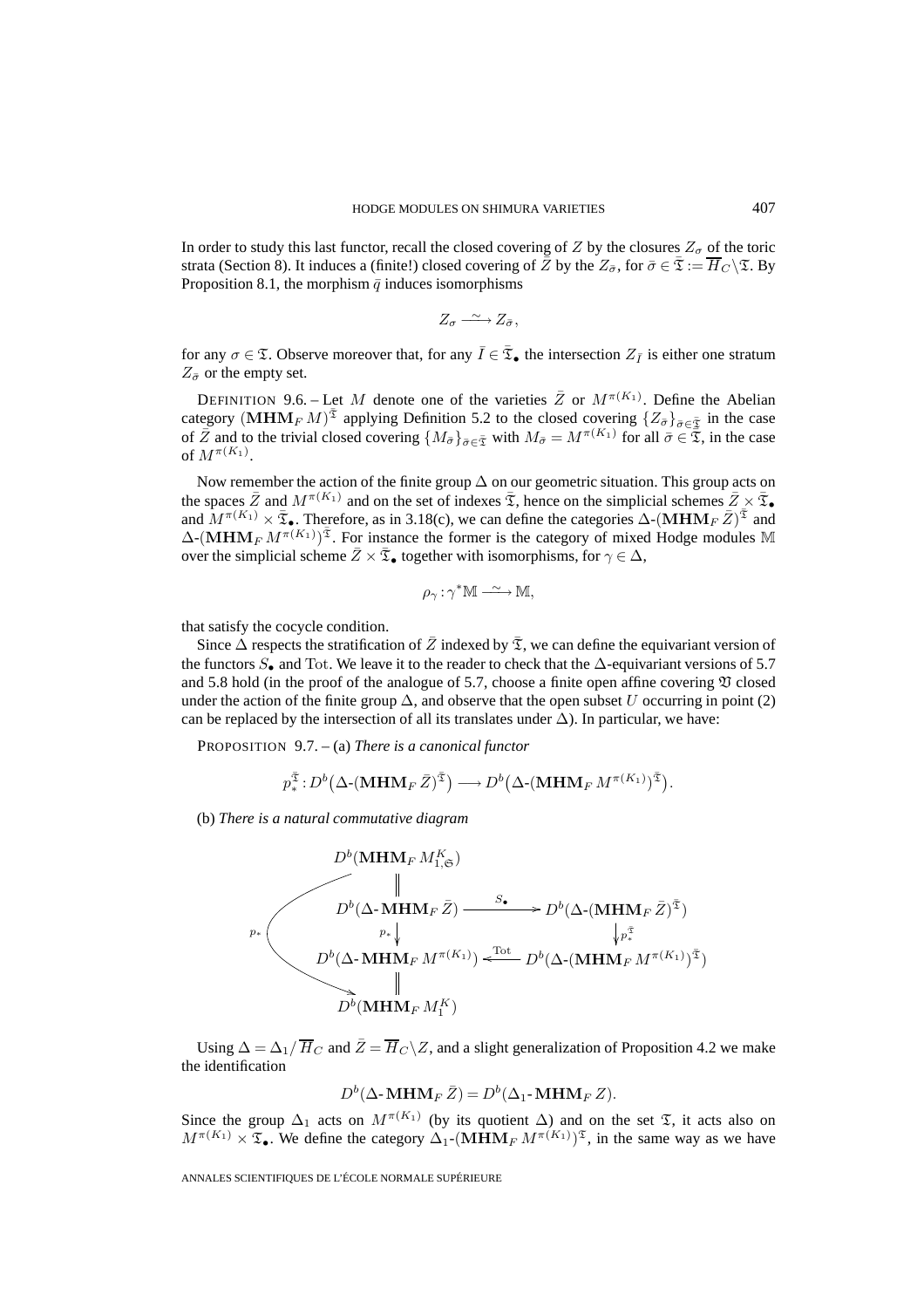In order to study this last functor, recall the closed covering of $Z$ by the closures $Z_\sigma$ of the toric strata (Section 8). It induces a (finite!) closed covering of $\bar{Z}$ by the $Z_{\bar\sigma}$, for $\bar\sigma \in \bar{\mathfrak{T}} := \overline{H}_C \backslash \mathfrak{T}$. By Proposition 8.1, the morphism $\bar{q}$ induces isomorphisms

$$Z_\sigma \xrightarrow{\ \sim\ } Z_{\bar\sigma},$$

for any $\sigma \in \mathfrak{T}$. Observe moreover that, for any $\bar{I} \in \bar{\mathfrak{T}}_\bullet$ the intersection $Z_{\bar{I}}$ is either one stratum $Z_{\bar\sigma}$ or the empty set.

DEFINITION 9.6. – Let $M$ denote one of the varieties $\bar{Z}$ or $M^{\pi(K_1)}$. Define the Abelian category $(\mathbf{MHM}_F\, M)^{\bar{\mathfrak{T}}}$ applying Definition 5.2 to the closed covering $\{Z_{\bar\sigma}\}_{\bar\sigma \in \bar{\mathfrak{T}}}$ in the case of $\bar{Z}$ and to the trivial closed covering $\{M_{\bar\sigma}\}_{\bar\sigma \in \bar{\mathfrak{T}}}$ with $M_{\bar\sigma} = M^{\pi(K_1)}$ for all $\bar\sigma \in \bar{\mathfrak{T}}$, in the case of $M^{\pi(K_1)}$.

Now remember the action of the finite group $\Delta$ on our geometric situation. This group acts on the spaces $\bar{Z}$ and $M^{\pi(K_1)}$ and on the set of indexes $\bar{\mathfrak{T}}$, hence on the simplicial schemes $\bar{Z} \times \bar{\mathfrak{T}}_\bullet$ and $M^{\pi(K_1)} \times \bar{\mathfrak{T}}_\bullet$. Therefore, as in 3.18(c), we can define the categories $\Delta$-$(\mathbf{MHM}_F\, \bar{Z})^{\bar{\mathfrak{T}}}$ and $\Delta$-$(\mathbf{MHM}_F\, M^{\pi(K_1)})^{\bar{\mathfrak{T}}}$. For instance the former is the category of mixed Hodge modules $\mathbb{M}$ over the simplicial scheme $\bar{Z} \times \bar{\mathfrak{T}}_\bullet$ together with isomorphisms, for $\gamma \in \Delta$,

$$\rho_\gamma : \gamma^* \mathbb{M} \xrightarrow{\ \sim\ } \mathbb{M},$$

that satisfy the cocycle condition.

Since $\Delta$ respects the stratification of $\bar{Z}$ indexed by $\bar{\mathfrak{T}}$, we can define the equivariant version of the functors $S_\bullet$ and $\mathrm{Tot}$. We leave it to the reader to check that the $\Delta$-equivariant versions of 5.7 and 5.8 hold (in the proof of the analogue of 5.7, choose a finite open affine covering $\mathfrak{V}$ closed under the action of the finite group $\Delta$, and observe that the open subset $U$ occurring in point (2) can be replaced by the intersection of all its translates under $\Delta$). In particular, we have:

PROPOSITION 9.7. – (a) *There is a canonical functor*

$$p_*^{\bar{\mathfrak{T}}} : D^b\big(\Delta\text{-}(\mathbf{MHM}_F\, \bar{Z})^{\bar{\mathfrak{T}}}\big) \longrightarrow D^b\big(\Delta\text{-}(\mathbf{MHM}_F\, M^{\pi(K_1)})^{\bar{\mathfrak{T}}}\big).$$

(b) *There is a natural commutative diagram*

$$\begin{array}{ccc}
D^b(\mathbf{MHM}_F\, M^K_{1,\mathfrak{S}}) & & \\
\| & & \\
D^b(\Delta\text{-}\,\mathbf{MHM}_F\, \bar{Z}) & \xrightarrow{\ S_\bullet\ } & D^b(\Delta\text{-}(\mathbf{MHM}_F\, \bar{Z})^{\bar{\mathfrak{T}}}) \\
\downarrow {\scriptstyle p_*} & & \downarrow {\scriptstyle p_*^{\bar{\mathfrak{T}}}} \\
D^b(\Delta\text{-}\,\mathbf{MHM}_F\, M^{\pi(K_1)}) & \xleftarrow{\ \mathrm{Tot}\ } & D^b(\Delta\text{-}(\mathbf{MHM}_F\, M^{\pi(K_1)})^{\bar{\mathfrak{T}}}) \\
\| & & \\
D^b(\mathbf{MHM}_F\, M^K_1) & &
\end{array}$$

(with a curved arrow $p_*$ from $D^b(\mathbf{MHM}_F\, M^K_{1,\mathfrak{S}})$ to $D^b(\mathbf{MHM}_F\, M^K_1)$)

Using $\Delta = \Delta_1 / \overline{H}_C$ and $\bar{Z} = \overline{H}_C \backslash Z$, and a slight generalization of Proposition 4.2 we make the identification

$$D^b(\Delta\text{-}\,\mathbf{MHM}_F\, \bar{Z}) = D^b(\Delta_1\text{-}\,\mathbf{MHM}_F\, Z).$$

Since the group $\Delta_1$ acts on $M^{\pi(K_1)}$ (by its quotient $\Delta$) and on the set $\mathfrak{T}$, it acts also on $M^{\pi(K_1)} \times \mathfrak{T}_\bullet$. We define the category $\Delta_1$-$(\mathbf{MHM}_F\, M^{\pi(K_1)})^{\mathfrak{T}}$, in the same way as we have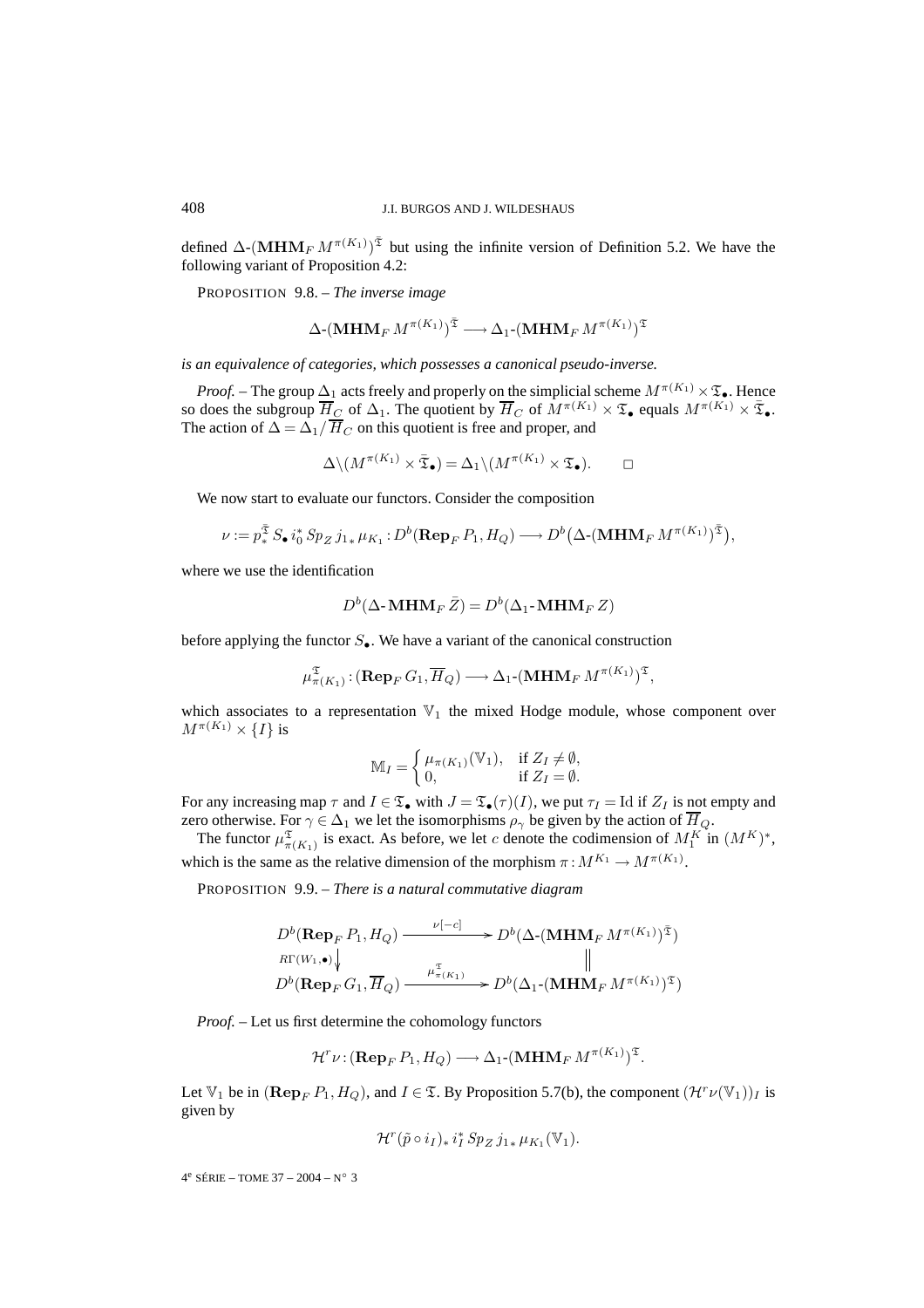defined $\Delta\text{-}(\mathbf{MHM}_F\, M^{\pi(K_1)})^{\bar{\mathfrak{T}}}$ but using the infinite version of Definition 5.2. We have the following variant of Proposition 4.2:

PROPOSITION 9.8. – *The inverse image*

$$\Delta\text{-}(\mathbf{MHM}_F\, M^{\pi(K_1)})^{\bar{\mathfrak{T}}} \longrightarrow \Delta_1\text{-}(\mathbf{MHM}_F\, M^{\pi(K_1)})^{\mathfrak{T}}$$

*is an equivalence of categories, which possesses a canonical pseudo-inverse.*

*Proof.* – The group $\Delta_1$ acts freely and properly on the simplicial scheme $M^{\pi(K_1)} \times \mathfrak{T}_\bullet$. Hence so does the subgroup $\overline{H}_C$ of $\Delta_1$. The quotient by $\overline{H}_C$ of $M^{\pi(K_1)} \times \mathfrak{T}_\bullet$ equals $M^{\pi(K_1)} \times \bar{\mathfrak{T}}_\bullet$. The action of $\Delta = \Delta_1/\overline{H}_C$ on this quotient is free and proper, and

$$\Delta\backslash(M^{\pi(K_1)} \times \bar{\mathfrak{T}}_\bullet) = \Delta_1\backslash(M^{\pi(K_1)} \times \mathfrak{T}_\bullet). \qquad \square$$

We now start to evaluate our functors. Consider the composition

$$\nu := p_*^{\bar{\mathfrak{T}}}\, S_\bullet\, i_0^*\, Sp_Z\, j_{1\,*}\, \mu_{K_1} : D^b(\mathbf{Rep}_F\, P_1, H_Q) \longrightarrow D^b\big(\Delta\text{-}(\mathbf{MHM}_F\, M^{\pi(K_1)})^{\bar{\mathfrak{T}}}\big),$$

where we use the identification

$$D^b(\Delta\text{-}\,\mathbf{MHM}_F\, \bar{Z}) = D^b(\Delta_1\text{-}\,\mathbf{MHM}_F\, Z)$$

before applying the functor $S_\bullet$. We have a variant of the canonical construction

$$\mu_{\pi(K_1)}^{\mathfrak{T}} : (\mathbf{Rep}_F\, G_1, \overline{H}_Q) \longrightarrow \Delta_1\text{-}(\mathbf{MHM}_F\, M^{\pi(K_1)})^{\mathfrak{T}},$$

which associates to a representation $\mathbb{V}_1$ the mixed Hodge module, whose component over $M^{\pi(K_1)} \times \{I\}$ is

$$\mathbb{M}_I = \begin{cases} \mu_{\pi(K_1)}(\mathbb{V}_1), & \text{if } Z_I \neq \emptyset, \\ 0, & \text{if } Z_I = \emptyset. \end{cases}$$

For any increasing map $\tau$ and $I \in \mathfrak{T}_\bullet$ with $J = \mathfrak{T}_\bullet(\tau)(I)$, we put $\tau_I = \mathrm{Id}$ if $Z_I$ is not empty and zero otherwise. For $\gamma \in \Delta_1$ we let the isomorphisms $\rho_\gamma$ be given by the action of $\overline{H}_Q$.

The functor $\mu_{\pi(K_1)}^{\mathfrak{T}}$ is exact. As before, we let $c$ denote the codimension of $M_1^K$ in $(M^K)^*$, which is the same as the relative dimension of the morphism $\pi : M^{K_1} \to M^{\pi(K_1)}$.

PROPOSITION 9.9. – *There is a natural commutative diagram*

$$\begin{array}{ccc} D^b(\mathbf{Rep}_F\, P_1, H_Q) & \xrightarrow{\ \nu[-c]\ } & D^b(\Delta\text{-}(\mathbf{MHM}_F\, M^{\pi(K_1)})^{\bar{\mathfrak{T}}}) \\ {\scriptstyle R\Gamma(W_1,\bullet)}\downarrow & & \Vert \\ D^b(\mathbf{Rep}_F\, G_1, \overline{H}_Q) & \xrightarrow{\ \mu_{\pi(K_1)}^{\mathfrak{T}}\ } & D^b(\Delta_1\text{-}(\mathbf{MHM}_F\, M^{\pi(K_1)})^{\mathfrak{T}}) \end{array}$$

*Proof.* – Let us first determine the cohomology functors

$$\mathcal{H}^r\nu : (\mathbf{Rep}_F\, P_1, H_Q) \longrightarrow \Delta_1\text{-}(\mathbf{MHM}_F\, M^{\pi(K_1)})^{\mathfrak{T}}.$$

Let $\mathbb{V}_1$ be in $(\mathbf{Rep}_F\, P_1, H_Q)$, and $I \in \mathfrak{T}$. By Proposition 5.7(b), the component $(\mathcal{H}^r\nu(\mathbb{V}_1))_I$ is given by

$$\mathcal{H}^r(\tilde{p} \circ i_I)_*\, i_I^*\, Sp_Z\, j_{1\,*}\, \mu_{K_1}(\mathbb{V}_1).$$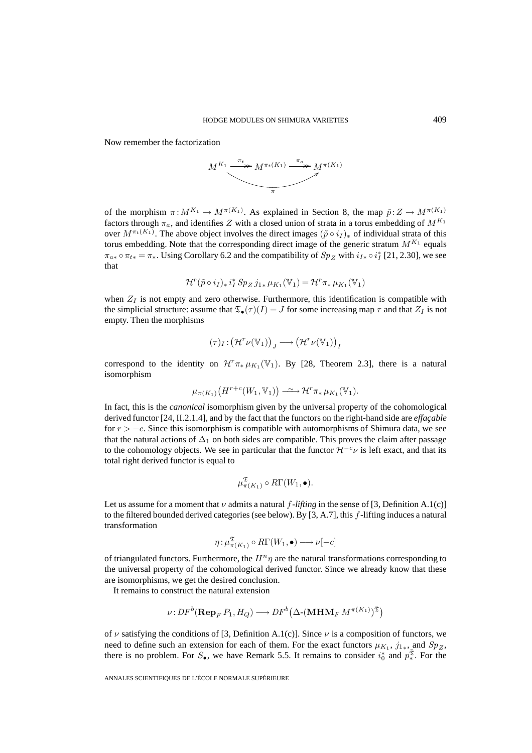Now remember the factorization

$$
\begin{array}{ccccc}
M^{K_1} & \xrightarrow{\pi_t} & M^{\pi_t(K_1)} & \xrightarrow{\pi_a} & M^{\pi(K_1)}
\end{array}
\qquad \pi = \pi_a \circ \pi_t
$$

of the morphism $\pi: M^{K_1} \to M^{\pi(K_1)}$. As explained in Section 8, the map $\tilde{p}: Z \to M^{\pi(K_1)}$ factors through $\pi_a$, and identifies $Z$ with a closed union of strata in a torus embedding of $M^{K_1}$ over $M^{\pi_t(K_1)}$. The above object involves the direct images $(\tilde{p} \circ i_I)_*$ of individual strata of this torus embedding. Note that the corresponding direct image of the generic stratum $M^{K_1}$ equals $\pi_{a*} \circ \pi_{t*} = \pi_*$. Using Corollary 6.2 and the compatibility of $Sp_Z$ with $i_{I*} \circ i_I^*$ [21, 2.30], we see that

$$\mathcal{H}^r(\tilde{p} \circ i_I)_* \, i_I^* \, Sp_Z \, j_{1*} \, \mu_{K_1}(\mathbb{V}_1) = \mathcal{H}^r \pi_* \, \mu_{K_1}(\mathbb{V}_1)$$

when $Z_I$ is not empty and zero otherwise. Furthermore, this identification is compatible with the simplicial structure: assume that $\mathfrak{T}_\bullet(\tau)(I) = J$ for some increasing map $\tau$ and that $Z_I$ is not empty. Then the morphisms

$$(\tau)_I : \big(\mathcal{H}^r \nu(\mathbb{V}_1)\big)_J \longrightarrow \big(\mathcal{H}^r \nu(\mathbb{V}_1)\big)_I$$

correspond to the identity on $\mathcal{H}^r \pi_* \, \mu_{K_1}(\mathbb{V}_1)$. By [28, Theorem 2.3], there is a natural isomorphism

$$\mu_{\pi(K_1)}\big(H^{r+c}(W_1, \mathbb{V}_1)\big) \xrightarrow{\ \sim\ } \mathcal{H}^r \pi_* \, \mu_{K_1}(\mathbb{V}_1).$$

In fact, this is the *canonical* isomorphism given by the universal property of the cohomological derived functor [24, II.2.1.4], and by the fact that the functors on the right-hand side are *effaçable* for $r > -c$. Since this isomorphism is compatible with automorphisms of Shimura data, we see that the natural actions of $\Delta_1$ on both sides are compatible. This proves the claim after passage to the cohomology objects. We see in particular that the functor $\mathcal{H}^{-c}\nu$ is left exact, and that its total right derived functor is equal to

$$\mu^{\mathfrak{T}}_{\pi(K_1)} \circ R\Gamma(W_1, \bullet).$$

Let us assume for a moment that $\nu$ admits a natural *$f$-lifting* in the sense of [3, Definition A.1(c)] to the filtered bounded derived categories (see below). By [3, A.7], this $f$-lifting induces a natural transformation

$$\eta : \mu^{\mathfrak{T}}_{\pi(K_1)} \circ R\Gamma(W_1, \bullet) \longrightarrow \nu[-c]$$

of triangulated functors. Furthermore, the $H^n\eta$ are the natural transformations corresponding to the universal property of the cohomological derived functor. Since we already know that these are isomorphisms, we get the desired conclusion.

It remains to construct the natural extension

$$\nu : DF^b(\mathbf{Rep}_F \, P_1, H_Q) \longrightarrow DF^b\big(\Delta\text{-}(\mathbf{MHM}_F \, M^{\pi(K_1)})^{\mathfrak{T}}\big)$$

of $\nu$ satisfying the conditions of [3, Definition A.1(c)]. Since $\nu$ is a composition of functors, we need to define such an extension for each of them. For the exact functors $\mu_{K_1}$, $j_{1*}$, and $Sp_Z$, there is no problem. For $S_\bullet$, we have Remark 5.5. It remains to consider $i_0^*$ and $p_*^{\mathfrak{T}}$. For the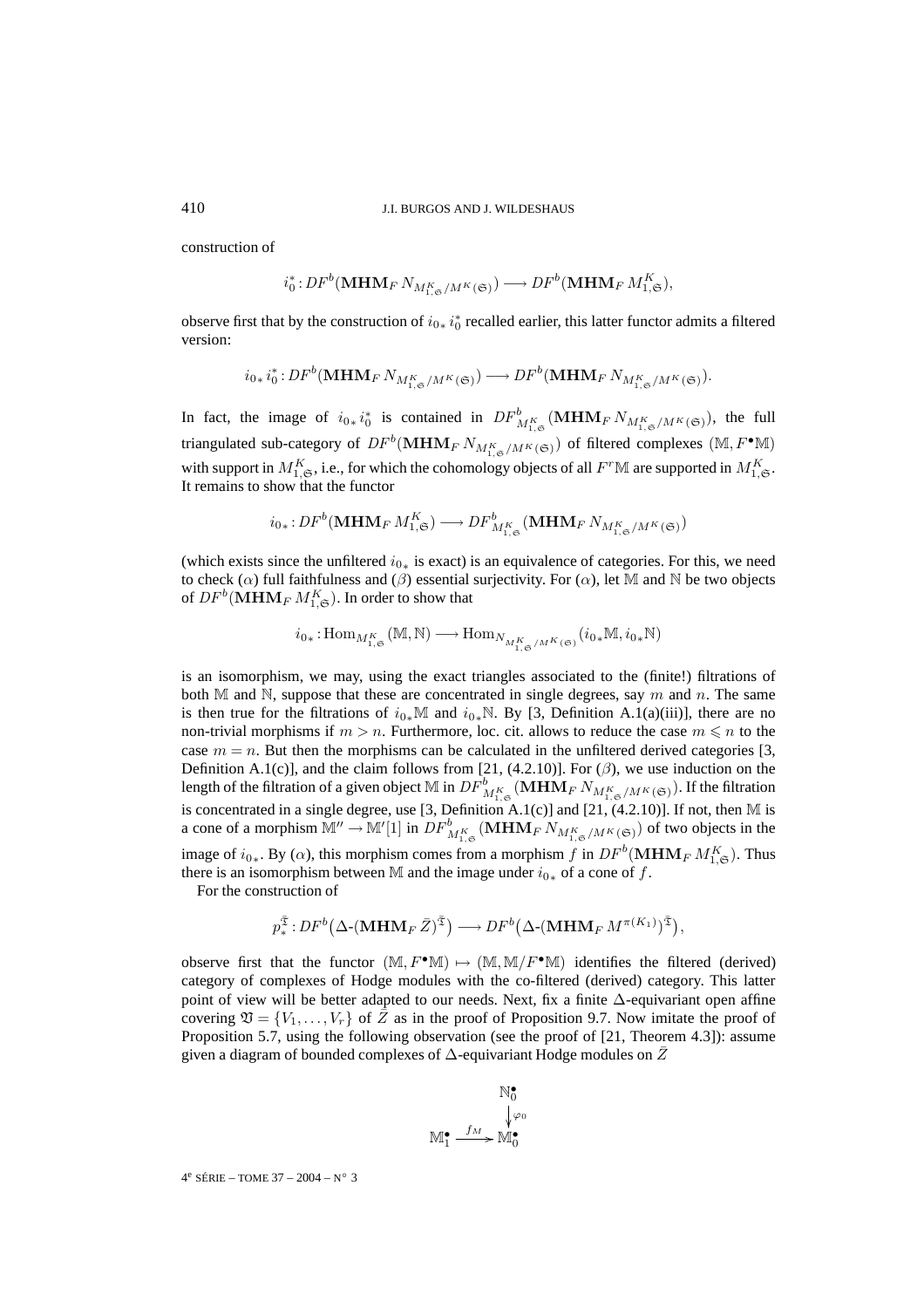construction of

$$i_0^* : DF^b(\mathbf{MHM}_F\, N_{M^K_{1,\mathfrak{S}}/M^K(\mathfrak{S})}) \longrightarrow DF^b(\mathbf{MHM}_F\, M^K_{1,\mathfrak{S}}),$$

observe first that by the construction of $i_{0*}\, i_0^*$ recalled earlier, this latter functor admits a filtered version:

$$i_{0*}\, i_0^* : DF^b(\mathbf{MHM}_F\, N_{M^K_{1,\mathfrak{S}}/M^K(\mathfrak{S})}) \longrightarrow DF^b(\mathbf{MHM}_F\, N_{M^K_{1,\mathfrak{S}}/M^K(\mathfrak{S})}).$$

In fact, the image of $i_{0*}\, i_0^*$ is contained in $DF^b_{M^K_{1,\mathfrak{S}}}(\mathbf{MHM}_F\, N_{M^K_{1,\mathfrak{S}}/M^K(\mathfrak{S})})$, the full triangulated sub-category of $DF^b(\mathbf{MHM}_F\, N_{M^K_{1,\mathfrak{S}}/M^K(\mathfrak{S})})$ of filtered complexes $(\mathbb{M}, F^\bullet\mathbb{M})$ with support in $M^K_{1,\mathfrak{S}}$, i.e., for which the cohomology objects of all $F^r\mathbb{M}$ are supported in $M^K_{1,\mathfrak{S}}$. It remains to show that the functor

$$i_{0*} : DF^b(\mathbf{MHM}_F\, M^K_{1,\mathfrak{S}}) \longrightarrow DF^b_{M^K_{1,\mathfrak{S}}}(\mathbf{MHM}_F\, N_{M^K_{1,\mathfrak{S}}/M^K(\mathfrak{S})})$$

(which exists since the unfiltered $i_{0*}$ is exact) is an equivalence of categories. For this, we need to check ($\alpha$) full faithfulness and ($\beta$) essential surjectivity. For ($\alpha$), let $\mathbb{M}$ and $\mathbb{N}$ be two objects of $DF^b(\mathbf{MHM}_F\, M^K_{1,\mathfrak{S}})$. In order to show that

$$i_{0*} : \mathrm{Hom}_{M^K_{1,\mathfrak{S}}}(\mathbb{M}, \mathbb{N}) \longrightarrow \mathrm{Hom}_{N_{M^K_{1,\mathfrak{S}}/M^K(\mathfrak{S})}}(i_{0*}\mathbb{M}, i_{0*}\mathbb{N})$$

is an isomorphism, we may, using the exact triangles associated to the (finite!) filtrations of both $\mathbb{M}$ and $\mathbb{N}$, suppose that these are concentrated in single degrees, say $m$ and $n$. The same is then true for the filtrations of $i_{0*}\mathbb{M}$ and $i_{0*}\mathbb{N}$. By [3, Definition A.1(a)(iii)], there are no non-trivial morphisms if $m > n$. Furthermore, loc. cit. allows to reduce the case $m \leqslant n$ to the case $m = n$. But then the morphisms can be calculated in the unfiltered derived categories [3, Definition A.1(c)], and the claim follows from [21, (4.2.10)]. For ($\beta$), we use induction on the length of the filtration of a given object $\mathbb{M}$ in $DF^b_{M^K_{1,\mathfrak{S}}}(\mathbf{MHM}_F\, N_{M^K_{1,\mathfrak{S}}/M^K(\mathfrak{S})})$. If the filtration is concentrated in a single degree, use [3, Definition A.1(c)] and [21, (4.2.10)]. If not, then $\mathbb{M}$ is a cone of a morphism $\mathbb{M}'' \to \mathbb{M}'[1]$ in $DF^b_{M^K_{1,\mathfrak{S}}}(\mathbf{MHM}_F\, N_{M^K_{1,\mathfrak{S}}/M^K(\mathfrak{S})})$ of two objects in the image of $i_{0*}$. By ($\alpha$), this morphism comes from a morphism $f$ in $DF^b(\mathbf{MHM}_F\, M^K_{1,\mathfrak{S}})$. Thus there is an isomorphism between $\mathbb{M}$ and the image under $i_{0*}$ of a cone of $f$.

For the construction of

$$p_*^{\bar{\mathfrak{T}}} : DF^b\big(\Delta\text{-}(\mathbf{MHM}_F\, \bar{Z})^{\bar{\mathfrak{T}}}\big) \longrightarrow DF^b\big(\Delta\text{-}(\mathbf{MHM}_F\, M^{\pi(K_1)})^{\bar{\mathfrak{T}}}\big),$$

observe first that the functor $(\mathbb{M}, F^\bullet\mathbb{M}) \mapsto (\mathbb{M}, \mathbb{M}/F^\bullet\mathbb{M})$ identifies the filtered (derived) category of complexes of Hodge modules with the co-filtered (derived) category. This latter point of view will be better adapted to our needs. Next, fix a finite $\Delta$-equivariant open affine covering $\mathfrak{V} = \{V_1, \ldots, V_r\}$ of $\bar{Z}$ as in the proof of Proposition 9.7. Now imitate the proof of Proposition 5.7, using the following observation (see the proof of [21, Theorem 4.3]): assume given a diagram of bounded complexes of $\Delta$-equivariant Hodge modules on $\bar{Z}$

$$\begin{array}{ccc} & & \mathbb{N}_0^\bullet \\ & & \big\downarrow{\scriptstyle \varphi_0} \\ \mathbb{M}_1^\bullet & \xrightarrow{\ f_M\ } & \mathbb{M}_0^\bullet \end{array}$$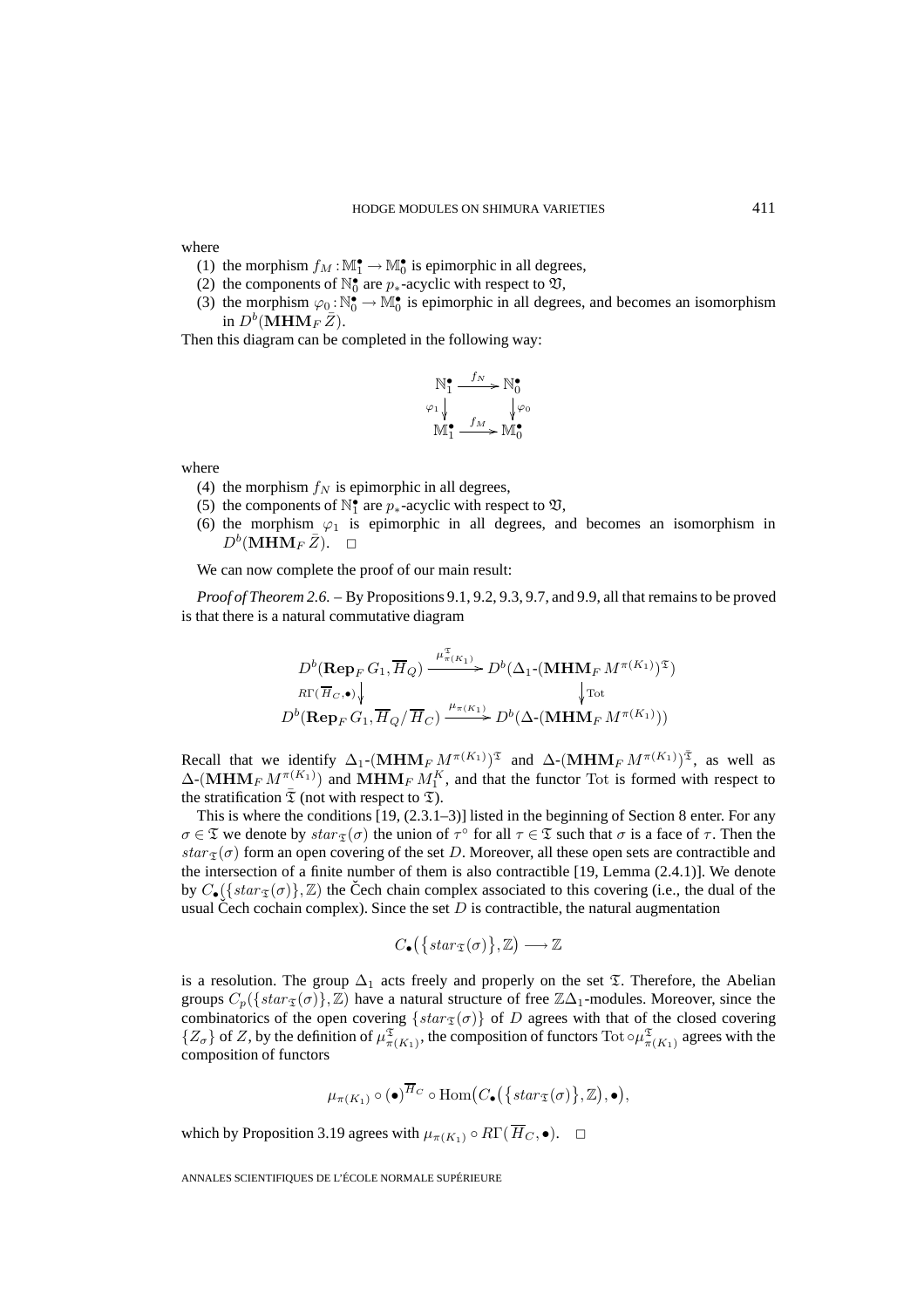where

(1) the morphism $f_M : \mathbb{M}_1^\bullet \to \mathbb{M}_0^\bullet$ is epimorphic in all degrees,

(2) the components of $\mathbb{N}_0^\bullet$ are $p_*$-acyclic with respect to $\mathfrak{V}$,

(3) the morphism $\varphi_0 : \mathbb{N}_0^\bullet \to \mathbb{M}_0^\bullet$ is epimorphic in all degrees, and becomes an isomorphism in $D^b(\mathbf{MHM}_F \bar{Z})$.

Then this diagram can be completed in the following way:

$$\begin{array}{ccc} \mathbb{N}_1^\bullet & \xrightarrow{f_N} & \mathbb{N}_0^\bullet \\ {\scriptstyle\varphi_1}\downarrow & & \downarrow{\scriptstyle\varphi_0} \\ \mathbb{M}_1^\bullet & \xrightarrow{f_M} & \mathbb{M}_0^\bullet \end{array}$$

where

(4) the morphism $f_N$ is epimorphic in all degrees,

(5) the components of $\mathbb{N}_1^\bullet$ are $p_*$-acyclic with respect to $\mathfrak{V}$,

(6) the morphism $\varphi_1$ is epimorphic in all degrees, and becomes an isomorphism in $D^b(\mathbf{MHM}_F \bar{Z})$. $\square$

We can now complete the proof of our main result:

*Proof of Theorem 2.6.* – By Propositions 9.1, 9.2, 9.3, 9.7, and 9.9, all that remains to be proved is that there is a natural commutative diagram

$$\begin{array}{ccc} D^b(\mathbf{Rep}_F G_1, \overline{H}_Q) & \xrightarrow{\mu^{\mathfrak{T}}_{\pi(K_1)}} & D^b(\Delta_1\text{-}(\mathbf{MHM}_F M^{\pi(K_1)})^{\mathfrak{T}}) \\ {\scriptstyle R\Gamma(\overline{H}_C, \bullet)}\downarrow & & \downarrow{\scriptstyle \mathrm{Tot}} \\ D^b(\mathbf{Rep}_F G_1, \overline{H}_Q/\overline{H}_C) & \xrightarrow{\mu_{\pi(K_1)}} & D^b(\Delta\text{-}(\mathbf{MHM}_F M^{\pi(K_1)})) \end{array}$$

Recall that we identify $\Delta_1\text{-}(\mathbf{MHM}_F M^{\pi(K_1)})^{\mathfrak{T}}$ and $\Delta\text{-}(\mathbf{MHM}_F M^{\pi(K_1)})^{\bar{\mathfrak{T}}}$, as well as $\Delta\text{-}(\mathbf{MHM}_F M^{\pi(K_1)})$ and $\mathbf{MHM}_F M_1^K$, and that the functor $\mathrm{Tot}$ is formed with respect to the stratification $\bar{\mathfrak{T}}$ (not with respect to $\mathfrak{T}$).

This is where the conditions [19, (2.3.1–3)] listed in the beginning of Section 8 enter. For any $\sigma \in \mathfrak{T}$ we denote by $star_{\mathfrak{T}}(\sigma)$ the union of $\tau^\circ$ for all $\tau \in \mathfrak{T}$ such that $\sigma$ is a face of $\tau$. Then the $star_{\mathfrak{T}}(\sigma)$ form an open covering of the set $D$. Moreover, all these open sets are contractible and the intersection of a finite number of them is also contractible [19, Lemma (2.4.1)]. We denote by $C_\bullet(\{star_{\mathfrak{T}}(\sigma)\}, \mathbb{Z})$ the Čech chain complex associated to this covering (i.e., the dual of the usual Čech cochain complex). Since the set $D$ is contractible, the natural augmentation

$$C_\bullet\big(\{star_{\mathfrak{T}}(\sigma)\}, \mathbb{Z}\big) \longrightarrow \mathbb{Z}$$

is a resolution. The group $\Delta_1$ acts freely and properly on the set $\mathfrak{T}$. Therefore, the Abelian groups $C_p(\{star_{\mathfrak{T}}(\sigma)\}, \mathbb{Z})$ have a natural structure of free $\mathbb{Z}\Delta_1$-modules. Moreover, since the combinatorics of the open covering $\{star_{\mathfrak{T}}(\sigma)\}$ of $D$ agrees with that of the closed covering $\{Z_\sigma\}$ of $Z$, by the definition of $\mu^{\mathfrak{T}}_{\pi(K_1)}$, the composition of functors $\mathrm{Tot} \circ \mu^{\mathfrak{T}}_{\pi(K_1)}$ agrees with the composition of functors

$$\mu_{\pi(K_1)} \circ (\bullet)^{\overline{H}_C} \circ \mathrm{Hom}\big(C_\bullet\big(\{star_{\mathfrak{T}}(\sigma)\}, \mathbb{Z}\big), \bullet\big),$$

which by Proposition 3.19 agrees with $\mu_{\pi(K_1)} \circ R\Gamma(\overline{H}_C, \bullet)$. $\square$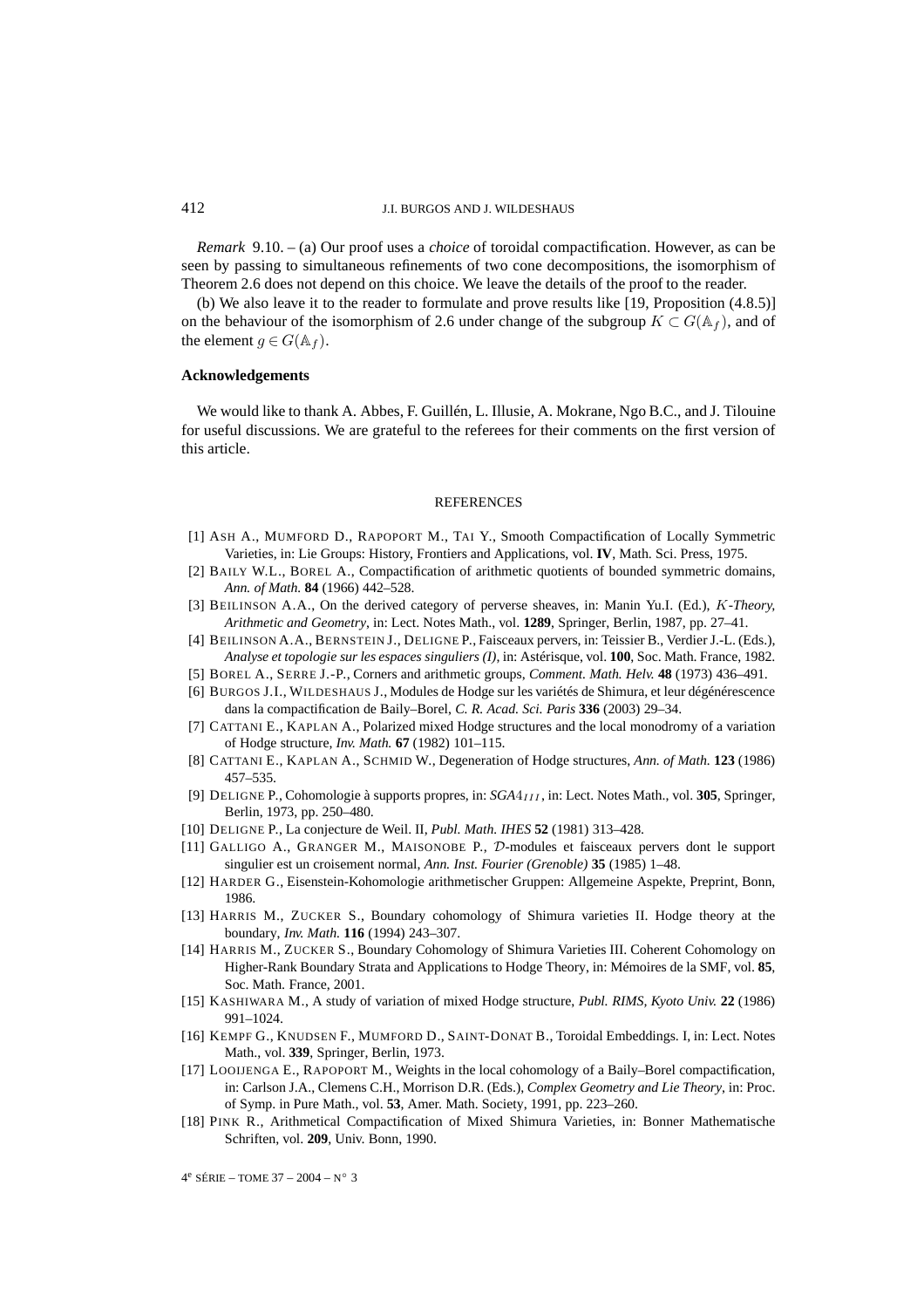*Remark* 9.10. – (a) Our proof uses a *choice* of toroidal compactification. However, as can be seen by passing to simultaneous refinements of two cone decompositions, the isomorphism of Theorem 2.6 does not depend on this choice. We leave the details of the proof to the reader.

(b) We also leave it to the reader to formulate and prove results like [19, Proposition (4.8.5)] on the behaviour of the isomorphism of 2.6 under change of the subgroup $K \subset G(\mathbb{A}_f)$, and of the element $g \in G(\mathbb{A}_f)$.

## Acknowledgements

We would like to thank A. Abbes, F. Guillén, L. Illusie, A. Mokrane, Ngo B.C., and J. Tilouine for useful discussions. We are grateful to the referees for their comments on the first version of this article.

## REFERENCES

[1] ASH A., MUMFORD D., RAPOPORT M., TAI Y., Smooth Compactification of Locally Symmetric Varieties, in: Lie Groups: History, Frontiers and Applications, vol. **IV**, Math. Sci. Press, 1975.

[2] BAILY W.L., BOREL A., Compactification of arithmetic quotients of bounded symmetric domains, *Ann. of Math.* **84** (1966) 442–528.

[3] BEILINSON A.A., On the derived category of perverse sheaves, in: Manin Yu.I. (Ed.), *K-Theory, Arithmetic and Geometry*, in: Lect. Notes Math., vol. **1289**, Springer, Berlin, 1987, pp. 27–41.

[4] BEILINSON A.A., BERNSTEIN J., DELIGNE P., Faisceaux pervers, in: Teissier B., Verdier J.-L. (Eds.), *Analyse et topologie sur les espaces singuliers (I)*, in: Astérisque, vol. **100**, Soc. Math. France, 1982.

[5] BOREL A., SERRE J.-P., Corners and arithmetic groups, *Comment. Math. Helv.* **48** (1973) 436–491.

[6] BURGOS J.I., WILDESHAUS J., Modules de Hodge sur les variétés de Shimura, et leur dégénérescence dans la compactification de Baily–Borel, *C. R. Acad. Sci. Paris* **336** (2003) 29–34.

[7] CATTANI E., KAPLAN A., Polarized mixed Hodge structures and the local monodromy of a variation of Hodge structure, *Inv. Math.* **67** (1982) 101–115.

[8] CATTANI E., KAPLAN A., SCHMID W., Degeneration of Hodge structures, *Ann. of Math.* **123** (1986) 457–535.

[9] DELIGNE P., Cohomologie à supports propres, in: *SGA4$_{III}$*, in: Lect. Notes Math., vol. **305**, Springer, Berlin, 1973, pp. 250–480.

[10] DELIGNE P., La conjecture de Weil. II, *Publ. Math. IHES* **52** (1981) 313–428.

[11] GALLIGO A., GRANGER M., MAISONOBE P., $\mathcal{D}$-modules et faisceaux pervers dont le support singulier est un croisement normal, *Ann. Inst. Fourier (Grenoble)* **35** (1985) 1–48.

[12] HARDER G., Eisenstein-Kohomologie arithmetischer Gruppen: Allgemeine Aspekte, Preprint, Bonn, 1986.

[13] HARRIS M., ZUCKER S., Boundary cohomology of Shimura varieties II. Hodge theory at the boundary, *Inv. Math.* **116** (1994) 243–307.

[14] HARRIS M., ZUCKER S., Boundary Cohomology of Shimura Varieties III. Coherent Cohomology on Higher-Rank Boundary Strata and Applications to Hodge Theory, in: Mémoires de la SMF, vol. **85**, Soc. Math. France, 2001.

[15] KASHIWARA M., A study of variation of mixed Hodge structure, *Publ. RIMS, Kyoto Univ.* **22** (1986) 991–1024.

[16] KEMPF G., KNUDSEN F., MUMFORD D., SAINT-DONAT B., Toroidal Embeddings. I, in: Lect. Notes Math., vol. **339**, Springer, Berlin, 1973.

[17] LOOIJENGA E., RAPOPORT M., Weights in the local cohomology of a Baily–Borel compactification, in: Carlson J.A., Clemens C.H., Morrison D.R. (Eds.), *Complex Geometry and Lie Theory*, in: Proc. of Symp. in Pure Math., vol. **53**, Amer. Math. Society, 1991, pp. 223–260.

[18] PINK R., Arithmetical Compactification of Mixed Shimura Varieties, in: Bonner Mathematische Schriften, vol. **209**, Univ. Bonn, 1990.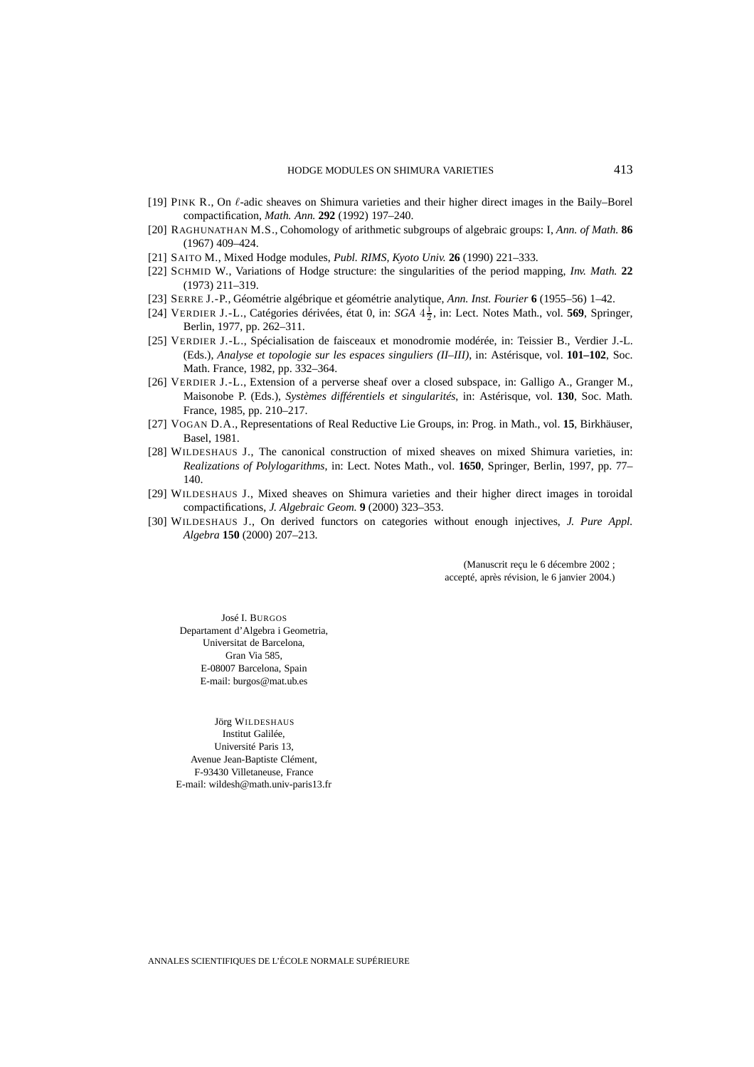[19] PINK R., On $\ell$-adic sheaves on Shimura varieties and their higher direct images in the Baily–Borel compactification, *Math. Ann.* **292** (1992) 197–240.

[20] RAGHUNATHAN M.S., Cohomology of arithmetic subgroups of algebraic groups: I, *Ann. of Math.* **86** (1967) 409–424.

[21] SAITO M., Mixed Hodge modules, *Publ. RIMS, Kyoto Univ.* **26** (1990) 221–333.

[22] SCHMID W., Variations of Hodge structure: the singularities of the period mapping, *Inv. Math.* **22** (1973) 211–319.

[23] SERRE J.-P., Géométrie algébrique et géométrie analytique, *Ann. Inst. Fourier* **6** (1955–56) 1–42.

[24] VERDIER J.-L., Catégories dérivées, état 0, in: *SGA* $4\frac{1}{2}$, in: Lect. Notes Math., vol. **569**, Springer, Berlin, 1977, pp. 262–311.

[25] VERDIER J.-L., Spécialisation de faisceaux et monodromie modérée, in: Teissier B., Verdier J.-L. (Eds.), *Analyse et topologie sur les espaces singuliers (II–III)*, in: Astérisque, vol. **101–102**, Soc. Math. France, 1982, pp. 332–364.

[26] VERDIER J.-L., Extension of a perverse sheaf over a closed subspace, in: Galligo A., Granger M., Maisonobe P. (Eds.), *Systèmes différentiels et singularités*, in: Astérisque, vol. **130**, Soc. Math. France, 1985, pp. 210–217.

[27] VOGAN D.A., Representations of Real Reductive Lie Groups, in: Prog. in Math., vol. **15**, Birkhäuser, Basel, 1981.

[28] WILDESHAUS J., The canonical construction of mixed sheaves on mixed Shimura varieties, in: *Realizations of Polylogarithms*, in: Lect. Notes Math., vol. **1650**, Springer, Berlin, 1997, pp. 77–140.

[29] WILDESHAUS J., Mixed sheaves on Shimura varieties and their higher direct images in toroidal compactifications, *J. Algebraic Geom.* **9** (2000) 323–353.

[30] WILDESHAUS J., On derived functors on categories without enough injectives, *J. Pure Appl. Algebra* **150** (2000) 207–213.

(Manuscrit reçu le 6 décembre 2002 ;
accepté, après révision, le 6 janvier 2004.)

José I. BURGOS
Departament d'Algebra i Geometria,
Universitat de Barcelona,
Gran Via 585,
E-08007 Barcelona, Spain
E-mail: burgos@mat.ub.es

Jörg WILDESHAUS
Institut Galilée,
Université Paris 13,
Avenue Jean-Baptiste Clément,
F-93430 Villetaneuse, France
E-mail: wildesh@math.univ-paris13.fr